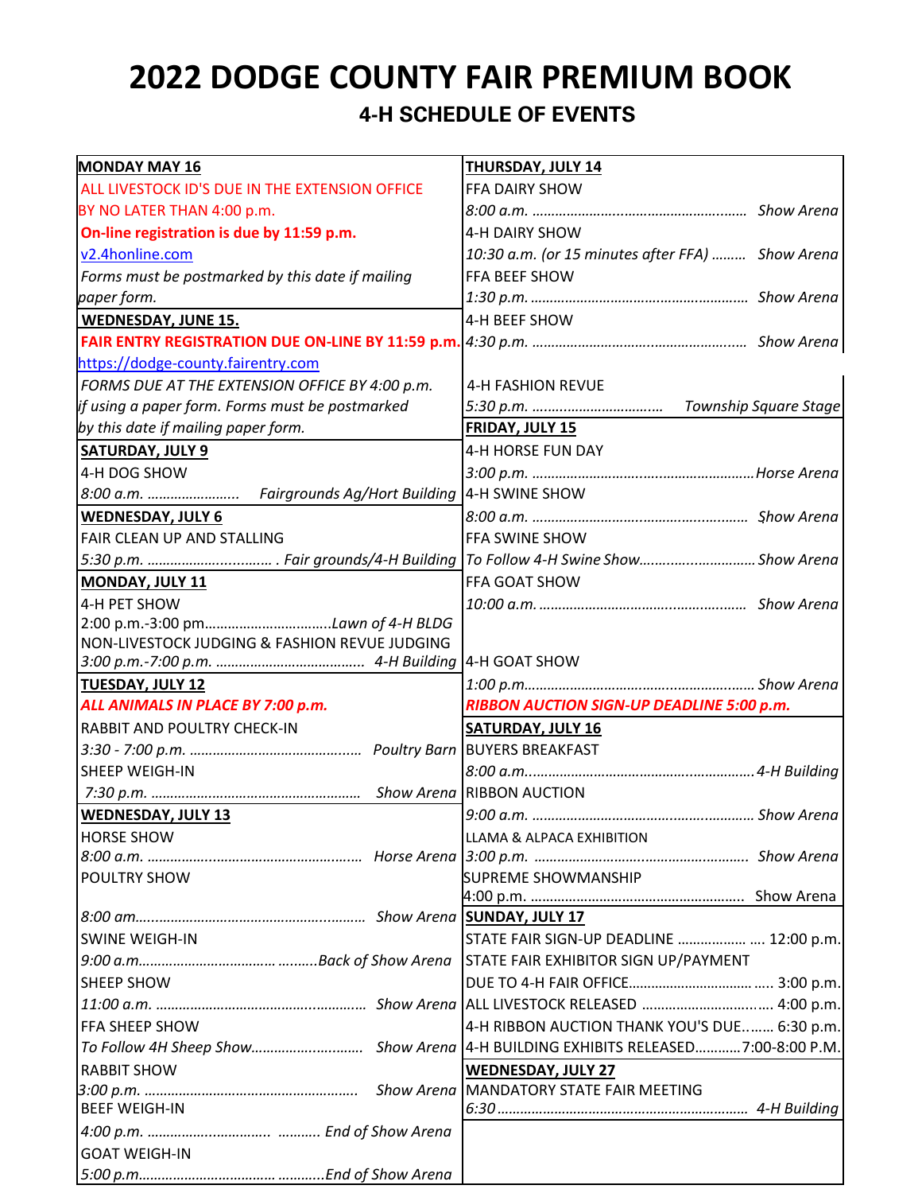# 2022 DODGE COUNTY FAIR PREMIUM BOOK

## 4-H SCHEDULE OF EVENTS

**MONDAY MAY 16**

ALL LIVESTOCK ID'S DUE IN THE EXTENSION OFFICE BY NO LATER THAN 4:00 p.m.

**On-line registration is due by 11:59 p.m.**

v2.4honline.com

*Forms must be postmarked by this date if mailing paper form.*

**WEDNESDAY, JUNE 15.**

**FAIR ENTRY REGISTRATION DUE ON-LINE BY 11:59 p.m.**

https://dodge-county.fairentry.com

*FORMS DUE AT THE EXTENSION OFFICE BY 4:00 p.m. if using a paper form. Forms must be postmarked by this date if mailing paper form.*

**SATURDAY, JULY 9**

4-H DOG SHOW
*8:00 a.m. …………………… Fairgrounds Ag/Hort Building*

**WEDNESDAY, JULY 6**

FAIR CLEAN UP AND STALLING
*5:30 p.m. …………………………. Fair grounds/4-H Building*

**MONDAY, JULY 11**

4-H PET SHOW
2:00 p.m.-3:00 pm……………………………*Lawn of 4-H BLDG*

NON-LIVESTOCK JUDGING & FASHION REVUE JUDGING
*3:00 p.m.-7:00 p.m. ………………………………… 4-H Building*

**TUESDAY, JULY 12**

***ALL ANIMALS IN PLACE BY 7:00 p.m.***

RABBIT AND POULTRY CHECK-IN
*3:30 - 7:00 p.m. ……………………………………… Poultry Barn*

SHEEP WEIGH-IN
*7:30 p.m. ……………………………………………… Show Arena*

**WEDNESDAY, JULY 13**

HORSE SHOW
*8:00 a.m. ……………………………………………… Horse Arena*

POULTRY SHOW
*8:00 am…………………………………………………… Show Arena*

SWINE WEIGH-IN
*9:00 a.m…………………………… ……..Back of Show Arena*

SHEEP SHOW
*11:00 a.m. ……………………………………………… Show Arena*

FFA SHEEP SHOW
*To Follow 4H Sheep Show……………………… Show Arena*

RABBIT SHOW
*3:00 p.m. ……………………………………………… Show Arena*

BEEF WEIGH-IN
*4:00 p.m. ………………………… ………. End of Show Arena*

GOAT WEIGH-IN
*5:00 p.m…………………………… ………..End of Show Arena*

**THURSDAY, JULY 14**

FFA DAIRY SHOW
*8:00 a.m. ………………………………………………… Show Arena*

4-H DAIRY SHOW
*10:30 a.m. (or 15 minutes after FFA) ……… Show Arena*

FFA BEEF SHOW
*1:30 p.m. ………………………………………………… Show Arena*

4-H BEEF SHOW
*4:30 p.m. ………………………………………………… Show Arena*

4-H FASHION REVUE
*5:30 p.m. …………………………… Township Square Stage*

**FRIDAY, JULY 15**

4-H HORSE FUN DAY
*3:00 p.m. ………………………………………………… Horse Arena*

4-H SWINE SHOW
*8:00 a.m. ………………………………………………… Show Arena*

FFA SWINE SHOW
*To Follow 4-H Swine Show……………………… Show Arena*

FFA GOAT SHOW
*10:00 a.m. ……………………………………………… Show Arena*

4-H GOAT SHOW
*1:00 p.m…………………………………………………… Show Arena*

***RIBBON AUCTION SIGN-UP DEADLINE 5:00 p.m.***

**SATURDAY, JULY 16**

BUYERS BREAKFAST
*8:00 a.m…………………………………………………… 4-H Building*

RIBBON AUCTION
*9:00 a.m. ………………………………………………… Show Arena*

LLAMA & ALPACA EXHIBITION
*3:00 p.m. ………………………………………………… Show Arena*

SUPREME SHOWMANSHIP
4:00 p.m. ………………………………………………… Show Arena

**SUNDAY, JULY 17**

STATE FAIR SIGN-UP DEADLINE ……………… …. 12:00 p.m.

STATE FAIR EXHIBITOR SIGN UP/PAYMENT DUE TO 4-H FAIR OFFICE…………………………… ….. 3:00 p.m.

ALL LIVESTOCK RELEASED ………………………….. 4:00 p.m.

4-H RIBBON AUCTION THANK YOU'S DUE…..… 6:30 p.m.

4-H BUILDING EXHIBITS RELEASED………… 7:00-8:00 P.M.

**WEDNESDAY, JULY 27**

MANDATORY STATE FAIR MEETING
*6:30 ………………………………………………………… 4-H Building*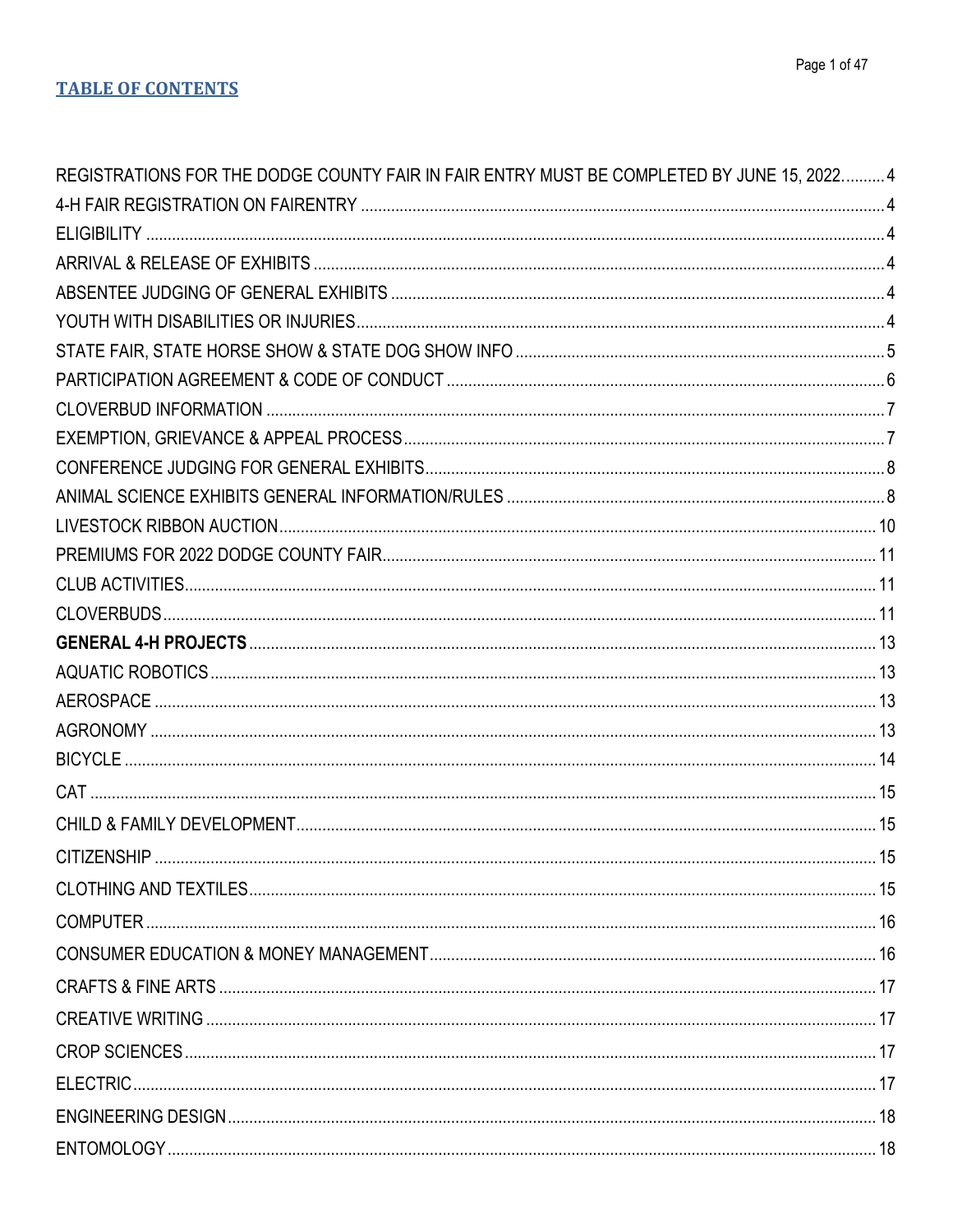## TABLE OF CONTENTS

REGISTRATIONS FOR THE DODGE COUNTY FAIR IN FAIR ENTRY MUST BE COMPLETED BY JUNE 15, 2022.......... 4
4-H FAIR REGISTRATION ON FAIRENTRY ........ 4
ELIGIBILITY ........ 4
ARRIVAL & RELEASE OF EXHIBITS ........ 4
ABSENTEE JUDGING OF GENERAL EXHIBITS ........ 4
YOUTH WITH DISABILITIES OR INJURIES........ 4
STATE FAIR, STATE HORSE SHOW & STATE DOG SHOW INFO ........ 5
PARTICIPATION AGREEMENT & CODE OF CONDUCT ........ 6
CLOVERBUD INFORMATION ........ 7
EXEMPTION, GRIEVANCE & APPEAL PROCESS........ 7
CONFERENCE JUDGING FOR GENERAL EXHIBITS........ 8
ANIMAL SCIENCE EXHIBITS GENERAL INFORMATION/RULES ........ 8
LIVESTOCK RIBBON AUCTION........ 10
PREMIUMS FOR 2022 DODGE COUNTY FAIR........ 11
CLUB ACTIVITIES........ 11
CLOVERBUDS........ 11
**GENERAL 4-H PROJECTS** ........ 13
AQUATIC ROBOTICS........ 13
AEROSPACE ........ 13
AGRONOMY ........ 13
BICYCLE ........ 14
CAT ........ 15
CHILD & FAMILY DEVELOPMENT........ 15
CITIZENSHIP ........ 15
CLOTHING AND TEXTILES........ 15
COMPUTER ........ 16
CONSUMER EDUCATION & MONEY MANAGEMENT........ 16
CRAFTS & FINE ARTS ........ 17
CREATIVE WRITING ........ 17
CROP SCIENCES........ 17
ELECTRIC........ 17
ENGINEERING DESIGN........ 18
ENTOMOLOGY........ 18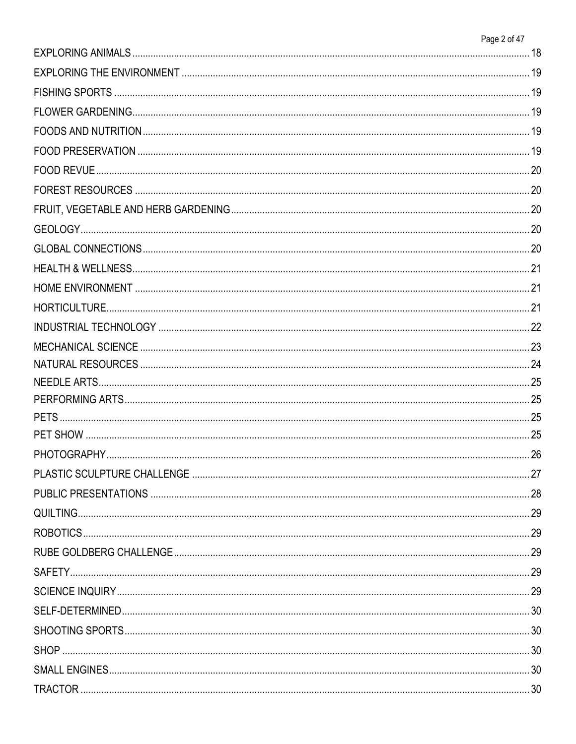EXPLORING ANIMALS ........................................................................................................................................ 18

EXPLORING THE ENVIRONMENT ..................................................................................................................... 19

FISHING SPORTS ............................................................................................................................................. 19

FLOWER GARDENING...................................................................................................................................... 19

FOODS AND NUTRITION.................................................................................................................................. 19

FOOD PRESERVATION .................................................................................................................................... 19

FOOD REVUE.................................................................................................................................................... 20

FOREST RESOURCES ..................................................................................................................................... 20

FRUIT, VEGETABLE AND HERB GARDENING................................................................................................. 20

GEOLOGY.......................................................................................................................................................... 20

GLOBAL CONNECTIONS.................................................................................................................................. 20

HEALTH & WELLNESS...................................................................................................................................... 21

HOME ENVIRONMENT ..................................................................................................................................... 21

HORTICULTURE................................................................................................................................................ 21

INDUSTRIAL TECHNOLOGY ............................................................................................................................ 22

MECHANICAL SCIENCE ................................................................................................................................... 23

NATURAL RESOURCES ................................................................................................................................... 24

NEEDLE ARTS................................................................................................................................................... 25

PERFORMING ARTS......................................................................................................................................... 25

PETS .................................................................................................................................................................. 25

PET SHOW ........................................................................................................................................................ 25

PHOTOGRAPHY................................................................................................................................................ 26

PLASTIC SCULPTURE CHALLENGE ................................................................................................................ 27

PUBLIC PRESENTATIONS ............................................................................................................................... 28

QUILTING........................................................................................................................................................... 29

ROBOTICS......................................................................................................................................................... 29

RUBE GOLDBERG CHALLENGE....................................................................................................................... 29

SAFETY.............................................................................................................................................................. 29

SCIENCE INQUIRY............................................................................................................................................ 29

SELF-DETERMINED.......................................................................................................................................... 30

SHOOTING SPORTS......................................................................................................................................... 30

SHOP ................................................................................................................................................................. 30

SMALL ENGINES............................................................................................................................................... 30

TRACTOR .......................................................................................................................................................... 30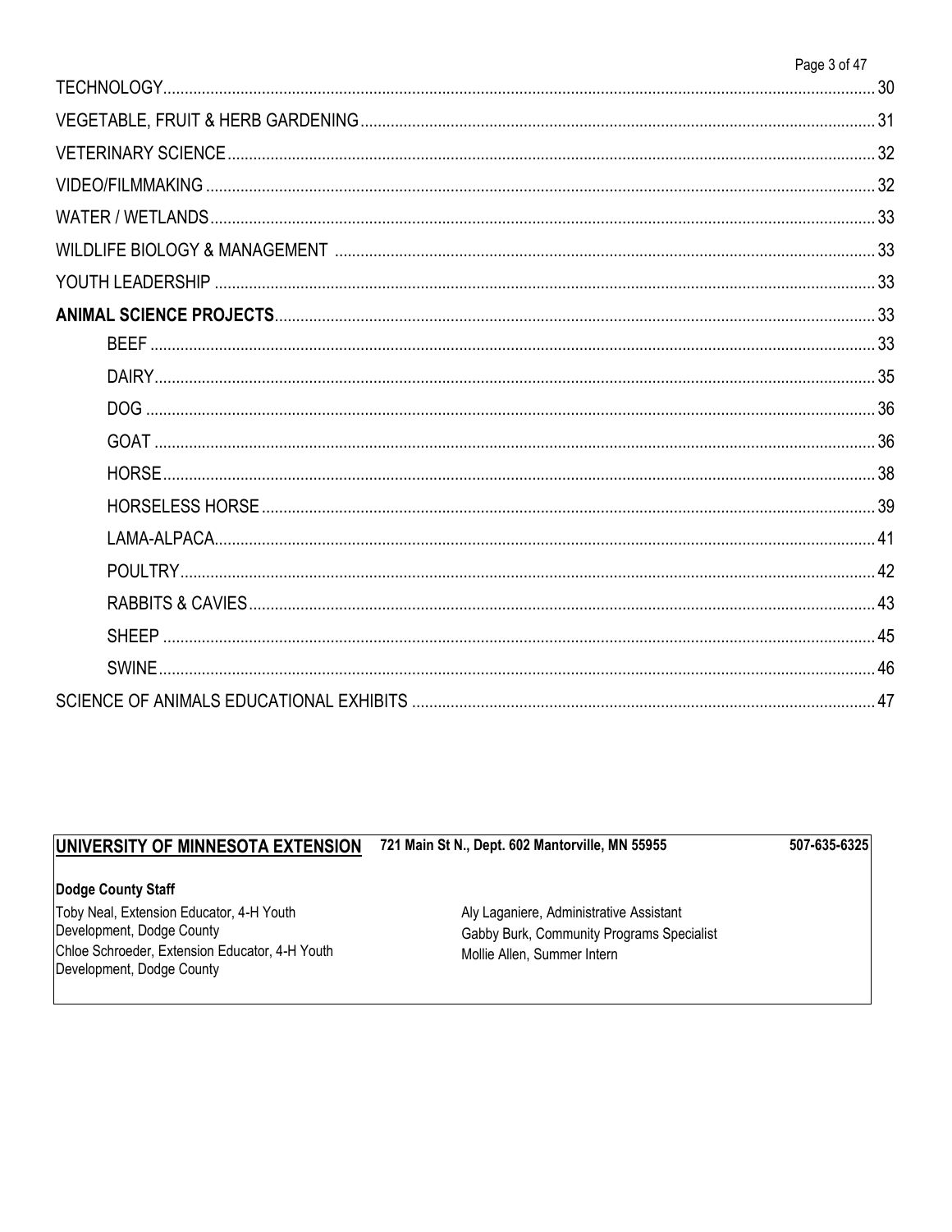TECHNOLOGY .................................................................................... 30

VEGETABLE, FRUIT & HERB GARDENING .................................................................................... 31

VETERINARY SCIENCE .................................................................................... 32

VIDEO/FILMMAKING .................................................................................... 32

WATER / WETLANDS .................................................................................... 33

WILDLIFE BIOLOGY & MANAGEMENT .................................................................................... 33

YOUTH LEADERSHIP .................................................................................... 33

**ANIMAL SCIENCE PROJECTS** .................................................................................... 33

- BEEF .................................................................................... 33
- DAIRY .................................................................................... 35
- DOG .................................................................................... 36
- GOAT .................................................................................... 36
- HORSE .................................................................................... 38
- HORSELESS HORSE .................................................................................... 39
- LAMA-ALPACA .................................................................................... 41
- POULTRY .................................................................................... 42
- RABBITS & CAVIES .................................................................................... 43
- SHEEP .................................................................................... 45
- SWINE .................................................................................... 46

SCIENCE OF ANIMALS EDUCATIONAL EXHIBITS .................................................................................... 47

**UNIVERSITY OF MINNESOTA EXTENSION** **721 Main St N., Dept. 602 Mantorville, MN 55955** **507-635-6325**

**Dodge County Staff**

Toby Neal, Extension Educator, 4-H Youth Development, Dodge County

Chloe Schroeder, Extension Educator, 4-H Youth Development, Dodge County

Aly Laganiere, Administrative Assistant

Gabby Burk, Community Programs Specialist

Mollie Allen, Summer Intern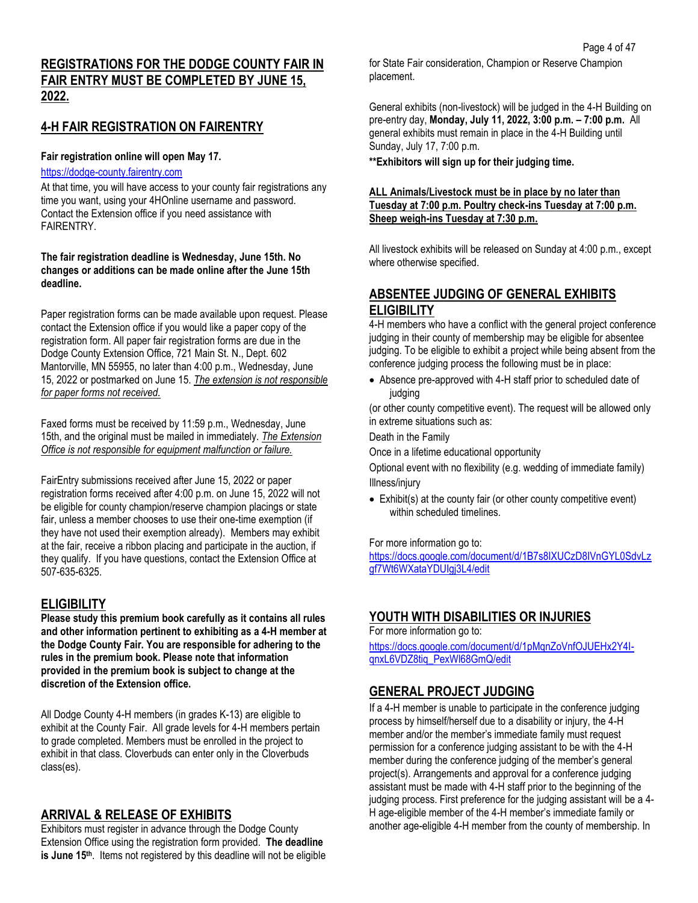## REGISTRATIONS FOR THE DODGE COUNTY FAIR IN FAIR ENTRY MUST BE COMPLETED BY JUNE 15, 2022.

## 4-H FAIR REGISTRATION ON FAIRENTRY

**Fair registration online will open May 17.**

https://dodge-county.fairentry.com

At that time, you will have access to your county fair registrations any time you want, using your 4HOnline username and password. Contact the Extension office if you need assistance with FAIRENTRY.

**The fair registration deadline is Wednesday, June 15th. No changes or additions can be made online after the June 15th deadline.**

Paper registration forms can be made available upon request. Please contact the Extension office if you would like a paper copy of the registration form. All paper fair registration forms are due in the Dodge County Extension Office, 721 Main St. N., Dept. 602 Mantorville, MN 55955, no later than 4:00 p.m., Wednesday, June 15, 2022 or postmarked on June 15. *The extension is not responsible for paper forms not received.*

Faxed forms must be received by 11:59 p.m., Wednesday, June 15th, and the original must be mailed in immediately. *The Extension Office is not responsible for equipment malfunction or failure.*

FairEntry submissions received after June 15, 2022 or paper registration forms received after 4:00 p.m. on June 15, 2022 will not be eligible for county champion/reserve champion placings or state fair, unless a member chooses to use their one-time exemption (if they have not used their exemption already). Members may exhibit at the fair, receive a ribbon placing and participate in the auction, if they qualify. If you have questions, contact the Extension Office at 507-635-6325.

## ELIGIBILITY

**Please study this premium book carefully as it contains all rules and other information pertinent to exhibiting as a 4-H member at the Dodge County Fair. You are responsible for adhering to the rules in the premium book. Please note that information provided in the premium book is subject to change at the discretion of the Extension office.**

All Dodge County 4-H members (in grades K-13) are eligible to exhibit at the County Fair. All grade levels for 4-H members pertain to grade completed. Members must be enrolled in the project to exhibit in that class. Cloverbuds can enter only in the Cloverbuds class(es).

## ARRIVAL & RELEASE OF EXHIBITS

Exhibitors must register in advance through the Dodge County Extension Office using the registration form provided. **The deadline is June 15th**. Items not registered by this deadline will not be eligible for State Fair consideration, Champion or Reserve Champion placement.

General exhibits (non-livestock) will be judged in the 4-H Building on pre-entry day, **Monday, July 11, 2022, 3:00 p.m. – 7:00 p.m.** All general exhibits must remain in place in the 4-H Building until Sunday, July 17, 7:00 p.m.

**\*\*Exhibitors will sign up for their judging time.**

**ALL Animals/Livestock must be in place by no later than Tuesday at 7:00 p.m. Poultry check-ins Tuesday at 7:00 p.m. Sheep weigh-ins Tuesday at 7:30 p.m.**

All livestock exhibits will be released on Sunday at 4:00 p.m., except where otherwise specified.

## ABSENTEE JUDGING OF GENERAL EXHIBITS ELIGIBILITY

4-H members who have a conflict with the general project conference judging in their county of membership may be eligible for absentee judging. To be eligible to exhibit a project while being absent from the conference judging process the following must be in place:

- Absence pre-approved with 4-H staff prior to scheduled date of judging

(or other county competitive event). The request will be allowed only in extreme situations such as:

Death in the Family

Once in a lifetime educational opportunity

Optional event with no flexibility (e.g. wedding of immediate family)

Illness/injury

- Exhibit(s) at the county fair (or other county competitive event) within scheduled timelines.

For more information go to:
https://docs.google.com/document/d/1B7s8IXUCzD8IVnGYL0SdvLzgf7Wt6WXataYDUIgj3L4/edit

## YOUTH WITH DISABILITIES OR INJURIES

For more information go to:
https://docs.google.com/document/d/1pMqnZoVnfOJUEHx2Y4I-qnxL6VDZ8tiq_PexWl68GmQ/edit

## GENERAL PROJECT JUDGING

If a 4-H member is unable to participate in the conference judging process by himself/herself due to a disability or injury, the 4-H member and/or the member's immediate family must request permission for a conference judging assistant to be with the 4-H member during the conference judging of the member's general project(s). Arrangements and approval for a conference judging assistant must be made with 4-H staff prior to the beginning of the judging process. First preference for the judging assistant will be a 4-H age-eligible member of the 4-H member's immediate family or another age-eligible 4-H member from the county of membership. In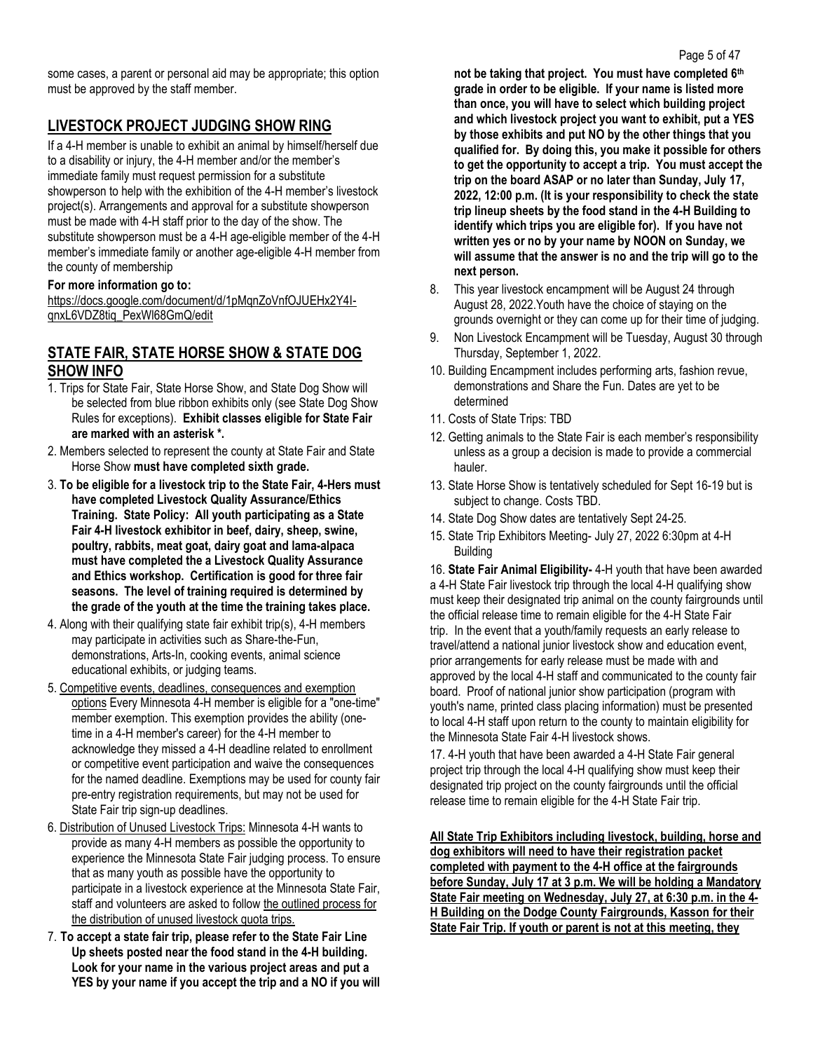some cases, a parent or personal aid may be appropriate; this option must be approved by the staff member.

## LIVESTOCK PROJECT JUDGING SHOW RING

If a 4-H member is unable to exhibit an animal by himself/herself due to a disability or injury, the 4-H member and/or the member's immediate family must request permission for a substitute showperson to help with the exhibition of the 4-H member's livestock project(s). Arrangements and approval for a substitute showperson must be made with 4-H staff prior to the day of the show. The substitute showperson must be a 4-H age-eligible member of the 4-H member's immediate family or another age-eligible 4-H member from the county of membership

**For more information go to:**
https://docs.google.com/document/d/1pMqnZoVnfOJUEHx2Y4I-qnxL6VDZ8tiq_PexWl68GmQ/edit

## STATE FAIR, STATE HORSE SHOW & STATE DOG SHOW INFO

1. Trips for State Fair, State Horse Show, and State Dog Show will be selected from blue ribbon exhibits only (see State Dog Show Rules for exceptions). **Exhibit classes eligible for State Fair are marked with an asterisk *.**
2. Members selected to represent the county at State Fair and State Horse Show **must have completed sixth grade.**
3. **To be eligible for a livestock trip to the State Fair, 4-Hers must have completed Livestock Quality Assurance/Ethics Training. State Policy: All youth participating as a State Fair 4-H livestock exhibitor in beef, dairy, sheep, swine, poultry, rabbits, meat goat, dairy goat and lama-alpaca must have completed the a Livestock Quality Assurance and Ethics workshop. Certification is good for three fair seasons. The level of training required is determined by the grade of the youth at the time the training takes place.**
4. Along with their qualifying state fair exhibit trip(s), 4-H members may participate in activities such as Share-the-Fun, demonstrations, Arts-In, cooking events, animal science educational exhibits, or judging teams.
5. Competitive events, deadlines, consequences and exemption options Every Minnesota 4-H member is eligible for a "one-time" member exemption. This exemption provides the ability (one-time in a 4-H member's career) for the 4-H member to acknowledge they missed a 4-H deadline related to enrollment or competitive event participation and waive the consequences for the named deadline. Exemptions may be used for county fair pre-entry registration requirements, but may not be used for State Fair trip sign-up deadlines.
6. Distribution of Unused Livestock Trips: Minnesota 4-H wants to provide as many 4-H members as possible the opportunity to experience the Minnesota State Fair judging process. To ensure that as many youth as possible have the opportunity to participate in a livestock experience at the Minnesota State Fair, staff and volunteers are asked to follow the outlined process for the distribution of unused livestock quota trips.
7. **To accept a state fair trip, please refer to the State Fair Line Up sheets posted near the food stand in the 4-H building. Look for your name in the various project areas and put a YES by your name if you accept the trip and a NO if you will not be taking that project. You must have completed 6th grade in order to be eligible. If your name is listed more than once, you will have to select which building project and which livestock project you want to exhibit, put a YES by those exhibits and put NO by the other things that you qualified for. By doing this, you make it possible for others to get the opportunity to accept a trip. You must accept the trip on the board ASAP or no later than Sunday, July 17, 2022, 12:00 p.m. (It is your responsibility to check the state trip lineup sheets by the food stand in the 4-H Building to identify which trips you are eligible for). If you have not written yes or no by your name by NOON on Sunday, we will assume that the answer is no and the trip will go to the next person.**
8. This year livestock encampment will be August 24 through August 28, 2022.Youth have the choice of staying on the grounds overnight or they can come up for their time of judging.
9. Non Livestock Encampment will be Tuesday, August 30 through Thursday, September 1, 2022.
10. Building Encampment includes performing arts, fashion revue, demonstrations and Share the Fun. Dates are yet to be determined
11. Costs of State Trips: TBD
12. Getting animals to the State Fair is each member's responsibility unless as a group a decision is made to provide a commercial hauler.
13. State Horse Show is tentatively scheduled for Sept 16-19 but is subject to change. Costs TBD.
14. State Dog Show dates are tentatively Sept 24-25.
15. State Trip Exhibitors Meeting- July 27, 2022 6:30pm at 4-H Building
16. **State Fair Animal Eligibility-** 4-H youth that have been awarded a 4-H State Fair livestock trip through the local 4-H qualifying show must keep their designated trip animal on the county fairgrounds until the official release time to remain eligible for the 4-H State Fair trip. In the event that a youth/family requests an early release to travel/attend a national junior livestock show and education event, prior arrangements for early release must be made with and approved by the local 4-H staff and communicated to the county fair board. Proof of national junior show participation (program with youth's name, printed class placing information) must be presented to local 4-H staff upon return to the county to maintain eligibility for the Minnesota State Fair 4-H livestock shows.
17. 4-H youth that have been awarded a 4-H State Fair general project trip through the local 4-H qualifying show must keep their designated trip project on the county fairgrounds until the official release time to remain eligible for the 4-H State Fair trip.

**All State Trip Exhibitors including livestock, building, horse and dog exhibitors will need to have their registration packet completed with payment to the 4-H office at the fairgrounds before Sunday, July 17 at 3 p.m. We will be holding a Mandatory State Fair meeting on Wednesday, July 27, at 6:30 p.m. in the 4-H Building on the Dodge County Fairgrounds, Kasson for their State Fair Trip. If youth or parent is not at this meeting, they**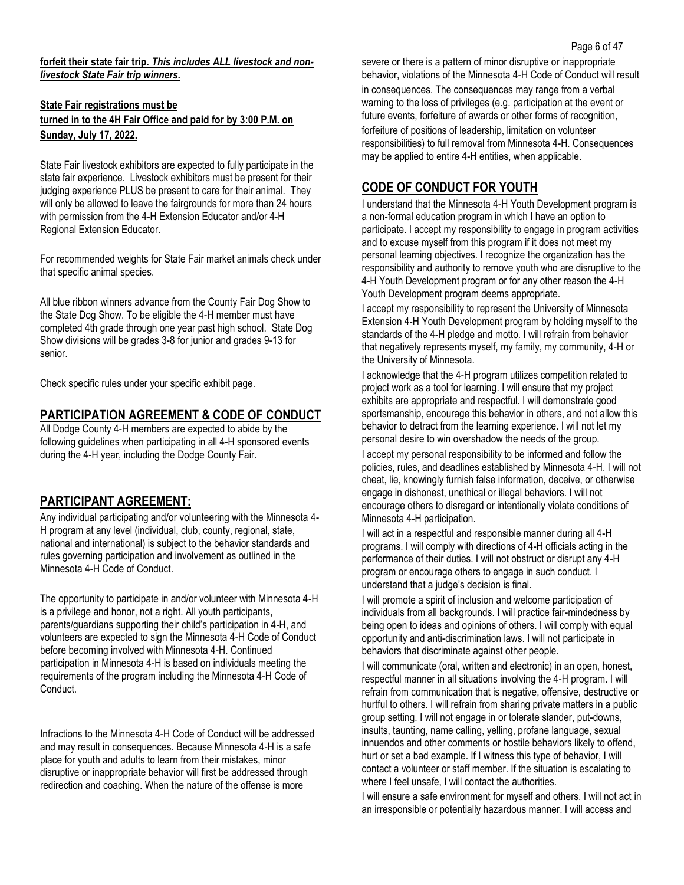**forfeit their state fair trip. *This includes ALL livestock and non-livestock State Fair trip winners.***

**State Fair registrations must be turned in to the 4H Fair Office and paid for by 3:00 P.M. on Sunday, July 17, 2022.**

State Fair livestock exhibitors are expected to fully participate in the state fair experience. Livestock exhibitors must be present for their judging experience PLUS be present to care for their animal. They will only be allowed to leave the fairgrounds for more than 24 hours with permission from the 4-H Extension Educator and/or 4-H Regional Extension Educator.

For recommended weights for State Fair market animals check under that specific animal species.

All blue ribbon winners advance from the County Fair Dog Show to the State Dog Show. To be eligible the 4-H member must have completed 4th grade through one year past high school. State Dog Show divisions will be grades 3-8 for junior and grades 9-13 for senior.

Check specific rules under your specific exhibit page.

## PARTICIPATION AGREEMENT & CODE OF CONDUCT

All Dodge County 4-H members are expected to abide by the following guidelines when participating in all 4-H sponsored events during the 4-H year, including the Dodge County Fair.

## PARTICIPANT AGREEMENT:

Any individual participating and/or volunteering with the Minnesota 4-H program at any level (individual, club, county, regional, state, national and international) is subject to the behavior standards and rules governing participation and involvement as outlined in the Minnesota 4-H Code of Conduct.

The opportunity to participate in and/or volunteer with Minnesota 4-H is a privilege and honor, not a right. All youth participants, parents/guardians supporting their child's participation in 4-H, and volunteers are expected to sign the Minnesota 4-H Code of Conduct before becoming involved with Minnesota 4-H. Continued participation in Minnesota 4-H is based on individuals meeting the requirements of the program including the Minnesota 4-H Code of Conduct.

Infractions to the Minnesota 4-H Code of Conduct will be addressed and may result in consequences. Because Minnesota 4-H is a safe place for youth and adults to learn from their mistakes, minor disruptive or inappropriate behavior will first be addressed through redirection and coaching. When the nature of the offense is more severe or there is a pattern of minor disruptive or inappropriate behavior, violations of the Minnesota 4-H Code of Conduct will result in consequences. The consequences may range from a verbal warning to the loss of privileges (e.g. participation at the event or future events, forfeiture of awards or other forms of recognition, forfeiture of positions of leadership, limitation on volunteer responsibilities) to full removal from Minnesota 4-H. Consequences may be applied to entire 4-H entities, when applicable.

## CODE OF CONDUCT FOR YOUTH

I understand that the Minnesota 4-H Youth Development program is a non-formal education program in which I have an option to participate. I accept my responsibility to engage in program activities and to excuse myself from this program if it does not meet my personal learning objectives. I recognize the organization has the responsibility and authority to remove youth who are disruptive to the 4-H Youth Development program or for any other reason the 4-H Youth Development program deems appropriate.

I accept my responsibility to represent the University of Minnesota Extension 4-H Youth Development program by holding myself to the standards of the 4-H pledge and motto. I will refrain from behavior that negatively represents myself, my family, my community, 4-H or the University of Minnesota.

I acknowledge that the 4-H program utilizes competition related to project work as a tool for learning. I will ensure that my project exhibits are appropriate and respectful. I will demonstrate good sportsmanship, encourage this behavior in others, and not allow this behavior to detract from the learning experience. I will not let my personal desire to win overshadow the needs of the group.

I accept my personal responsibility to be informed and follow the policies, rules, and deadlines established by Minnesota 4-H. I will not cheat, lie, knowingly furnish false information, deceive, or otherwise engage in dishonest, unethical or illegal behaviors. I will not encourage others to disregard or intentionally violate conditions of Minnesota 4-H participation.

I will act in a respectful and responsible manner during all 4-H programs. I will comply with directions of 4-H officials acting in the performance of their duties. I will not obstruct or disrupt any 4-H program or encourage others to engage in such conduct. I understand that a judge's decision is final.

I will promote a spirit of inclusion and welcome participation of individuals from all backgrounds. I will practice fair-mindedness by being open to ideas and opinions of others. I will comply with equal opportunity and anti-discrimination laws. I will not participate in behaviors that discriminate against other people.

I will communicate (oral, written and electronic) in an open, honest, respectful manner in all situations involving the 4-H program. I will refrain from communication that is negative, offensive, destructive or hurtful to others. I will refrain from sharing private matters in a public group setting. I will not engage in or tolerate slander, put-downs, insults, taunting, name calling, yelling, profane language, sexual innuendos and other comments or hostile behaviors likely to offend, hurt or set a bad example. If I witness this type of behavior, I will contact a volunteer or staff member. If the situation is escalating to where I feel unsafe, I will contact the authorities.

I will ensure a safe environment for myself and others. I will not act in an irresponsible or potentially hazardous manner. I will access and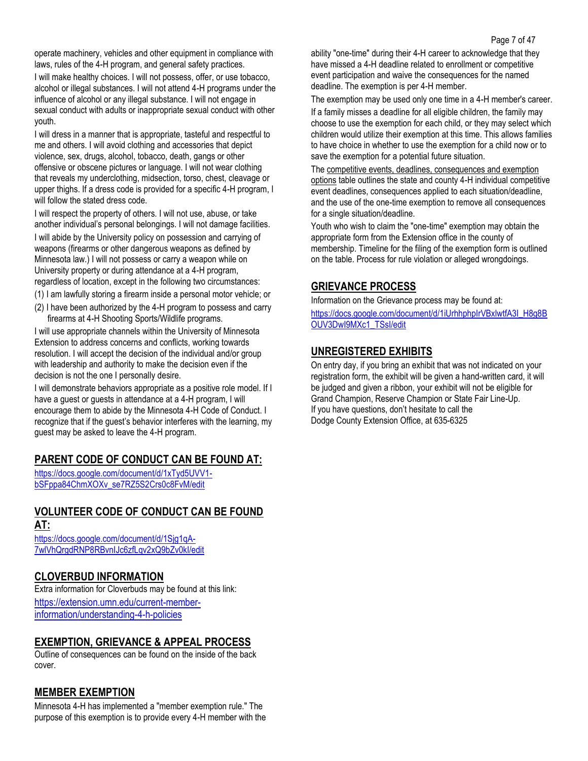operate machinery, vehicles and other equipment in compliance with laws, rules of the 4-H program, and general safety practices.

I will make healthy choices. I will not possess, offer, or use tobacco, alcohol or illegal substances. I will not attend 4-H programs under the influence of alcohol or any illegal substance. I will not engage in sexual conduct with adults or inappropriate sexual conduct with other youth.

I will dress in a manner that is appropriate, tasteful and respectful to me and others. I will avoid clothing and accessories that depict violence, sex, drugs, alcohol, tobacco, death, gangs or other offensive or obscene pictures or language. I will not wear clothing that reveals my underclothing, midsection, torso, chest, cleavage or upper thighs. If a dress code is provided for a specific 4-H program, I will follow the stated dress code.

I will respect the property of others. I will not use, abuse, or take another individual's personal belongings. I will not damage facilities.

I will abide by the University policy on possession and carrying of weapons (firearms or other dangerous weapons as defined by Minnesota law.) I will not possess or carry a weapon while on University property or during attendance at a 4-H program, regardless of location, except in the following two circumstances:

(1) I am lawfully storing a firearm inside a personal motor vehicle; or

(2) I have been authorized by the 4-H program to possess and carry firearms at 4-H Shooting Sports/Wildlife programs.

I will use appropriate channels within the University of Minnesota Extension to address concerns and conflicts, working towards resolution. I will accept the decision of the individual and/or group with leadership and authority to make the decision even if the decision is not the one I personally desire.

I will demonstrate behaviors appropriate as a positive role model. If I have a guest or guests in attendance at a 4-H program, I will encourage them to abide by the Minnesota 4-H Code of Conduct. I recognize that if the guest's behavior interferes with the learning, my guest may be asked to leave the 4-H program.

## PARENT CODE OF CONDUCT CAN BE FOUND AT:

https://docs.google.com/document/d/1xTyd5UVV1-bSFppa84ChmXOXv_se7RZ5S2Crs0c8FvM/edit

## VOLUNTEER CODE OF CONDUCT CAN BE FOUND AT:

https://docs.google.com/document/d/1Sjg1qA-7wlVhQrgdRNP8RBvnIJc6zfLqv2xQ9bZv0kI/edit

## CLOVERBUD INFORMATION

Extra information for Cloverbuds may be found at this link:
https://extension.umn.edu/current-member-information/understanding-4-h-policies

## EXEMPTION, GRIEVANCE & APPEAL PROCESS

Outline of consequences can be found on the inside of the back cover.

## MEMBER EXEMPTION

Minnesota 4-H has implemented a "member exemption rule." The purpose of this exemption is to provide every 4-H member with the ability "one-time" during their 4-H career to acknowledge that they have missed a 4-H deadline related to enrollment or competitive event participation and waive the consequences for the named deadline. The exemption is per 4-H member.

The exemption may be used only one time in a 4-H member's career.

If a family misses a deadline for all eligible children, the family may choose to use the exemption for each child, or they may select which children would utilize their exemption at this time. This allows families to have choice in whether to use the exemption for a child now or to save the exemption for a potential future situation.

The competitive events, deadlines, consequences and exemption options table outlines the state and county 4-H individual competitive event deadlines, consequences applied to each situation/deadline, and the use of the one-time exemption to remove all consequences for a single situation/deadline.

Youth who wish to claim the "one-time" exemption may obtain the appropriate form from the Extension office in the county of membership. Timeline for the filing of the exemption form is outlined on the table. Process for rule violation or alleged wrongdoings.

## GRIEVANCE PROCESS

Information on the Grievance process may be found at:
https://docs.google.com/document/d/1iUrhhphpIrVBxlwtfA3I_H8g8BOUV3DwI9MXc1_TSsI/edit

## UNREGISTERED EXHIBITS

On entry day, if you bring an exhibit that was not indicated on your registration form, the exhibit will be given a hand-written card, it will be judged and given a ribbon, your exhibit will not be eligible for Grand Champion, Reserve Champion or State Fair Line-Up.
If you have questions, don't hesitate to call the
Dodge County Extension Office, at 635-6325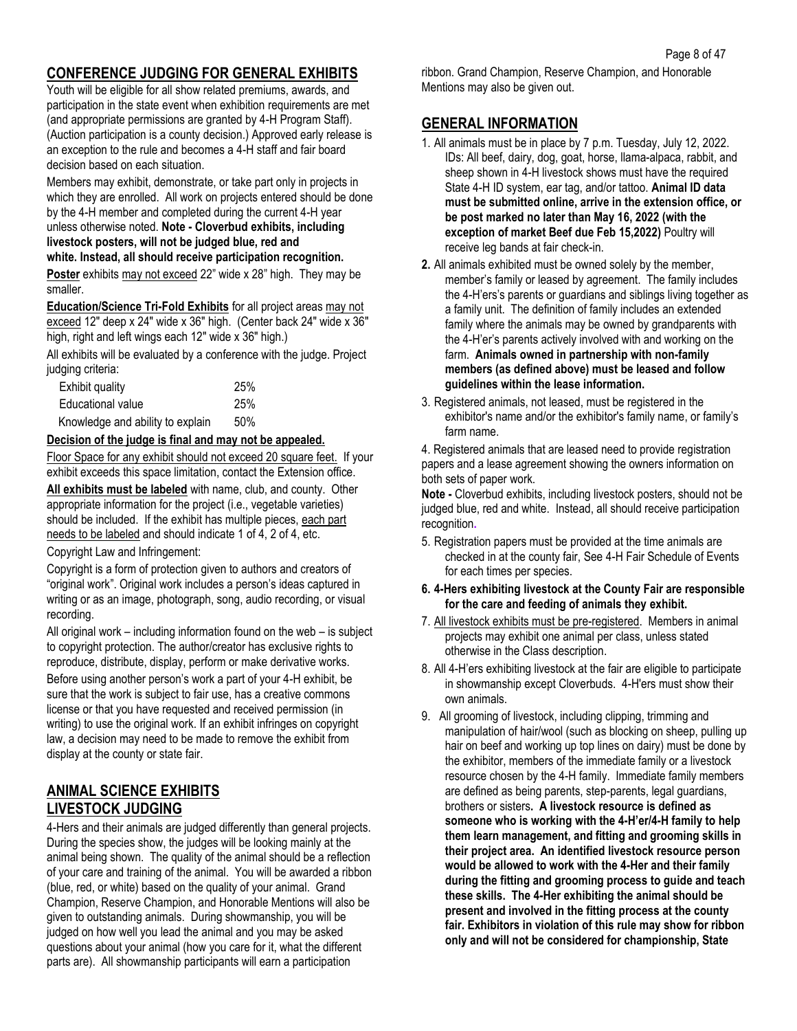## CONFERENCE JUDGING FOR GENERAL EXHIBITS

Youth will be eligible for all show related premiums, awards, and participation in the state event when exhibition requirements are met (and appropriate permissions are granted by 4-H Program Staff). (Auction participation is a county decision.) Approved early release is an exception to the rule and becomes a 4-H staff and fair board decision based on each situation.

Members may exhibit, demonstrate, or take part only in projects in which they are enrolled. All work on projects entered should be done by the 4-H member and completed during the current 4-H year unless otherwise noted. **Note - Cloverbud exhibits, including livestock posters, will not be judged blue, red and white. Instead, all should receive participation recognition.**

**Poster** exhibits may not exceed 22" wide x 28" high. They may be smaller.

**Education/Science Tri-Fold Exhibits** for all project areas may not exceed 12" deep x 24" wide x 36" high. (Center back 24" wide x 36" high, right and left wings each 12" wide x 36" high.)

All exhibits will be evaluated by a conference with the judge. Project judging criteria:

| | |
|---|---|
| Exhibit quality | 25% |
| Educational value | 25% |
| Knowledge and ability to explain | 50% |

**Decision of the judge is final and may not be appealed.**

Floor Space for any exhibit should not exceed 20 square feet. If your exhibit exceeds this space limitation, contact the Extension office.

**All exhibits must be labeled** with name, club, and county. Other appropriate information for the project (i.e., vegetable varieties) should be included. If the exhibit has multiple pieces, each part needs to be labeled and should indicate 1 of 4, 2 of 4, etc.

Copyright Law and Infringement:

Copyright is a form of protection given to authors and creators of "original work". Original work includes a person's ideas captured in writing or as an image, photograph, song, audio recording, or visual recording.

All original work – including information found on the web – is subject to copyright protection. The author/creator has exclusive rights to reproduce, distribute, display, perform or make derivative works.

Before using another person's work a part of your 4-H exhibit, be sure that the work is subject to fair use, has a creative commons license or that you have requested and received permission (in writing) to use the original work. If an exhibit infringes on copyright law, a decision may need to be made to remove the exhibit from display at the county or state fair.

## ANIMAL SCIENCE EXHIBITS LIVESTOCK JUDGING

4-Hers and their animals are judged differently than general projects. During the species show, the judges will be looking mainly at the animal being shown. The quality of the animal should be a reflection of your care and training of the animal. You will be awarded a ribbon (blue, red, or white) based on the quality of your animal. Grand Champion, Reserve Champion, and Honorable Mentions will also be given to outstanding animals. During showmanship, you will be judged on how well you lead the animal and you may be asked questions about your animal (how you care for it, what the different parts are). All showmanship participants will earn a participation ribbon. Grand Champion, Reserve Champion, and Honorable Mentions may also be given out.

## GENERAL INFORMATION

1. All animals must be in place by 7 p.m. Tuesday, July 12, 2022. IDs: All beef, dairy, dog, goat, horse, llama-alpaca, rabbit, and sheep shown in 4-H livestock shows must have the required State 4-H ID system, ear tag, and/or tattoo. **Animal ID data must be submitted online, arrive in the extension office, or be post marked no later than May 16, 2022 (with the exception of market Beef due Feb 15,2022)** Poultry will receive leg bands at fair check-in.
2. All animals exhibited must be owned solely by the member, member's family or leased by agreement. The family includes the 4-H'ers's parents or guardians and siblings living together as a family unit. The definition of family includes an extended family where the animals may be owned by grandparents with the 4-H'er's parents actively involved with and working on the farm. **Animals owned in partnership with non-family members (as defined above) must be leased and follow guidelines within the lease information.**
3. Registered animals, not leased, must be registered in the exhibitor's name and/or the exhibitor's family name, or family's farm name.
4. Registered animals that are leased need to provide registration papers and a lease agreement showing the owners information on both sets of paper work.

**Note -** Cloverbud exhibits, including livestock posters, should not be judged blue, red and white. Instead, all should receive participation recognition.

5. Registration papers must be provided at the time animals are checked in at the county fair, See 4-H Fair Schedule of Events for each times per species.
6. **4-Hers exhibiting livestock at the County Fair are responsible for the care and feeding of animals they exhibit.**
7. All livestock exhibits must be pre-registered. Members in animal projects may exhibit one animal per class, unless stated otherwise in the Class description.
8. All 4-H'ers exhibiting livestock at the fair are eligible to participate in showmanship except Cloverbuds. 4-H'ers must show their own animals.
9. All grooming of livestock, including clipping, trimming and manipulation of hair/wool (such as blocking on sheep, pulling up hair on beef and working up top lines on dairy) must be done by the exhibitor, members of the immediate family or a livestock resource chosen by the 4-H family. Immediate family members are defined as being parents, step-parents, legal guardians, brothers or sisters**. A livestock resource is defined as someone who is working with the 4-H'er/4-H family to help them learn management, and fitting and grooming skills in their project area. An identified livestock resource person would be allowed to work with the 4-Her and their family during the fitting and grooming process to guide and teach these skills. The 4-Her exhibiting the animal should be present and involved in the fitting process at the county fair. Exhibitors in violation of this rule may show for ribbon only and will not be considered for championship, State**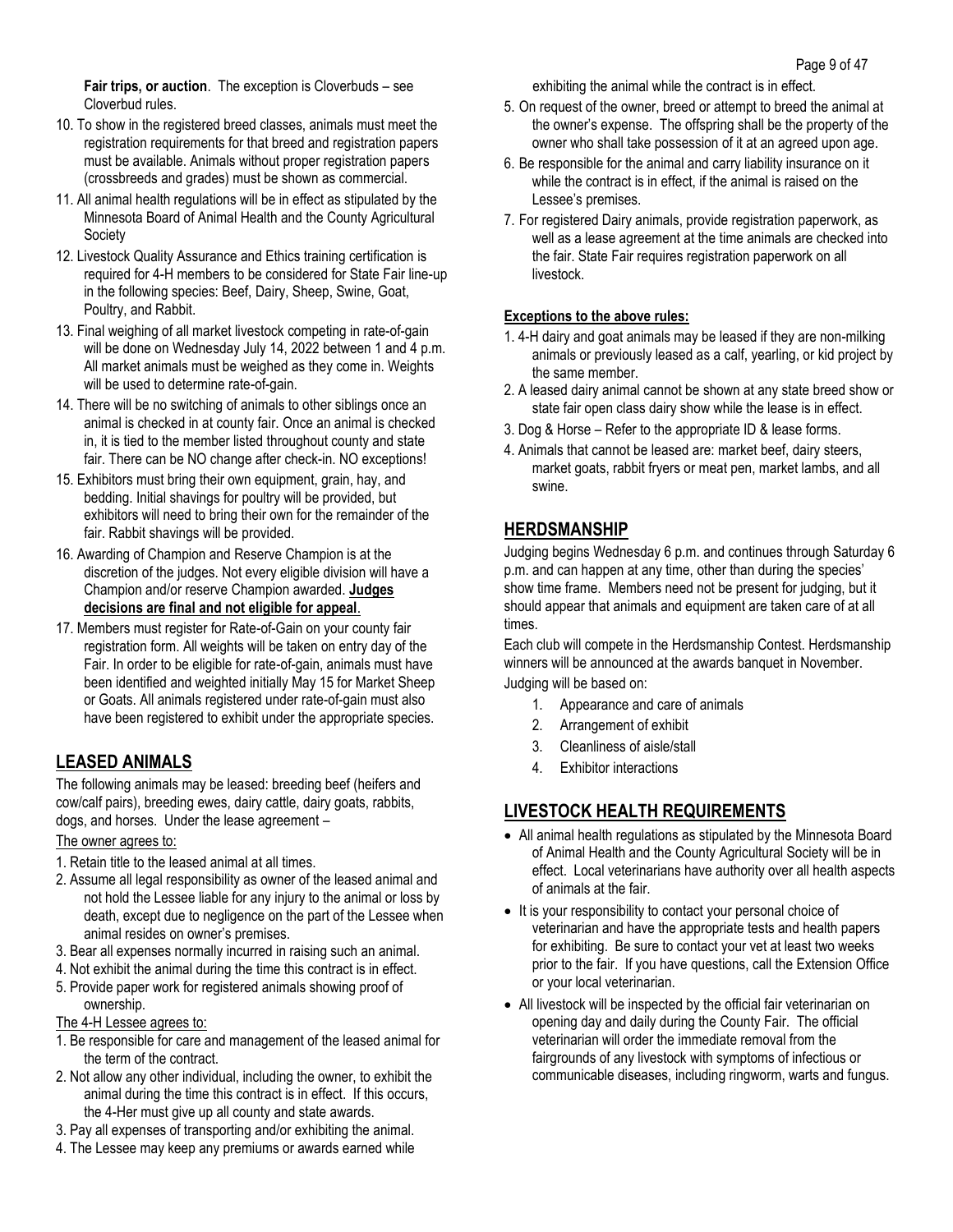**Fair trips, or auction**. The exception is Cloverbuds – see Cloverbud rules.

10. To show in the registered breed classes, animals must meet the registration requirements for that breed and registration papers must be available. Animals without proper registration papers (crossbreeds and grades) must be shown as commercial.
11. All animal health regulations will be in effect as stipulated by the Minnesota Board of Animal Health and the County Agricultural Society
12. Livestock Quality Assurance and Ethics training certification is required for 4-H members to be considered for State Fair line-up in the following species: Beef, Dairy, Sheep, Swine, Goat, Poultry, and Rabbit.
13. Final weighing of all market livestock competing in rate-of-gain will be done on Wednesday July 14, 2022 between 1 and 4 p.m. All market animals must be weighed as they come in. Weights will be used to determine rate-of-gain.
14. There will be no switching of animals to other siblings once an animal is checked in at county fair. Once an animal is checked in, it is tied to the member listed throughout county and state fair. There can be NO change after check-in. NO exceptions!
15. Exhibitors must bring their own equipment, grain, hay, and bedding. Initial shavings for poultry will be provided, but exhibitors will need to bring their own for the remainder of the fair. Rabbit shavings will be provided.
16. Awarding of Champion and Reserve Champion is at the discretion of the judges. Not every eligible division will have a Champion and/or reserve Champion awarded. **<u>Judges decisions are final and not eligible for appeal</u>**.
17. Members must register for Rate-of-Gain on your county fair registration form. All weights will be taken on entry day of the Fair. In order to be eligible for rate-of-gain, animals must have been identified and weighted initially May 15 for Market Sheep or Goats. All animals registered under rate-of-gain must also have been registered to exhibit under the appropriate species.

## LEASED ANIMALS

The following animals may be leased: breeding beef (heifers and cow/calf pairs), breeding ewes, dairy cattle, dairy goats, rabbits, dogs, and horses. Under the lease agreement –

<u>The owner agrees to:</u>

1. Retain title to the leased animal at all times.
2. Assume all legal responsibility as owner of the leased animal and not hold the Lessee liable for any injury to the animal or loss by death, except due to negligence on the part of the Lessee when animal resides on owner's premises.
3. Bear all expenses normally incurred in raising such an animal.
4. Not exhibit the animal during the time this contract is in effect.
5. Provide paper work for registered animals showing proof of ownership.

<u>The 4-H Lessee agrees to:</u>

1. Be responsible for care and management of the leased animal for the term of the contract.
2. Not allow any other individual, including the owner, to exhibit the animal during the time this contract is in effect. If this occurs, the 4-Her must give up all county and state awards.
3. Pay all expenses of transporting and/or exhibiting the animal.
4. The Lessee may keep any premiums or awards earned while exhibiting the animal while the contract is in effect.
5. On request of the owner, breed or attempt to breed the animal at the owner's expense. The offspring shall be the property of the owner who shall take possession of it at an agreed upon age.
6. Be responsible for the animal and carry liability insurance on it while the contract is in effect, if the animal is raised on the Lessee's premises.
7. For registered Dairy animals, provide registration paperwork, as well as a lease agreement at the time animals are checked into the fair. State Fair requires registration paperwork on all livestock.

**<u>Exceptions to the above rules:</u>**

1. 4-H dairy and goat animals may be leased if they are non-milking animals or previously leased as a calf, yearling, or kid project by the same member.
2. A leased dairy animal cannot be shown at any state breed show or state fair open class dairy show while the lease is in effect.
3. Dog & Horse – Refer to the appropriate ID & lease forms.
4. Animals that cannot be leased are: market beef, dairy steers, market goats, rabbit fryers or meat pen, market lambs, and all swine.

## HERDSMANSHIP

Judging begins Wednesday 6 p.m. and continues through Saturday 6 p.m. and can happen at any time, other than during the species' show time frame. Members need not be present for judging, but it should appear that animals and equipment are taken care of at all times.

Each club will compete in the Herdsmanship Contest. Herdsmanship winners will be announced at the awards banquet in November. Judging will be based on:

1. Appearance and care of animals
2. Arrangement of exhibit
3. Cleanliness of aisle/stall
4. Exhibitor interactions

## LIVESTOCK HEALTH REQUIREMENTS

- All animal health regulations as stipulated by the Minnesota Board of Animal Health and the County Agricultural Society will be in effect. Local veterinarians have authority over all health aspects of animals at the fair.
- It is your responsibility to contact your personal choice of veterinarian and have the appropriate tests and health papers for exhibiting. Be sure to contact your vet at least two weeks prior to the fair. If you have questions, call the Extension Office or your local veterinarian.
- All livestock will be inspected by the official fair veterinarian on opening day and daily during the County Fair. The official veterinarian will order the immediate removal from the fairgrounds of any livestock with symptoms of infectious or communicable diseases, including ringworm, warts and fungus.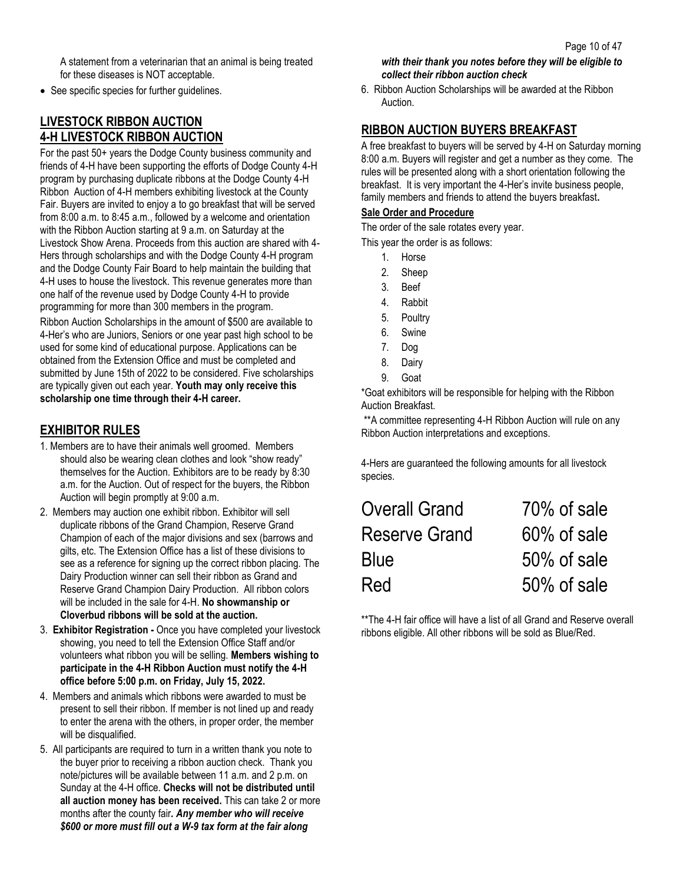A statement from a veterinarian that an animal is being treated for these diseases is NOT acceptable.

- See specific species for further guidelines.

## LIVESTOCK RIBBON AUCTION
## 4-H LIVESTOCK RIBBON AUCTION

For the past 50+ years the Dodge County business community and friends of 4-H have been supporting the efforts of Dodge County 4-H program by purchasing duplicate ribbons at the Dodge County 4-H Ribbon Auction of 4-H members exhibiting livestock at the County Fair. Buyers are invited to enjoy a to go breakfast that will be served from 8:00 a.m. to 8:45 a.m., followed by a welcome and orientation with the Ribbon Auction starting at 9 a.m. on Saturday at the Livestock Show Arena. Proceeds from this auction are shared with 4-Hers through scholarships and with the Dodge County 4-H program and the Dodge County Fair Board to help maintain the building that 4-H uses to house the livestock. This revenue generates more than one half of the revenue used by Dodge County 4-H to provide programming for more than 300 members in the program.

Ribbon Auction Scholarships in the amount of $500 are available to 4-Her's who are Juniors, Seniors or one year past high school to be used for some kind of educational purpose. Applications can be obtained from the Extension Office and must be completed and submitted by June 15th of 2022 to be considered. Five scholarships are typically given out each year. **Youth may only receive this scholarship one time through their 4-H career.**

## EXHIBITOR RULES

1. Members are to have their animals well groomed. Members should also be wearing clean clothes and look "show ready" themselves for the Auction. Exhibitors are to be ready by 8:30 a.m. for the Auction. Out of respect for the buyers, the Ribbon Auction will begin promptly at 9:00 a.m.
2. Members may auction one exhibit ribbon. Exhibitor will sell duplicate ribbons of the Grand Champion, Reserve Grand Champion of each of the major divisions and sex (barrows and gilts, etc. The Extension Office has a list of these divisions to see as a reference for signing up the correct ribbon placing. The Dairy Production winner can sell their ribbon as Grand and Reserve Grand Champion Dairy Production. All ribbon colors will be included in the sale for 4-H. **No showmanship or Cloverbud ribbons will be sold at the auction.**
3. **Exhibitor Registration -** Once you have completed your livestock showing, you need to tell the Extension Office Staff and/or volunteers what ribbon you will be selling. **Members wishing to participate in the 4-H Ribbon Auction must notify the 4-H office before 5:00 p.m. on Friday, July 15, 2022.**
4. Members and animals which ribbons were awarded to must be present to sell their ribbon. If member is not lined up and ready to enter the arena with the others, in proper order, the member will be disqualified.
5. All participants are required to turn in a written thank you note to the buyer prior to receiving a ribbon auction check. Thank you note/pictures will be available between 11 a.m. and 2 p.m. on Sunday at the 4-H office. **Checks will not be distributed until all auction money has been received.** This can take 2 or more months after the county fair. ***Any member who will receive $600 or more must fill out a W-9 tax form at the fair along with their thank you notes before they will be eligible to collect their ribbon auction check***
6. Ribbon Auction Scholarships will be awarded at the Ribbon Auction.

## RIBBON AUCTION BUYERS BREAKFAST

A free breakfast to buyers will be served by 4-H on Saturday morning 8:00 a.m. Buyers will register and get a number as they come. The rules will be presented along with a short orientation following the breakfast. It is very important the 4-Her's invite business people, family members and friends to attend the buyers breakfast**.**

### Sale Order and Procedure

The order of the sale rotates every year.

This year the order is as follows:

1. Horse
2. Sheep
3. Beef
4. Rabbit
5. Poultry
6. Swine
7. Dog
8. Dairy
9. Goat

*Goat exhibitors will be responsible for helping with the Ribbon Auction Breakfast.

**A committee representing 4-H Ribbon Auction will rule on any Ribbon Auction interpretations and exceptions.

4-Hers are guaranteed the following amounts for all livestock species.

| | |
|---|---|
| Overall Grand | 70% of sale |
| Reserve Grand | 60% of sale |
| Blue | 50% of sale |
| Red | 50% of sale |

**The 4-H fair office will have a list of all Grand and Reserve overall ribbons eligible. All other ribbons will be sold as Blue/Red.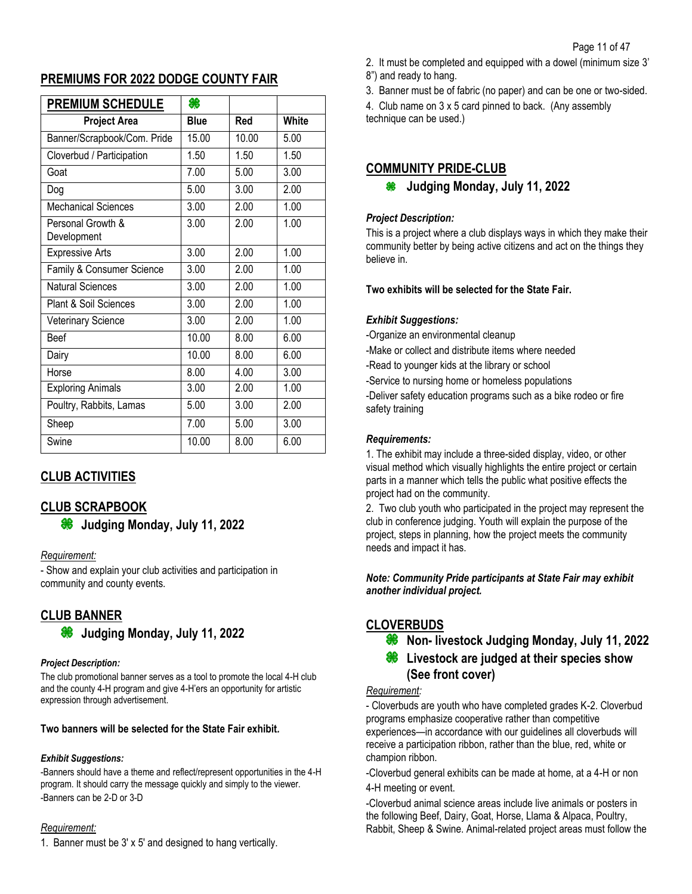## PREMIUMS FOR 2022 DODGE COUNTY FAIR

| PREMIUM SCHEDULE | ☘ | | |
|---|---|---|---|
| **Project Area** | **Blue** | **Red** | **White** |
| Banner/Scrapbook/Com. Pride | 15.00 | 10.00 | 5.00 |
| Cloverbud / Participation | 1.50 | 1.50 | 1.50 |
| Goat | 7.00 | 5.00 | 3.00 |
| Dog | 5.00 | 3.00 | 2.00 |
| Mechanical Sciences | 3.00 | 2.00 | 1.00 |
| Personal Growth & Development | 3.00 | 2.00 | 1.00 |
| Expressive Arts | 3.00 | 2.00 | 1.00 |
| Family & Consumer Science | 3.00 | 2.00 | 1.00 |
| Natural Sciences | 3.00 | 2.00 | 1.00 |
| Plant & Soil Sciences | 3.00 | 2.00 | 1.00 |
| Veterinary Science | 3.00 | 2.00 | 1.00 |
| Beef | 10.00 | 8.00 | 6.00 |
| Dairy | 10.00 | 8.00 | 6.00 |
| Horse | 8.00 | 4.00 | 3.00 |
| Exploring Animals | 3.00 | 2.00 | 1.00 |
| Poultry, Rabbits, Lamas | 5.00 | 3.00 | 2.00 |
| Sheep | 7.00 | 5.00 | 3.00 |
| Swine | 10.00 | 8.00 | 6.00 |

## CLUB ACTIVITIES

## CLUB SCRAPBOOK

### ☘ Judging Monday, July 11, 2022

*Requirement:*

- Show and explain your club activities and participation in community and county events.

## CLUB BANNER

### ☘ Judging Monday, July 11, 2022

***Project Description:***

The club promotional banner serves as a tool to promote the local 4-H club and the county 4-H program and give 4-H'ers an opportunity for artistic expression through advertisement.

**Two banners will be selected for the State Fair exhibit.**

***Exhibit Suggestions:***

-Banners should have a theme and reflect/represent opportunities in the 4-H program. It should carry the message quickly and simply to the viewer.

-Banners can be 2-D or 3-D

*Requirement:*

1. Banner must be 3' x 5' and designed to hang vertically.
2. It must be completed and equipped with a dowel (minimum size 3' 8") and ready to hang.
3. Banner must be of fabric (no paper) and can be one or two-sided.
4. Club name on 3 x 5 card pinned to back. (Any assembly technique can be used.)

## COMMUNITY PRIDE-CLUB

### ☘ Judging Monday, July 11, 2022

***Project Description:***

This is a project where a club displays ways in which they make their community better by being active citizens and act on the things they believe in.

**Two exhibits will be selected for the State Fair.**

***Exhibit Suggestions:***

-Organize an environmental cleanup

-Make or collect and distribute items where needed

-Read to younger kids at the library or school

-Service to nursing home or homeless populations

-Deliver safety education programs such as a bike rodeo or fire safety training

***Requirements:***

1. The exhibit may include a three-sided display, video, or other visual method which visually highlights the entire project or certain parts in a manner which tells the public what positive effects the project had on the community.
2. Two club youth who participated in the project may represent the club in conference judging. Youth will explain the purpose of the project, steps in planning, how the project meets the community needs and impact it has.

***Note: Community Pride participants at State Fair may exhibit another individual project.***

## CLOVERBUDS

### ☘ Non- livestock Judging Monday, July 11, 2022

### ☘ Livestock are judged at their species show (See front cover)

*Requirement:*

- Cloverbuds are youth who have completed grades K-2. Cloverbud programs emphasize cooperative rather than competitive experiences—in accordance with our guidelines all cloverbuds will receive a participation ribbon, rather than the blue, red, white or champion ribbon.

-Cloverbud general exhibits can be made at home, at a 4-H or non 4-H meeting or event.

-Cloverbud animal science areas include live animals or posters in the following Beef, Dairy, Goat, Horse, Llama & Alpaca, Poultry, Rabbit, Sheep & Swine. Animal-related project areas must follow the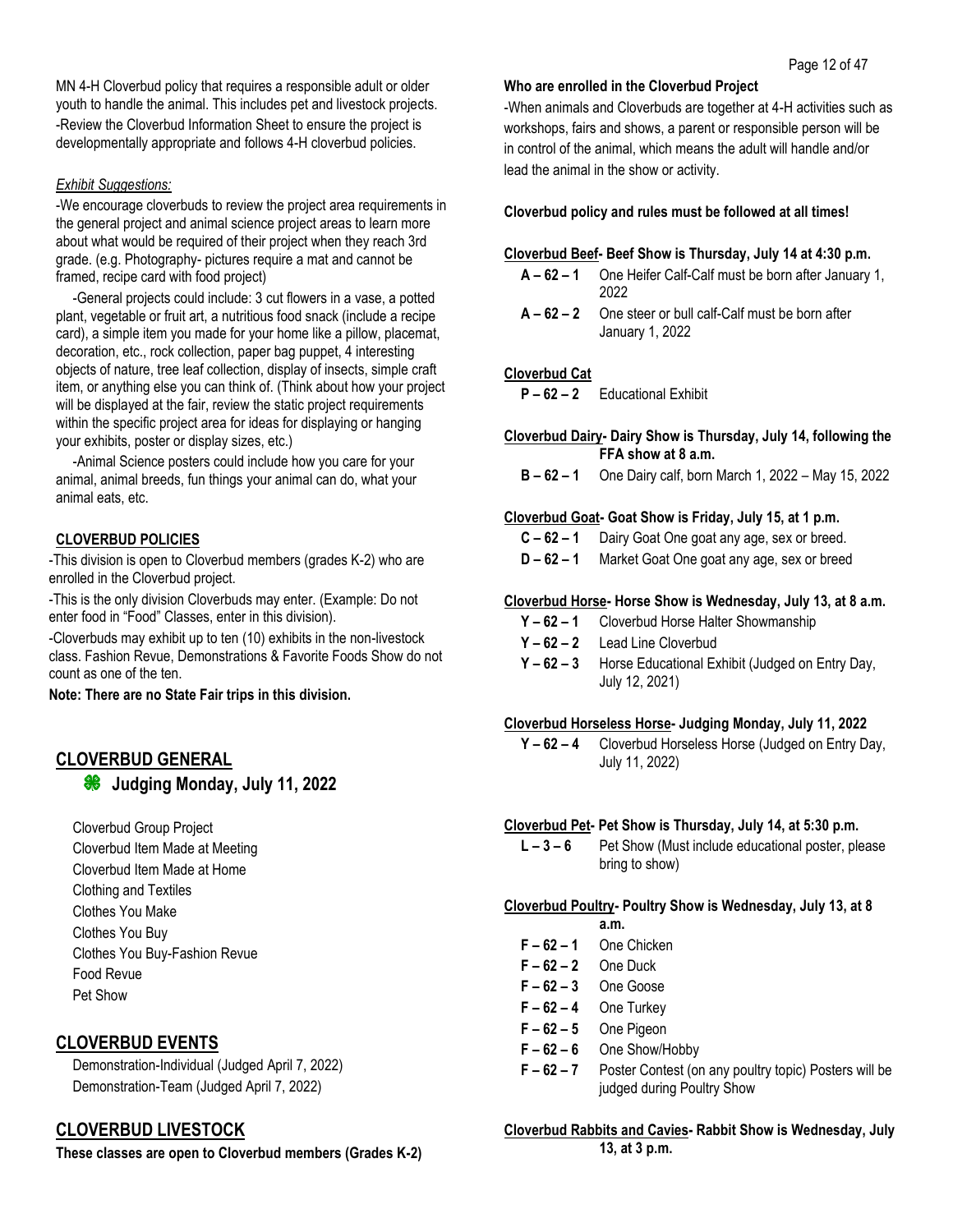MN 4-H Cloverbud policy that requires a responsible adult or older youth to handle the animal. This includes pet and livestock projects.

-Review the Cloverbud Information Sheet to ensure the project is developmentally appropriate and follows 4-H cloverbud policies.

*Exhibit Suggestions:*

-We encourage cloverbuds to review the project area requirements in the general project and animal science project areas to learn more about what would be required of their project when they reach 3rd grade. (e.g. Photography- pictures require a mat and cannot be framed, recipe card with food project)

-General projects could include: 3 cut flowers in a vase, a potted plant, vegetable or fruit art, a nutritious food snack (include a recipe card), a simple item you made for your home like a pillow, placemat, decoration, etc., rock collection, paper bag puppet, 4 interesting objects of nature, tree leaf collection, display of insects, simple craft item, or anything else you can think of. (Think about how your project will be displayed at the fair, review the static project requirements within the specific project area for ideas for displaying or hanging your exhibits, poster or display sizes, etc.)

-Animal Science posters could include how you care for your animal, animal breeds, fun things your animal can do, what your animal eats, etc.

### CLOVERBUD POLICIES

-This division is open to Cloverbud members (grades K-2) who are enrolled in the Cloverbud project.

-This is the only division Cloverbuds may enter. (Example: Do not enter food in "Food" Classes, enter in this division).

-Cloverbuds may exhibit up to ten (10) exhibits in the non-livestock class. Fashion Revue, Demonstrations & Favorite Foods Show do not count as one of the ten.

**Note: There are no State Fair trips in this division.**

## CLOVERBUD GENERAL

### Judging Monday, July 11, 2022

Cloverbud Group Project
Cloverbud Item Made at Meeting
Cloverbud Item Made at Home
Clothing and Textiles
Clothes You Make
Clothes You Buy
Clothes You Buy-Fashion Revue
Food Revue
Pet Show

## CLOVERBUD EVENTS

Demonstration-Individual (Judged April 7, 2022)
Demonstration-Team (Judged April 7, 2022)

## CLOVERBUD LIVESTOCK

**These classes are open to Cloverbud members (Grades K-2) Who are enrolled in the Cloverbud Project**

-When animals and Cloverbuds are together at 4-H activities such as workshops, fairs and shows, a parent or responsible person will be in control of the animal, which means the adult will handle and/or lead the animal in the show or activity.

**Cloverbud policy and rules must be followed at all times!**

**Cloverbud Beef- Beef Show is Thursday, July 14 at 4:30 p.m.**

**A – 62 – 1** One Heifer Calf-Calf must be born after January 1, 2022
**A – 62 – 2** One steer or bull calf-Calf must be born after January 1, 2022

**Cloverbud Cat**

**P – 62 – 2** Educational Exhibit

**Cloverbud Dairy- Dairy Show is Thursday, July 14, following the FFA show at 8 a.m.**

**B – 62 – 1** One Dairy calf, born March 1, 2022 – May 15, 2022

**Cloverbud Goat- Goat Show is Friday, July 15, at 1 p.m.**

**C – 62 – 1** Dairy Goat One goat any age, sex or breed.
**D – 62 – 1** Market Goat One goat any age, sex or breed

**Cloverbud Horse- Horse Show is Wednesday, July 13, at 8 a.m.**

**Y – 62 – 1** Cloverbud Horse Halter Showmanship
**Y – 62 – 2** Lead Line Cloverbud
**Y – 62 – 3** Horse Educational Exhibit (Judged on Entry Day, July 12, 2021)

**Cloverbud Horseless Horse- Judging Monday, July 11, 2022**

**Y – 62 – 4** Cloverbud Horseless Horse (Judged on Entry Day, July 11, 2022)

**Cloverbud Pet- Pet Show is Thursday, July 14, at 5:30 p.m.**

**L – 3 – 6** Pet Show (Must include educational poster, please bring to show)

**Cloverbud Poultry- Poultry Show is Wednesday, July 13, at 8 a.m.**

**F – 62 – 1** One Chicken
**F – 62 – 2** One Duck
**F – 62 – 3** One Goose
**F – 62 – 4** One Turkey
**F – 62 – 5** One Pigeon
**F – 62 – 6** One Show/Hobby
**F – 62 – 7** Poster Contest (on any poultry topic) Posters will be judged during Poultry Show

**Cloverbud Rabbits and Cavies- Rabbit Show is Wednesday, July 13, at 3 p.m.**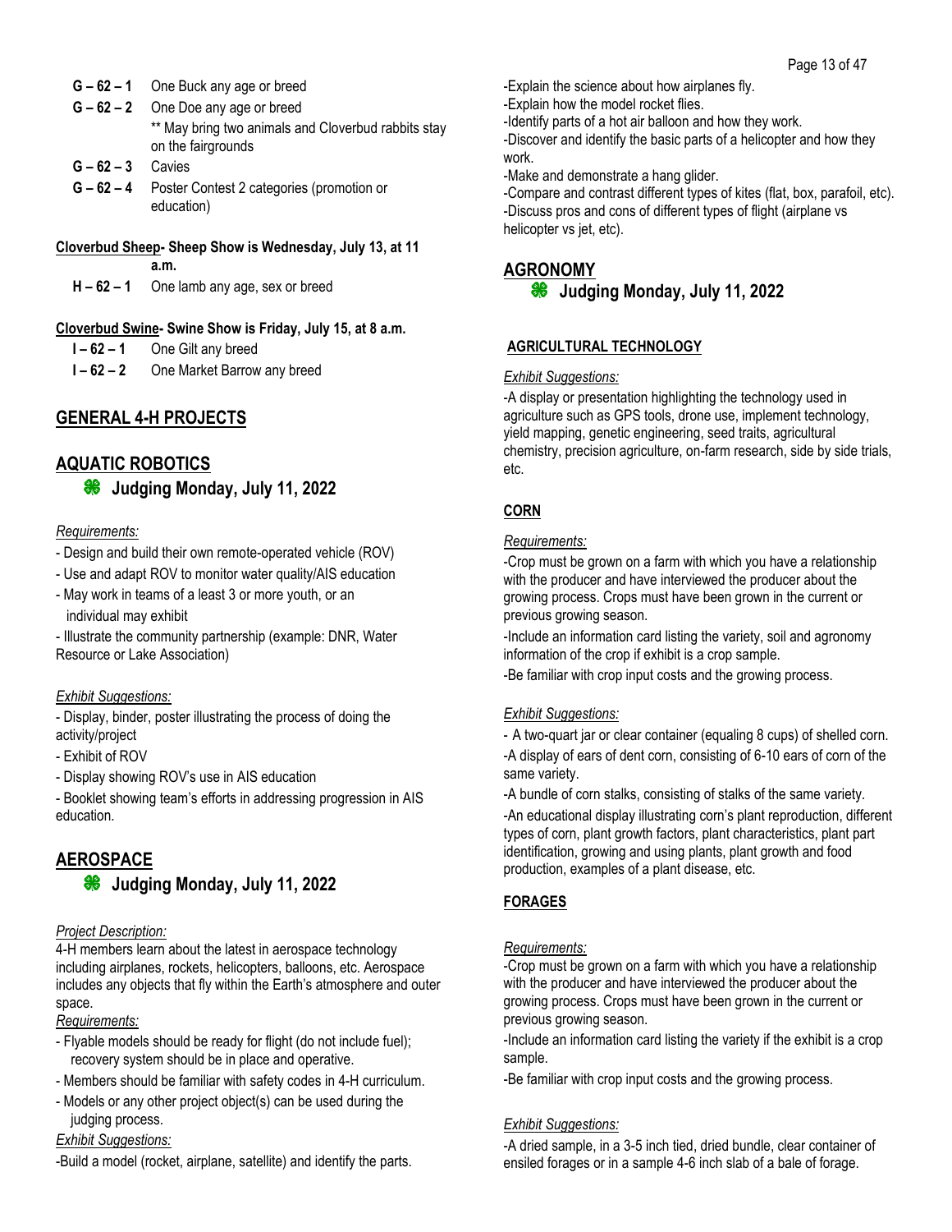**G – 62 – 1** One Buck any age or breed

**G – 62 – 2** One Doe any age or breed
** May bring two animals and Cloverbud rabbits stay on the fairgrounds

**G – 62 – 3** Cavies

**G – 62 – 4** Poster Contest 2 categories (promotion or education)

**Cloverbud Sheep- Sheep Show is Wednesday, July 13, at 11 a.m.**

**H – 62 – 1** One lamb any age, sex or breed

**Cloverbud Swine- Swine Show is Friday, July 15, at 8 a.m.**

**I – 62 – 1** One Gilt any breed

**I – 62 – 2** One Market Barrow any breed

## GENERAL 4-H PROJECTS

## AQUATIC ROBOTICS

### Judging Monday, July 11, 2022

*Requirements:*

- Design and build their own remote-operated vehicle (ROV)
- Use and adapt ROV to monitor water quality/AIS education
- May work in teams of a least 3 or more youth, or an individual may exhibit
- Illustrate the community partnership (example: DNR, Water Resource or Lake Association)

*Exhibit Suggestions:*

- Display, binder, poster illustrating the process of doing the activity/project
- Exhibit of ROV
- Display showing ROV's use in AIS education
- Booklet showing team's efforts in addressing progression in AIS education.

## AEROSPACE

### Judging Monday, July 11, 2022

*Project Description:*

4-H members learn about the latest in aerospace technology including airplanes, rockets, helicopters, balloons, etc. Aerospace includes any objects that fly within the Earth's atmosphere and outer space.

*Requirements:*

- Flyable models should be ready for flight (do not include fuel); recovery system should be in place and operative.
- Members should be familiar with safety codes in 4-H curriculum.
- Models or any other project object(s) can be used during the judging process.

*Exhibit Suggestions:*

-Build a model (rocket, airplane, satellite) and identify the parts.

-Explain the science about how airplanes fly.

-Explain how the model rocket flies.

-Identify parts of a hot air balloon and how they work.

-Discover and identify the basic parts of a helicopter and how they work.

-Make and demonstrate a hang glider.

-Compare and contrast different types of kites (flat, box, parafoil, etc).

-Discuss pros and cons of different types of flight (airplane vs helicopter vs jet, etc).

## AGRONOMY

### Judging Monday, July 11, 2022

**AGRICULTURAL TECHNOLOGY**

*Exhibit Suggestions:*

-A display or presentation highlighting the technology used in agriculture such as GPS tools, drone use, implement technology, yield mapping, genetic engineering, seed traits, agricultural chemistry, precision agriculture, on-farm research, side by side trials, etc.

**CORN**

*Requirements:*

-Crop must be grown on a farm with which you have a relationship with the producer and have interviewed the producer about the growing process. Crops must have been grown in the current or previous growing season.

-Include an information card listing the variety, soil and agronomy information of the crop if exhibit is a crop sample.

-Be familiar with crop input costs and the growing process.

*Exhibit Suggestions:*

- A two-quart jar or clear container (equaling 8 cups) of shelled corn.

-A display of ears of dent corn, consisting of 6-10 ears of corn of the same variety.

-A bundle of corn stalks, consisting of stalks of the same variety.

-An educational display illustrating corn's plant reproduction, different types of corn, plant growth factors, plant characteristics, plant part identification, growing and using plants, plant growth and food production, examples of a plant disease, etc.

**FORAGES**

*Requirements:*

-Crop must be grown on a farm with which you have a relationship with the producer and have interviewed the producer about the growing process. Crops must have been grown in the current or previous growing season.

-Include an information card listing the variety if the exhibit is a crop sample.

-Be familiar with crop input costs and the growing process.

*Exhibit Suggestions:*

-A dried sample, in a 3-5 inch tied, dried bundle, clear container of ensiled forages or in a sample 4-6 inch slab of a bale of forage.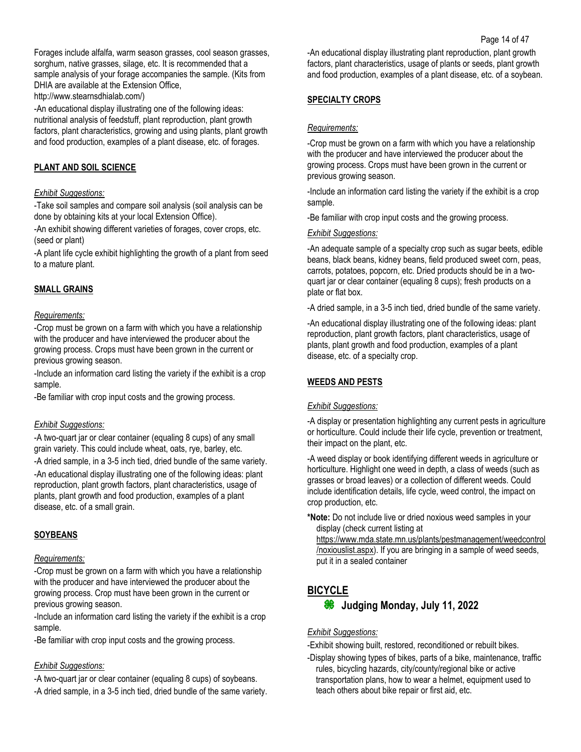Forages include alfalfa, warm season grasses, cool season grasses, sorghum, native grasses, silage, etc. It is recommended that a sample analysis of your forage accompanies the sample. (Kits from DHIA are available at the Extension Office, http://www.stearnsdhialab.com/)

-An educational display illustrating one of the following ideas: nutritional analysis of feedstuff, plant reproduction, plant growth factors, plant characteristics, growing and using plants, plant growth and food production, examples of a plant disease, etc. of forages.

### PLANT AND SOIL SCIENCE

*Exhibit Suggestions:*

-Take soil samples and compare soil analysis (soil analysis can be done by obtaining kits at your local Extension Office).

-An exhibit showing different varieties of forages, cover crops, etc. (seed or plant)

-A plant life cycle exhibit highlighting the growth of a plant from seed to a mature plant.

### SMALL GRAINS

*Requirements:*

-Crop must be grown on a farm with which you have a relationship with the producer and have interviewed the producer about the growing process. Crops must have been grown in the current or previous growing season.

-Include an information card listing the variety if the exhibit is a crop sample.

-Be familiar with crop input costs and the growing process.

*Exhibit Suggestions:*

-A two-quart jar or clear container (equaling 8 cups) of any small grain variety. This could include wheat, oats, rye, barley, etc.

-A dried sample, in a 3-5 inch tied, dried bundle of the same variety.

-An educational display illustrating one of the following ideas: plant reproduction, plant growth factors, plant characteristics, usage of plants, plant growth and food production, examples of a plant disease, etc. of a small grain.

### SOYBEANS

*Requirements:*

-Crop must be grown on a farm with which you have a relationship with the producer and have interviewed the producer about the growing process. Crop must have been grown in the current or previous growing season.

-Include an information card listing the variety if the exhibit is a crop sample.

-Be familiar with crop input costs and the growing process.

*Exhibit Suggestions:*

-A two-quart jar or clear container (equaling 8 cups) of soybeans.

-A dried sample, in a 3-5 inch tied, dried bundle of the same variety.

-An educational display illustrating plant reproduction, plant growth factors, plant characteristics, usage of plants or seeds, plant growth and food production, examples of a plant disease, etc. of a soybean.

### SPECIALTY CROPS

*Requirements:*

-Crop must be grown on a farm with which you have a relationship with the producer and have interviewed the producer about the growing process. Crops must have been grown in the current or previous growing season.

-Include an information card listing the variety if the exhibit is a crop sample.

-Be familiar with crop input costs and the growing process.

*Exhibit Suggestions:*

-An adequate sample of a specialty crop such as sugar beets, edible beans, black beans, kidney beans, field produced sweet corn, peas, carrots, potatoes, popcorn, etc. Dried products should be in a two-quart jar or clear container (equaling 8 cups); fresh products on a plate or flat box.

-A dried sample, in a 3-5 inch tied, dried bundle of the same variety.

-An educational display illustrating one of the following ideas: plant reproduction, plant growth factors, plant characteristics, usage of plants, plant growth and food production, examples of a plant disease, etc. of a specialty crop.

### WEEDS AND PESTS

*Exhibit Suggestions:*

-A display or presentation highlighting any current pests in agriculture or horticulture. Could include their life cycle, prevention or treatment, their impact on the plant, etc.

-A weed display or book identifying different weeds in agriculture or horticulture. Highlight one weed in depth, a class of weeds (such as grasses or broad leaves) or a collection of different weeds. Could include identification details, life cycle, weed control, the impact on crop production, etc.

**\*Note:** Do not include live or dried noxious weed samples in your display (check current listing at https://www.mda.state.mn.us/plants/pestmanagement/weedcontrol/noxiouslist.aspx). If you are bringing in a sample of weed seeds, put it in a sealed container

## BICYCLE

### Judging Monday, July 11, 2022

*Exhibit Suggestions:*

-Exhibit showing built, restored, reconditioned or rebuilt bikes.

-Display showing types of bikes, parts of a bike, maintenance, traffic rules, bicycling hazards, city/county/regional bike or active transportation plans, how to wear a helmet, equipment used to teach others about bike repair or first aid, etc.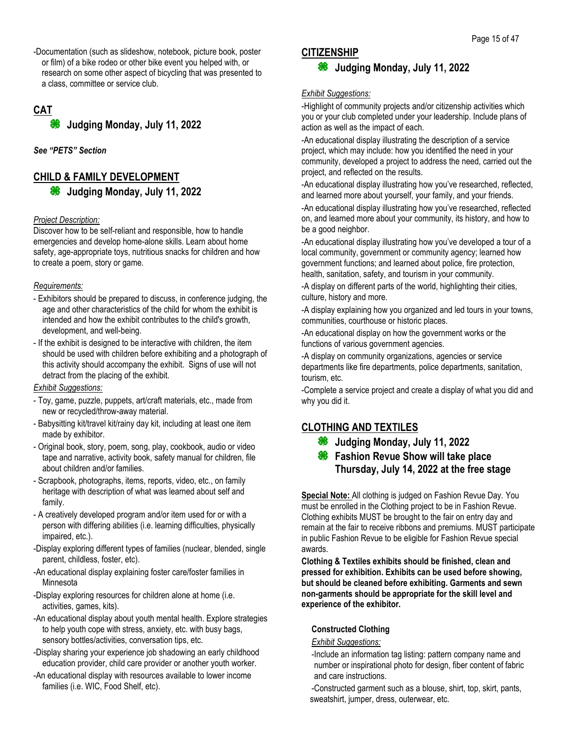-Documentation (such as slideshow, notebook, picture book, poster or film) of a bike rodeo or other bike event you helped with, or research on some other aspect of bicycling that was presented to a class, committee or service club.

## CAT

### Judging Monday, July 11, 2022

***See "PETS" Section***

## CHILD & FAMILY DEVELOPMENT

### Judging Monday, July 11, 2022

*Project Description:*

Discover how to be self-reliant and responsible, how to handle emergencies and develop home-alone skills. Learn about home safety, age-appropriate toys, nutritious snacks for children and how to create a poem, story or game.

*Requirements:*

- Exhibitors should be prepared to discuss, in conference judging, the age and other characteristics of the child for whom the exhibit is intended and how the exhibit contributes to the child's growth, development, and well-being.
- If the exhibit is designed to be interactive with children, the item should be used with children before exhibiting and a photograph of this activity should accompany the exhibit. Signs of use will not detract from the placing of the exhibit.

*Exhibit Suggestions:*

- Toy, game, puzzle, puppets, art/craft materials, etc., made from new or recycled/throw-away material.
- Babysitting kit/travel kit/rainy day kit, including at least one item made by exhibitor.
- Original book, story, poem, song, play, cookbook, audio or video tape and narrative, activity book, safety manual for children, file about children and/or families.
- Scrapbook, photographs, items, reports, video, etc., on family heritage with description of what was learned about self and family.
- A creatively developed program and/or item used for or with a person with differing abilities (i.e. learning difficulties, physically impaired, etc.).

-Display exploring different types of families (nuclear, blended, single parent, childless, foster, etc).

-An educational display explaining foster care/foster families in Minnesota

-Display exploring resources for children alone at home (i.e. activities, games, kits).

-An educational display about youth mental health. Explore strategies to help youth cope with stress, anxiety, etc. with busy bags, sensory bottles/activities, conversation tips, etc.

-Display sharing your experience job shadowing an early childhood education provider, child care provider or another youth worker.

-An educational display with resources available to lower income families (i.e. WIC, Food Shelf, etc).

## CITIZENSHIP

### Judging Monday, July 11, 2022

*Exhibit Suggestions:*

-Highlight of community projects and/or citizenship activities which you or your club completed under your leadership. Include plans of action as well as the impact of each.

-An educational display illustrating the description of a service project, which may include: how you identified the need in your community, developed a project to address the need, carried out the project, and reflected on the results.

-An educational display illustrating how you've researched, reflected, and learned more about yourself, your family, and your friends.

-An educational display illustrating how you've researched, reflected on, and learned more about your community, its history, and how to be a good neighbor.

-An educational display illustrating how you've developed a tour of a local community, government or community agency; learned how government functions; and learned about police, fire protection, health, sanitation, safety, and tourism in your community.

-A display on different parts of the world, highlighting their cities, culture, history and more.

-A display explaining how you organized and led tours in your towns, communities, courthouse or historic places.

-An educational display on how the government works or the functions of various government agencies.

-A display on community organizations, agencies or service departments like fire departments, police departments, sanitation, tourism, etc.

-Complete a service project and create a display of what you did and why you did it.

## CLOTHING AND TEXTILES

### Judging Monday, July 11, 2022

### Fashion Revue Show will take place Thursday, July 14, 2022 at the free stage

**Special Note:** All clothing is judged on Fashion Revue Day. You must be enrolled in the Clothing project to be in Fashion Revue. Clothing exhibits MUST be brought to the fair on entry day and remain at the fair to receive ribbons and premiums. MUST participate in public Fashion Revue to be eligible for Fashion Revue special awards.

**Clothing & Textiles exhibits should be finished, clean and pressed for exhibition. Exhibits can be used before showing, but should be cleaned before exhibiting. Garments and sewn non-garments should be appropriate for the skill level and experience of the exhibitor.**

**Constructed Clothing**

*Exhibit Suggestions:*

-Include an information tag listing: pattern company name and number or inspirational photo for design, fiber content of fabric and care instructions.

-Constructed garment such as a blouse, shirt, top, skirt, pants, sweatshirt, jumper, dress, outerwear, etc.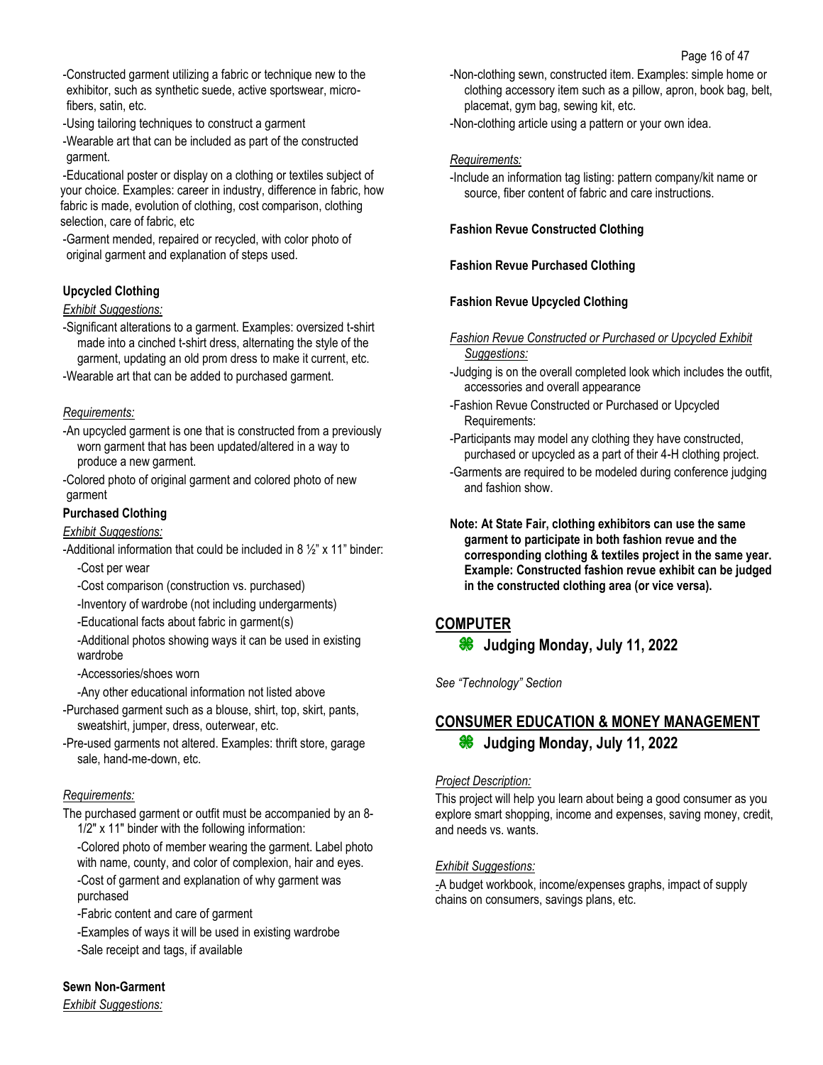-Constructed garment utilizing a fabric or technique new to the exhibitor, such as synthetic suede, active sportswear, micro-fibers, satin, etc.

-Using tailoring techniques to construct a garment

-Wearable art that can be included as part of the constructed garment.

-Educational poster or display on a clothing or textiles subject of your choice. Examples: career in industry, difference in fabric, how fabric is made, evolution of clothing, cost comparison, clothing selection, care of fabric, etc

-Garment mended, repaired or recycled, with color photo of original garment and explanation of steps used.

**Upcycled Clothing**

*Exhibit Suggestions:*

-Significant alterations to a garment. Examples: oversized t-shirt made into a cinched t-shirt dress, alternating the style of the garment, updating an old prom dress to make it current, etc.

-Wearable art that can be added to purchased garment.

*Requirements:*

-An upcycled garment is one that is constructed from a previously worn garment that has been updated/altered in a way to produce a new garment.

-Colored photo of original garment and colored photo of new garment

**Purchased Clothing**

*Exhibit Suggestions:*

-Additional information that could be included in 8 ½" x 11" binder:

- -Cost per wear
- -Cost comparison (construction vs. purchased)
- -Inventory of wardrobe (not including undergarments)
- -Educational facts about fabric in garment(s)
- -Additional photos showing ways it can be used in existing wardrobe
- -Accessories/shoes worn
- -Any other educational information not listed above

-Purchased garment such as a blouse, shirt, top, skirt, pants, sweatshirt, jumper, dress, outerwear, etc.

-Pre-used garments not altered. Examples: thrift store, garage sale, hand-me-down, etc.

*Requirements:*

The purchased garment or outfit must be accompanied by an 8-1/2" x 11" binder with the following information:

- -Colored photo of member wearing the garment. Label photo with name, county, and color of complexion, hair and eyes.
- -Cost of garment and explanation of why garment was purchased
- -Fabric content and care of garment
- -Examples of ways it will be used in existing wardrobe
- -Sale receipt and tags, if available

**Sewn Non-Garment**

*Exhibit Suggestions:*

-Non-clothing sewn, constructed item. Examples: simple home or clothing accessory item such as a pillow, apron, book bag, belt, placemat, gym bag, sewing kit, etc.

-Non-clothing article using a pattern or your own idea.

*Requirements:*

-Include an information tag listing: pattern company/kit name or source, fiber content of fabric and care instructions.

**Fashion Revue Constructed Clothing**

**Fashion Revue Purchased Clothing**

**Fashion Revue Upcycled Clothing**

*Fashion Revue Constructed or Purchased or Upcycled Exhibit Suggestions:*

-Judging is on the overall completed look which includes the outfit, accessories and overall appearance

-Fashion Revue Constructed or Purchased or Upcycled Requirements:

-Participants may model any clothing they have constructed, purchased or upcycled as a part of their 4-H clothing project.

-Garments are required to be modeled during conference judging and fashion show.

**Note: At State Fair, clothing exhibitors can use the same garment to participate in both fashion revue and the corresponding clothing & textiles project in the same year. Example: Constructed fashion revue exhibit can be judged in the constructed clothing area (or vice versa).**

## COMPUTER

### Judging Monday, July 11, 2022

*See "Technology" Section*

## CONSUMER EDUCATION & MONEY MANAGEMENT

### Judging Monday, July 11, 2022

*Project Description:*

This project will help you learn about being a good consumer as you explore smart shopping, income and expenses, saving money, credit, and needs vs. wants.

*Exhibit Suggestions:*

-A budget workbook, income/expenses graphs, impact of supply chains on consumers, savings plans, etc.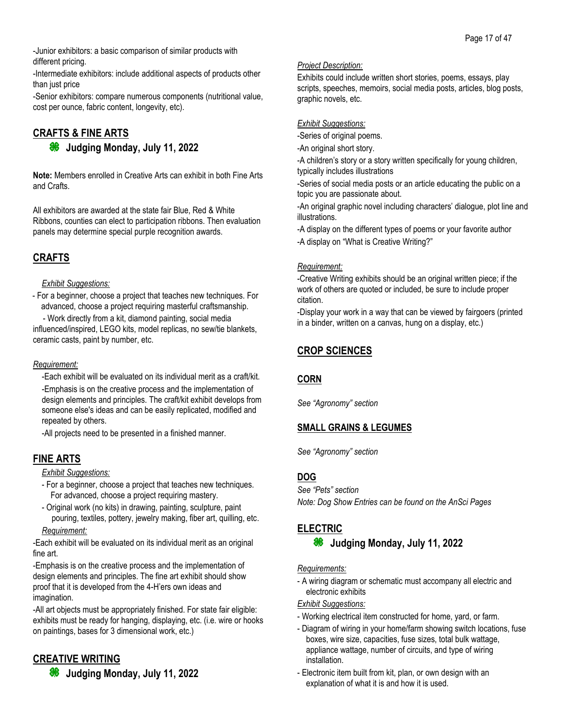-Junior exhibitors: a basic comparison of similar products with different pricing.

-Intermediate exhibitors: include additional aspects of products other than just price

-Senior exhibitors: compare numerous components (nutritional value, cost per ounce, fabric content, longevity, etc).

## CRAFTS & FINE ARTS

### Judging Monday, July 11, 2022

**Note:** Members enrolled in Creative Arts can exhibit in both Fine Arts and Crafts.

All exhibitors are awarded at the state fair Blue, Red & White Ribbons, counties can elect to participation ribbons. Then evaluation panels may determine special purple recognition awards.

## CRAFTS

*Exhibit Suggestions:*

- For a beginner, choose a project that teaches new techniques. For advanced, choose a project requiring masterful craftsmanship.
- Work directly from a kit, diamond painting, social media influenced/inspired, LEGO kits, model replicas, no sew/tie blankets, ceramic casts, paint by number, etc.

*Requirement:*

-Each exhibit will be evaluated on its individual merit as a craft/kit.

-Emphasis is on the creative process and the implementation of design elements and principles. The craft/kit exhibit develops from someone else's ideas and can be easily replicated, modified and repeated by others.

-All projects need to be presented in a finished manner.

## FINE ARTS

*Exhibit Suggestions:*

- For a beginner, choose a project that teaches new techniques. For advanced, choose a project requiring mastery.
- Original work (no kits) in drawing, painting, sculpture, paint pouring, textiles, pottery, jewelry making, fiber art, quilling, etc.

*Requirement:*

-Each exhibit will be evaluated on its individual merit as an original fine art.

-Emphasis is on the creative process and the implementation of design elements and principles. The fine art exhibit should show proof that it is developed from the 4-H'ers own ideas and imagination.

-All art objects must be appropriately finished. For state fair eligible: exhibits must be ready for hanging, displaying, etc. (i.e. wire or hooks on paintings, bases for 3 dimensional work, etc.)

## CREATIVE WRITING

### Judging Monday, July 11, 2022

*Project Description:*

Exhibits could include written short stories, poems, essays, play scripts, speeches, memoirs, social media posts, articles, blog posts, graphic novels, etc.

*Exhibit Suggestions:*

-Series of original poems.

-An original short story.

-A children's story or a story written specifically for young children, typically includes illustrations

-Series of social media posts or an article educating the public on a topic you are passionate about.

-An original graphic novel including characters' dialogue, plot line and illustrations.

-A display on the different types of poems or your favorite author

-A display on "What is Creative Writing?"

*Requirement:*

-Creative Writing exhibits should be an original written piece; if the work of others are quoted or included, be sure to include proper citation.

-Display your work in a way that can be viewed by fairgoers (printed in a binder, written on a canvas, hung on a display, etc.)

## CROP SCIENCES

### CORN

*See "Agronomy" section*

### SMALL GRAINS & LEGUMES

*See "Agronomy" section*

## DOG

*See "Pets" section*

*Note: Dog Show Entries can be found on the AnSci Pages*

## ELECTRIC

### Judging Monday, July 11, 2022

*Requirements:*

- A wiring diagram or schematic must accompany all electric and electronic exhibits

*Exhibit Suggestions:*

- Working electrical item constructed for home, yard, or farm.
- Diagram of wiring in your home/farm showing switch locations, fuse boxes, wire size, capacities, fuse sizes, total bulk wattage, appliance wattage, number of circuits, and type of wiring installation.
- Electronic item built from kit, plan, or own design with an explanation of what it is and how it is used.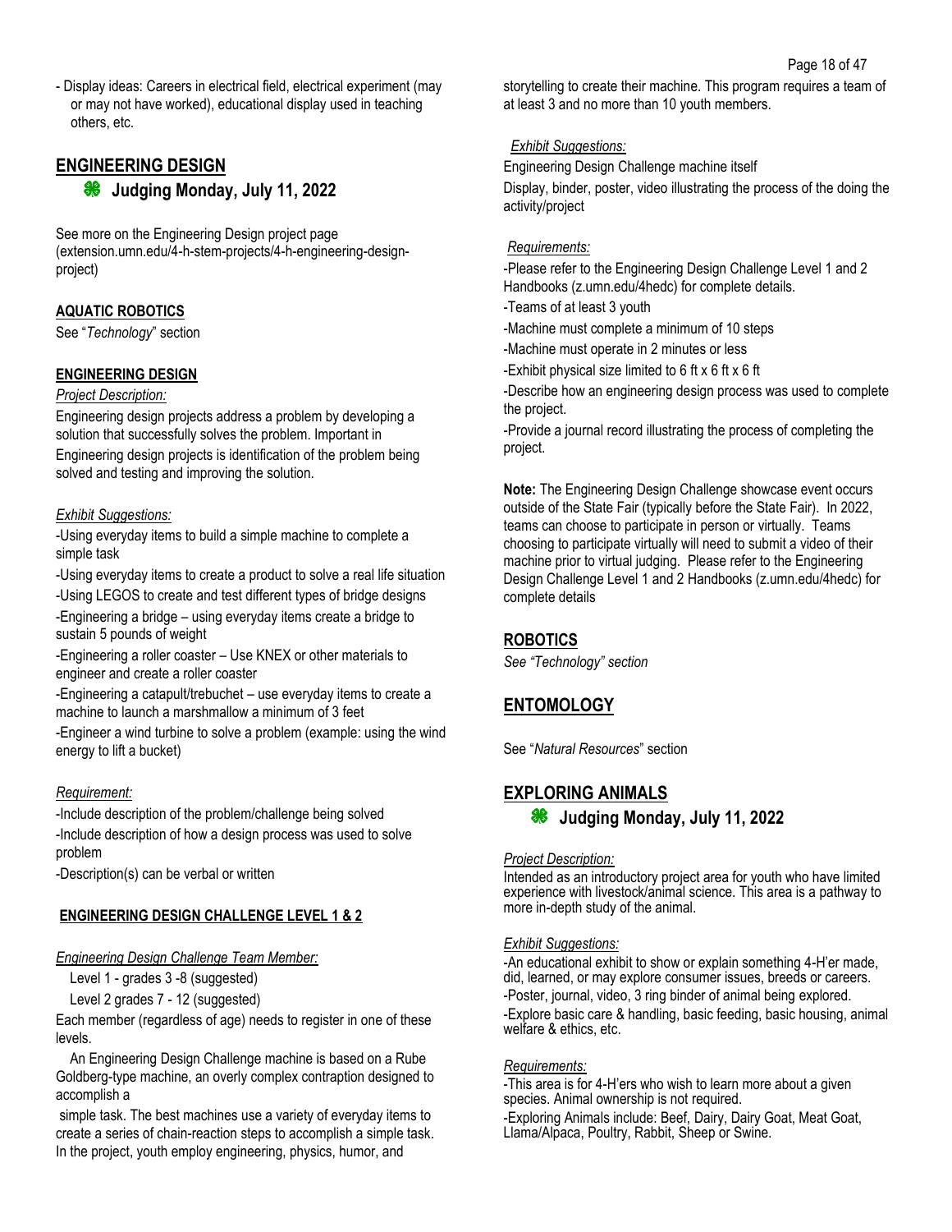- Display ideas: Careers in electrical field, electrical experiment (may or may not have worked), educational display used in teaching others, etc.

## ENGINEERING DESIGN

### Judging Monday, July 11, 2022

See more on the Engineering Design project page (extension.umn.edu/4-h-stem-projects/4-h-engineering-design-project)

### AQUATIC ROBOTICS

See "*Technology*" section

### ENGINEERING DESIGN

*Project Description:*

Engineering design projects address a problem by developing a solution that successfully solves the problem. Important in Engineering design projects is identification of the problem being solved and testing and improving the solution.

*Exhibit Suggestions:*

-Using everyday items to build a simple machine to complete a simple task

-Using everyday items to create a product to solve a real life situation

-Using LEGOS to create and test different types of bridge designs

-Engineering a bridge – using everyday items create a bridge to sustain 5 pounds of weight

-Engineering a roller coaster – Use KNEX or other materials to engineer and create a roller coaster

-Engineering a catapult/trebuchet – use everyday items to create a machine to launch a marshmallow a minimum of 3 feet

-Engineer a wind turbine to solve a problem (example: using the wind energy to lift a bucket)

*Requirement:*

-Include description of the problem/challenge being solved

-Include description of how a design process was used to solve problem

-Description(s) can be verbal or written

### ENGINEERING DESIGN CHALLENGE LEVEL 1 & 2

*Engineering Design Challenge Team Member:*

Level 1 - grades 3 -8 (suggested)

Level 2 grades 7 - 12 (suggested)

Each member (regardless of age) needs to register in one of these levels.

An Engineering Design Challenge machine is based on a Rube Goldberg-type machine, an overly complex contraption designed to accomplish a simple task. The best machines use a variety of everyday items to create a series of chain-reaction steps to accomplish a simple task. In the project, youth employ engineering, physics, humor, and storytelling to create their machine. This program requires a team of at least 3 and no more than 10 youth members.

*Exhibit Suggestions:*

Engineering Design Challenge machine itself

Display, binder, poster, video illustrating the process of the doing the activity/project

*Requirements:*

-Please refer to the Engineering Design Challenge Level 1 and 2 Handbooks (z.umn.edu/4hedc) for complete details.

-Teams of at least 3 youth

-Machine must complete a minimum of 10 steps

-Machine must operate in 2 minutes or less

-Exhibit physical size limited to 6 ft x 6 ft x 6 ft

-Describe how an engineering design process was used to complete the project.

-Provide a journal record illustrating the process of completing the project.

**Note:** The Engineering Design Challenge showcase event occurs outside of the State Fair (typically before the State Fair). In 2022, teams can choose to participate in person or virtually. Teams choosing to participate virtually will need to submit a video of their machine prior to virtual judging. Please refer to the Engineering Design Challenge Level 1 and 2 Handbooks (z.umn.edu/4hedc) for complete details

### ROBOTICS

*See "Technology" section*

## ENTOMOLOGY

See "*Natural Resources*" section

## EXPLORING ANIMALS

### Judging Monday, July 11, 2022

*Project Description:*

Intended as an introductory project area for youth who have limited experience with livestock/animal science. This area is a pathway to more in-depth study of the animal.

*Exhibit Suggestions:*

-An educational exhibit to show or explain something 4-H'er made, did, learned, or may explore consumer issues, breeds or careers.

-Poster, journal, video, 3 ring binder of animal being explored.

-Explore basic care & handling, basic feeding, basic housing, animal welfare & ethics, etc.

*Requirements:*

-This area is for 4-H'ers who wish to learn more about a given species. Animal ownership is not required.

-Exploring Animals include: Beef, Dairy, Dairy Goat, Meat Goat, Llama/Alpaca, Poultry, Rabbit, Sheep or Swine.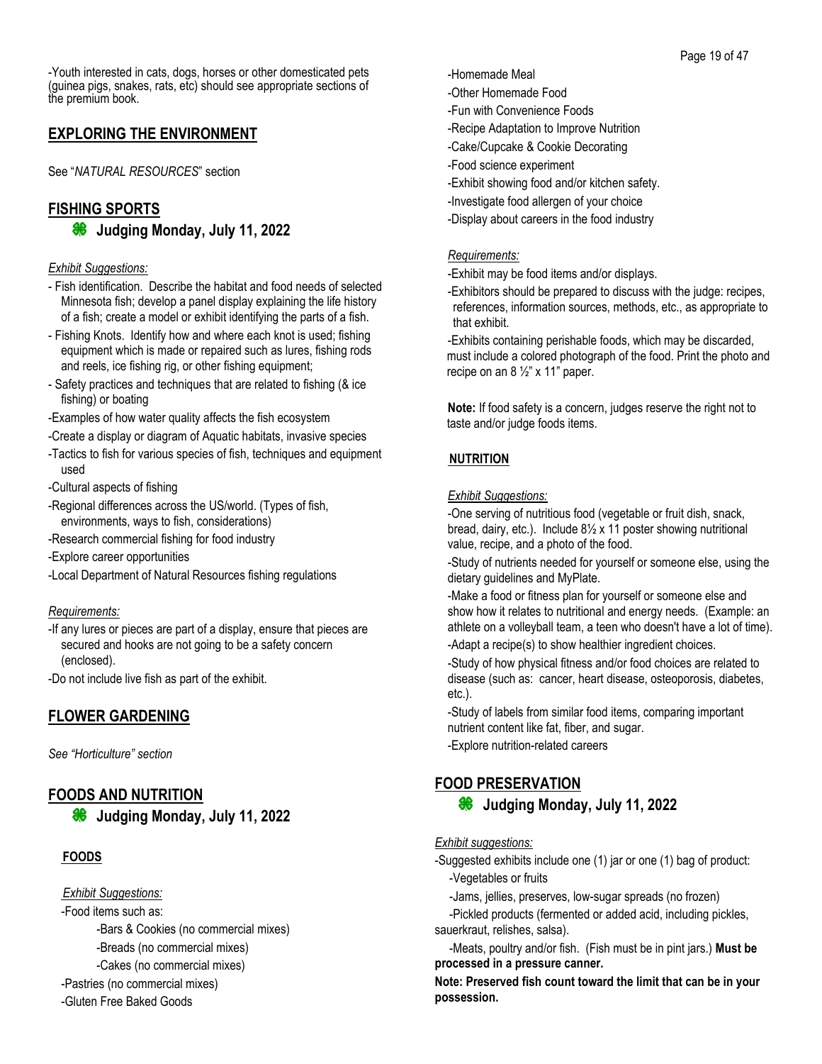-Youth interested in cats, dogs, horses or other domesticated pets (guinea pigs, snakes, rats, etc) should see appropriate sections of the premium book.

## EXPLORING THE ENVIRONMENT

See "*NATURAL RESOURCES*" section

## FISHING SPORTS

### Judging Monday, July 11, 2022

*Exhibit Suggestions:*

- Fish identification. Describe the habitat and food needs of selected Minnesota fish; develop a panel display explaining the life history of a fish; create a model or exhibit identifying the parts of a fish.
- Fishing Knots. Identify how and where each knot is used; fishing equipment which is made or repaired such as lures, fishing rods and reels, ice fishing rig, or other fishing equipment;
- Safety practices and techniques that are related to fishing (& ice fishing) or boating

-Examples of how water quality affects the fish ecosystem

-Create a display or diagram of Aquatic habitats, invasive species

-Tactics to fish for various species of fish, techniques and equipment used

-Cultural aspects of fishing

-Regional differences across the US/world. (Types of fish, environments, ways to fish, considerations)

-Research commercial fishing for food industry

-Explore career opportunities

-Local Department of Natural Resources fishing regulations

*Requirements:*

-If any lures or pieces are part of a display, ensure that pieces are secured and hooks are not going to be a safety concern (enclosed).

-Do not include live fish as part of the exhibit.

## FLOWER GARDENING

*See "Horticulture" section*

## FOODS AND NUTRITION

### Judging Monday, July 11, 2022

**FOODS**

*Exhibit Suggestions:*

-Food items such as:

- -Bars & Cookies (no commercial mixes)
- -Breads (no commercial mixes)
- -Cakes (no commercial mixes)

-Pastries (no commercial mixes)

-Gluten Free Baked Goods

-Homemade Meal

-Other Homemade Food

-Fun with Convenience Foods

-Recipe Adaptation to Improve Nutrition

-Cake/Cupcake & Cookie Decorating

-Food science experiment

-Exhibit showing food and/or kitchen safety.

-Investigate food allergen of your choice

-Display about careers in the food industry

*Requirements:*

-Exhibit may be food items and/or displays.

-Exhibitors should be prepared to discuss with the judge: recipes, references, information sources, methods, etc., as appropriate to that exhibit.

-Exhibits containing perishable foods, which may be discarded, must include a colored photograph of the food. Print the photo and recipe on an 8 ½" x 11" paper.

**Note:** If food safety is a concern, judges reserve the right not to taste and/or judge foods items.

**NUTRITION**

*Exhibit Suggestions:*

-One serving of nutritious food (vegetable or fruit dish, snack, bread, dairy, etc.). Include 8½ x 11 poster showing nutritional value, recipe, and a photo of the food.

-Study of nutrients needed for yourself or someone else, using the dietary guidelines and MyPlate.

-Make a food or fitness plan for yourself or someone else and show how it relates to nutritional and energy needs. (Example: an athlete on a volleyball team, a teen who doesn't have a lot of time).

-Adapt a recipe(s) to show healthier ingredient choices.

-Study of how physical fitness and/or food choices are related to disease (such as: cancer, heart disease, osteoporosis, diabetes, etc.).

-Study of labels from similar food items, comparing important nutrient content like fat, fiber, and sugar.

-Explore nutrition-related careers

## FOOD PRESERVATION

### Judging Monday, July 11, 2022

*Exhibit suggestions:*

-Suggested exhibits include one (1) jar or one (1) bag of product:

-Vegetables or fruits

-Jams, jellies, preserves, low-sugar spreads (no frozen)

-Pickled products (fermented or added acid, including pickles, sauerkraut, relishes, salsa).

-Meats, poultry and/or fish. (Fish must be in pint jars.) **Must be processed in a pressure canner.**

**Note: Preserved fish count toward the limit that can be in your possession.**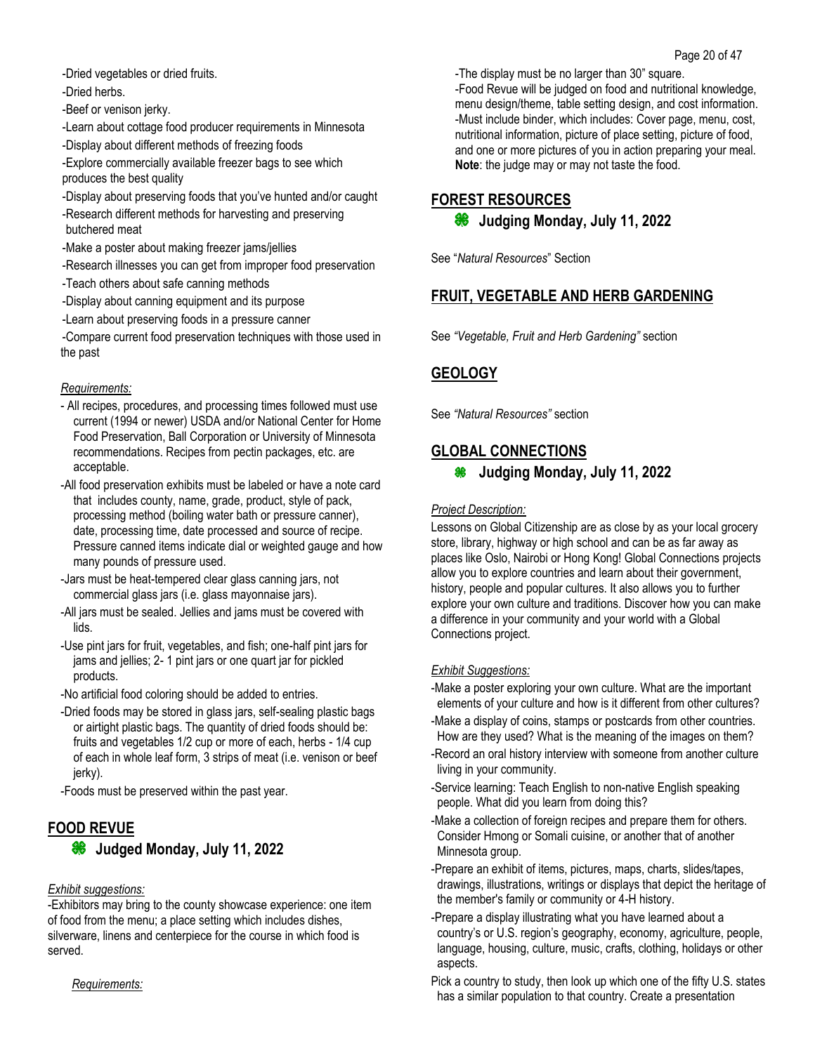-Dried vegetables or dried fruits.

-Dried herbs.

-Beef or venison jerky.

-Learn about cottage food producer requirements in Minnesota

-Display about different methods of freezing foods

-Explore commercially available freezer bags to see which produces the best quality

-Display about preserving foods that you've hunted and/or caught

-Research different methods for harvesting and preserving butchered meat

-Make a poster about making freezer jams/jellies

-Research illnesses you can get from improper food preservation

-Teach others about safe canning methods

-Display about canning equipment and its purpose

-Learn about preserving foods in a pressure canner

-Compare current food preservation techniques with those used in the past

*Requirements:*

- All recipes, procedures, and processing times followed must use current (1994 or newer) USDA and/or National Center for Home Food Preservation, Ball Corporation or University of Minnesota recommendations. Recipes from pectin packages, etc. are acceptable.
- All food preservation exhibits must be labeled or have a note card that includes county, name, grade, product, style of pack, processing method (boiling water bath or pressure canner), date, processing time, date processed and source of recipe. Pressure canned items indicate dial or weighted gauge and how many pounds of pressure used.
- Jars must be heat-tempered clear glass canning jars, not commercial glass jars (i.e. glass mayonnaise jars).
- All jars must be sealed. Jellies and jams must be covered with lids.
- Use pint jars for fruit, vegetables, and fish; one-half pint jars for jams and jellies; 2- 1 pint jars or one quart jar for pickled products.
- No artificial food coloring should be added to entries.
- Dried foods may be stored in glass jars, self-sealing plastic bags or airtight plastic bags. The quantity of dried foods should be: fruits and vegetables 1/2 cup or more of each, herbs - 1/4 cup of each in whole leaf form, 3 strips of meat (i.e. venison or beef jerky).
- Foods must be preserved within the past year.

## FOOD REVUE

### Judged Monday, July 11, 2022

*Exhibit suggestions:*

-Exhibitors may bring to the county showcase experience: one item of food from the menu; a place setting which includes dishes, silverware, linens and centerpiece for the course in which food is served.

*Requirements:*

-The display must be no larger than 30" square.

-Food Revue will be judged on food and nutritional knowledge, menu design/theme, table setting design, and cost information.

-Must include binder, which includes: Cover page, menu, cost, nutritional information, picture of place setting, picture of food, and one or more pictures of you in action preparing your meal. **Note**: the judge may or may not taste the food.

## FOREST RESOURCES

### Judging Monday, July 11, 2022

See "*Natural Resources*" Section

## FRUIT, VEGETABLE AND HERB GARDENING

See *"Vegetable, Fruit and Herb Gardening"* section

## GEOLOGY

See *"Natural Resources"* section

## GLOBAL CONNECTIONS

### Judging Monday, July 11, 2022

*Project Description:*

Lessons on Global Citizenship are as close by as your local grocery store, library, highway or high school and can be as far away as places like Oslo, Nairobi or Hong Kong! Global Connections projects allow you to explore countries and learn about their government, history, people and popular cultures. It also allows you to further explore your own culture and traditions. Discover how you can make a difference in your community and your world with a Global Connections project.

*Exhibit Suggestions:*

- Make a poster exploring your own culture. What are the important elements of your culture and how is it different from other cultures?
- Make a display of coins, stamps or postcards from other countries. How are they used? What is the meaning of the images on them?
- Record an oral history interview with someone from another culture living in your community.
- Service learning: Teach English to non-native English speaking people. What did you learn from doing this?
- Make a collection of foreign recipes and prepare them for others. Consider Hmong or Somali cuisine, or another that of another Minnesota group.
- Prepare an exhibit of items, pictures, maps, charts, slides/tapes, drawings, illustrations, writings or displays that depict the heritage of the member's family or community or 4-H history.
- Prepare a display illustrating what you have learned about a country's or U.S. region's geography, economy, agriculture, people, language, housing, culture, music, crafts, clothing, holidays or other aspects.

Pick a country to study, then look up which one of the fifty U.S. states has a similar population to that country. Create a presentation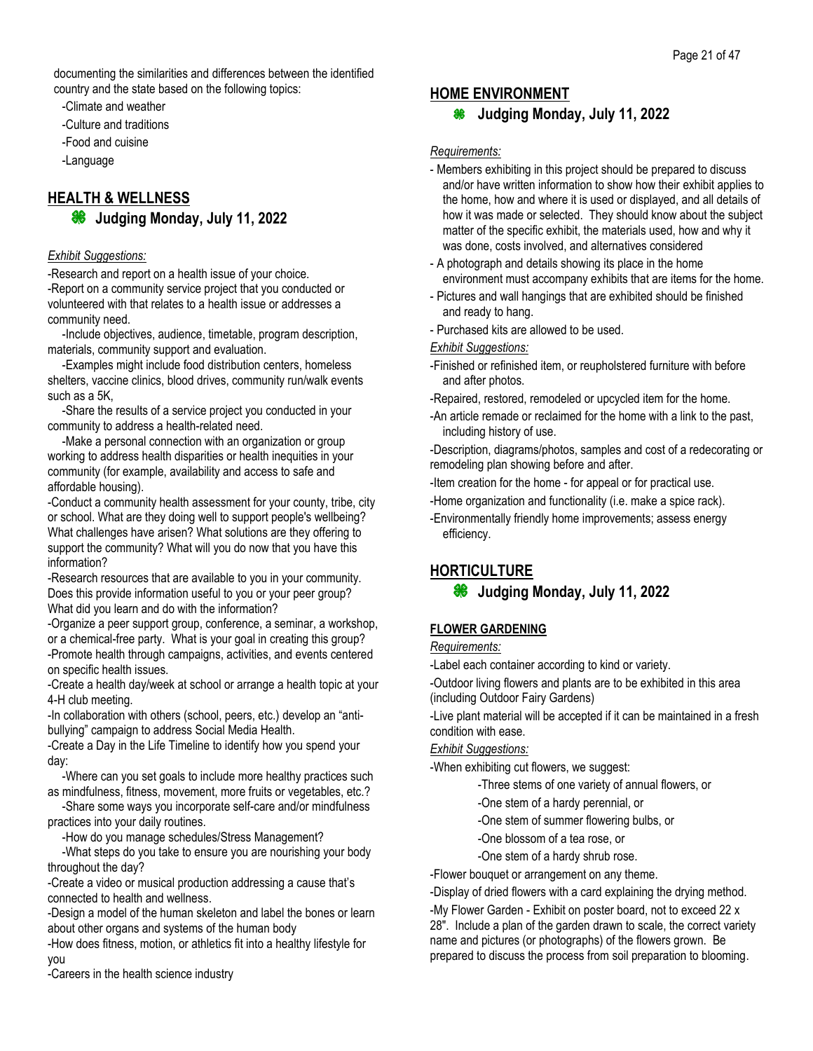documenting the similarities and differences between the identified country and the state based on the following topics:

-Climate and weather

-Culture and traditions

-Food and cuisine

-Language

## HEALTH & WELLNESS

### Judging Monday, July 11, 2022

*Exhibit Suggestions:*

-Research and report on a health issue of your choice.

-Report on a community service project that you conducted or volunteered with that relates to a health issue or addresses a community need.

-Include objectives, audience, timetable, program description, materials, community support and evaluation.

-Examples might include food distribution centers, homeless shelters, vaccine clinics, blood drives, community run/walk events such as a 5K,

-Share the results of a service project you conducted in your community to address a health-related need.

-Make a personal connection with an organization or group working to address health disparities or health inequities in your community (for example, availability and access to safe and affordable housing).

-Conduct a community health assessment for your county, tribe, city or school. What are they doing well to support people's wellbeing? What challenges have arisen? What solutions are they offering to support the community? What will you do now that you have this information?

-Research resources that are available to you in your community. Does this provide information useful to you or your peer group? What did you learn and do with the information?

-Organize a peer support group, conference, a seminar, a workshop, or a chemical-free party. What is your goal in creating this group?

-Promote health through campaigns, activities, and events centered on specific health issues.

-Create a health day/week at school or arrange a health topic at your 4-H club meeting.

-In collaboration with others (school, peers, etc.) develop an "anti-bullying" campaign to address Social Media Health.

-Create a Day in the Life Timeline to identify how you spend your day:

-Where can you set goals to include more healthy practices such as mindfulness, fitness, movement, more fruits or vegetables, etc.?

-Share some ways you incorporate self-care and/or mindfulness practices into your daily routines.

-How do you manage schedules/Stress Management?

-What steps do you take to ensure you are nourishing your body throughout the day?

-Create a video or musical production addressing a cause that's connected to health and wellness.

-Design a model of the human skeleton and label the bones or learn about other organs and systems of the human body

-How does fitness, motion, or athletics fit into a healthy lifestyle for you

-Careers in the health science industry

## HOME ENVIRONMENT

### Judging Monday, July 11, 2022

*Requirements:*

- Members exhibiting in this project should be prepared to discuss and/or have written information to show how their exhibit applies to the home, how and where it is used or displayed, and all details of how it was made or selected. They should know about the subject matter of the specific exhibit, the materials used, how and why it was done, costs involved, and alternatives considered
- A photograph and details showing its place in the home environment must accompany exhibits that are items for the home.
- Pictures and wall hangings that are exhibited should be finished and ready to hang.
- Purchased kits are allowed to be used.

*Exhibit Suggestions:*

-Finished or refinished item, or reupholstered furniture with before and after photos.

-Repaired, restored, remodeled or upcycled item for the home.

-An article remade or reclaimed for the home with a link to the past, including history of use.

-Description, diagrams/photos, samples and cost of a redecorating or remodeling plan showing before and after.

-Item creation for the home - for appeal or for practical use.

-Home organization and functionality (i.e. make a spice rack).

-Environmentally friendly home improvements; assess energy efficiency.

## HORTICULTURE

### Judging Monday, July 11, 2022

#### FLOWER GARDENING

*Requirements:*

-Label each container according to kind or variety.

-Outdoor living flowers and plants are to be exhibited in this area (including Outdoor Fairy Gardens)

-Live plant material will be accepted if it can be maintained in a fresh condition with ease.

*Exhibit Suggestions:*

-When exhibiting cut flowers, we suggest:

-Three stems of one variety of annual flowers, or

-One stem of a hardy perennial, or

-One stem of summer flowering bulbs, or

-One blossom of a tea rose, or

-One stem of a hardy shrub rose.

-Flower bouquet or arrangement on any theme.

-Display of dried flowers with a card explaining the drying method.

-My Flower Garden - Exhibit on poster board, not to exceed 22 x 28". Include a plan of the garden drawn to scale, the correct variety name and pictures (or photographs) of the flowers grown. Be prepared to discuss the process from soil preparation to blooming.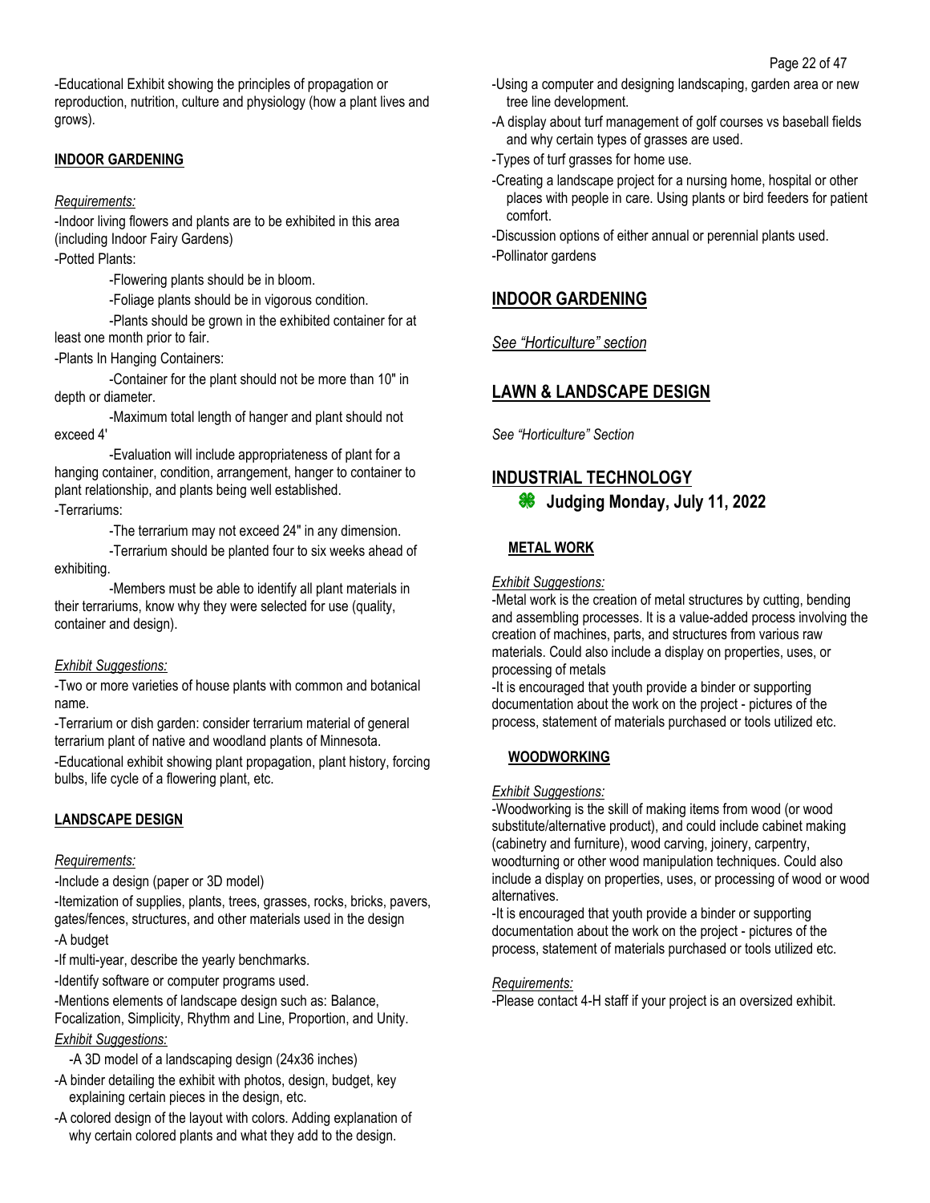-Educational Exhibit showing the principles of propagation or reproduction, nutrition, culture and physiology (how a plant lives and grows).

### INDOOR GARDENING

*Requirements:*

-Indoor living flowers and plants are to be exhibited in this area (including Indoor Fairy Gardens)

-Potted Plants:

-Flowering plants should be in bloom.

-Foliage plants should be in vigorous condition.

-Plants should be grown in the exhibited container for at least one month prior to fair.

-Plants In Hanging Containers:

-Container for the plant should not be more than 10" in depth or diameter.

-Maximum total length of hanger and plant should not exceed 4'

-Evaluation will include appropriateness of plant for a hanging container, condition, arrangement, hanger to container to plant relationship, and plants being well established.

-Terrariums:

-The terrarium may not exceed 24" in any dimension.

-Terrarium should be planted four to six weeks ahead of exhibiting.

-Members must be able to identify all plant materials in their terrariums, know why they were selected for use (quality, container and design).

*Exhibit Suggestions:*

-Two or more varieties of house plants with common and botanical name.

-Terrarium or dish garden: consider terrarium material of general terrarium plant of native and woodland plants of Minnesota.

-Educational exhibit showing plant propagation, plant history, forcing bulbs, life cycle of a flowering plant, etc.

### LANDSCAPE DESIGN

*Requirements:*

-Include a design (paper or 3D model)

-Itemization of supplies, plants, trees, grasses, rocks, bricks, pavers, gates/fences, structures, and other materials used in the design

-A budget

-If multi-year, describe the yearly benchmarks.

-Identify software or computer programs used.

-Mentions elements of landscape design such as: Balance, Focalization, Simplicity, Rhythm and Line, Proportion, and Unity.

*Exhibit Suggestions:*

-A 3D model of a landscaping design (24x36 inches)

-A binder detailing the exhibit with photos, design, budget, key explaining certain pieces in the design, etc.

-A colored design of the layout with colors. Adding explanation of why certain colored plants and what they add to the design.

-Using a computer and designing landscaping, garden area or new tree line development.

-A display about turf management of golf courses vs baseball fields and why certain types of grasses are used.

-Types of turf grasses for home use.

-Creating a landscape project for a nursing home, hospital or other places with people in care. Using plants or bird feeders for patient comfort.

-Discussion options of either annual or perennial plants used.

-Pollinator gardens

## INDOOR GARDENING

*See "Horticulture" section*

## LAWN & LANDSCAPE DESIGN

*See "Horticulture" Section*

## INDUSTRIAL TECHNOLOGY

**Judging Monday, July 11, 2022**

### METAL WORK

*Exhibit Suggestions:*

-Metal work is the creation of metal structures by cutting, bending and assembling processes. It is a value-added process involving the creation of machines, parts, and structures from various raw materials. Could also include a display on properties, uses, or processing of metals

-It is encouraged that youth provide a binder or supporting documentation about the work on the project - pictures of the process, statement of materials purchased or tools utilized etc.

### WOODWORKING

*Exhibit Suggestions:*

-Woodworking is the skill of making items from wood (or wood substitute/alternative product), and could include cabinet making (cabinetry and furniture), wood carving, joinery, carpentry, woodturning or other wood manipulation techniques. Could also include a display on properties, uses, or processing of wood or wood alternatives.

-It is encouraged that youth provide a binder or supporting documentation about the work on the project - pictures of the process, statement of materials purchased or tools utilized etc.

*Requirements:*

-Please contact 4-H staff if your project is an oversized exhibit.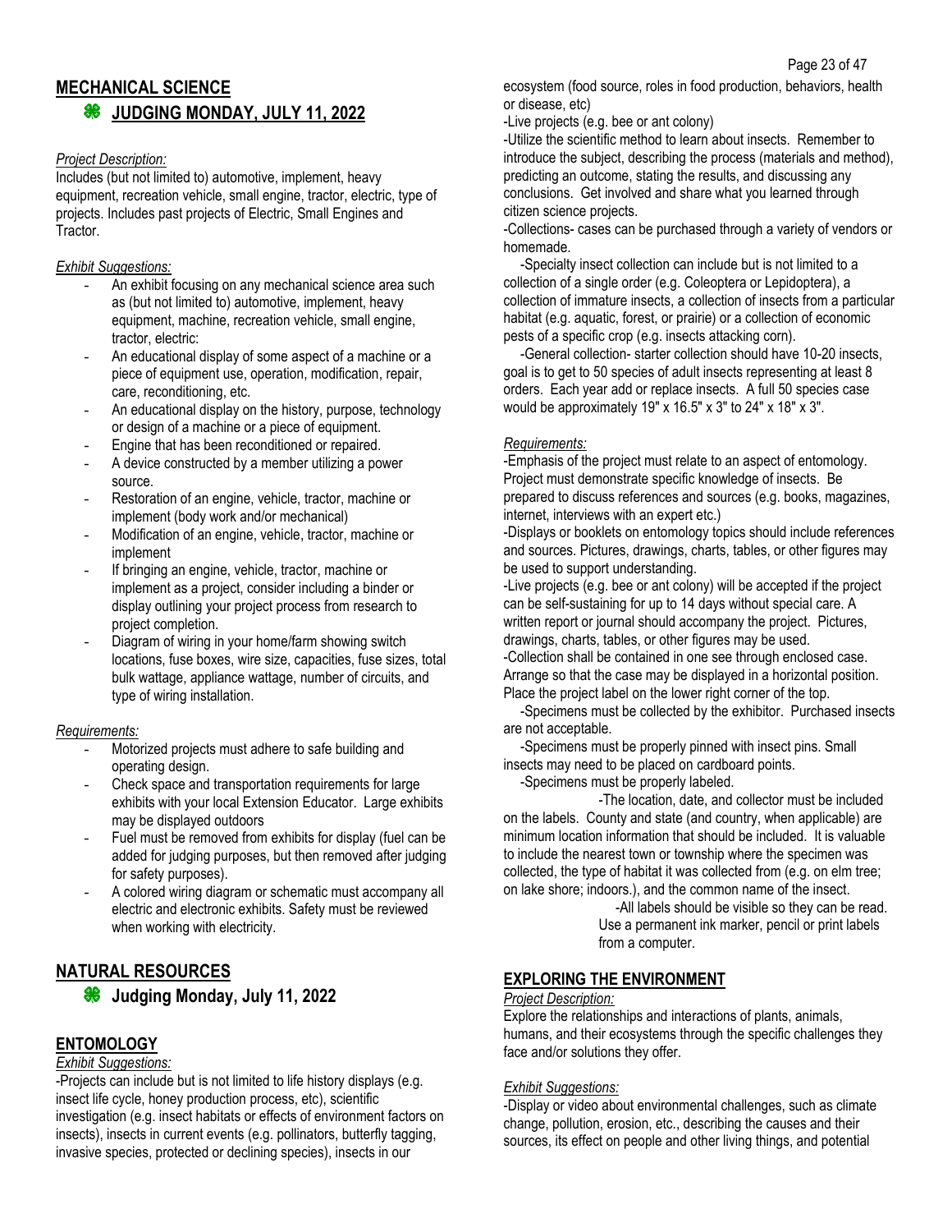## MECHANICAL SCIENCE

### JUDGING MONDAY, JULY 11, 2022

*Project Description:*

Includes (but not limited to) automotive, implement, heavy equipment, recreation vehicle, small engine, tractor, electric, type of projects. Includes past projects of Electric, Small Engines and Tractor.

*Exhibit Suggestions:*

- An exhibit focusing on any mechanical science area such as (but not limited to) automotive, implement, heavy equipment, machine, recreation vehicle, small engine, tractor, electric:
- An educational display of some aspect of a machine or a piece of equipment use, operation, modification, repair, care, reconditioning, etc.
- An educational display on the history, purpose, technology or design of a machine or a piece of equipment.
- Engine that has been reconditioned or repaired.
- A device constructed by a member utilizing a power source.
- Restoration of an engine, vehicle, tractor, machine or implement (body work and/or mechanical)
- Modification of an engine, vehicle, tractor, machine or implement
- If bringing an engine, vehicle, tractor, machine or implement as a project, consider including a binder or display outlining your project process from research to project completion.
- Diagram of wiring in your home/farm showing switch locations, fuse boxes, wire size, capacities, fuse sizes, total bulk wattage, appliance wattage, number of circuits, and type of wiring installation.

*Requirements:*

- Motorized projects must adhere to safe building and operating design.
- Check space and transportation requirements for large exhibits with your local Extension Educator. Large exhibits may be displayed outdoors
- Fuel must be removed from exhibits for display (fuel can be added for judging purposes, but then removed after judging for safety purposes).
- A colored wiring diagram or schematic must accompany all electric and electronic exhibits. Safety must be reviewed when working with electricity.

## NATURAL RESOURCES

### Judging Monday, July 11, 2022

### ENTOMOLOGY

*Exhibit Suggestions:*

-Projects can include but is not limited to life history displays (e.g. insect life cycle, honey production process, etc), scientific investigation (e.g. insect habitats or effects of environment factors on insects), insects in current events (e.g. pollinators, butterfly tagging, invasive species, protected or declining species), insects in our ecosystem (food source, roles in food production, behaviors, health or disease, etc)

-Live projects (e.g. bee or ant colony)

-Utilize the scientific method to learn about insects. Remember to introduce the subject, describing the process (materials and method), predicting an outcome, stating the results, and discussing any conclusions. Get involved and share what you learned through citizen science projects.

-Collections- cases can be purchased through a variety of vendors or homemade.

-Specialty insect collection can include but is not limited to a collection of a single order (e.g. Coleoptera or Lepidoptera), a collection of immature insects, a collection of insects from a particular habitat (e.g. aquatic, forest, or prairie) or a collection of economic pests of a specific crop (e.g. insects attacking corn).

-General collection- starter collection should have 10-20 insects, goal is to get to 50 species of adult insects representing at least 8 orders. Each year add or replace insects. A full 50 species case would be approximately 19" x 16.5" x 3" to 24" x 18" x 3".

*Requirements:*

-Emphasis of the project must relate to an aspect of entomology. Project must demonstrate specific knowledge of insects. Be prepared to discuss references and sources (e.g. books, magazines, internet, interviews with an expert etc.)

-Displays or booklets on entomology topics should include references and sources. Pictures, drawings, charts, tables, or other figures may be used to support understanding.

-Live projects (e.g. bee or ant colony) will be accepted if the project can be self-sustaining for up to 14 days without special care. A written report or journal should accompany the project. Pictures, drawings, charts, tables, or other figures may be used.

-Collection shall be contained in one see through enclosed case. Arrange so that the case may be displayed in a horizontal position. Place the project label on the lower right corner of the top.

-Specimens must be collected by the exhibitor. Purchased insects are not acceptable.

-Specimens must be properly pinned with insect pins. Small insects may need to be placed on cardboard points.

-Specimens must be properly labeled.

-The location, date, and collector must be included on the labels. County and state (and country, when applicable) are minimum location information that should be included. It is valuable to include the nearest town or township where the specimen was collected, the type of habitat it was collected from (e.g. on elm tree; on lake shore; indoors.), and the common name of the insect.

-All labels should be visible so they can be read. Use a permanent ink marker, pencil or print labels from a computer.

## EXPLORING THE ENVIRONMENT

*Project Description:*

Explore the relationships and interactions of plants, animals, humans, and their ecosystems through the specific challenges they face and/or solutions they offer.

*Exhibit Suggestions:*

-Display or video about environmental challenges, such as climate change, pollution, erosion, etc., describing the causes and their sources, its effect on people and other living things, and potential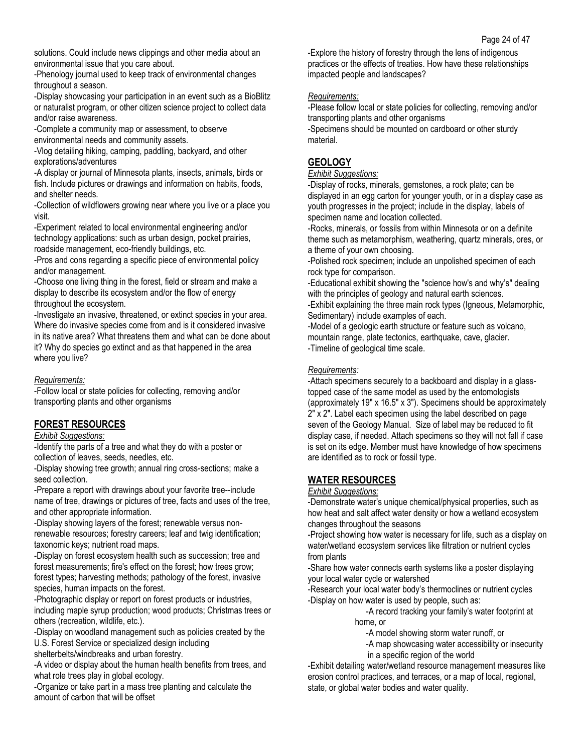solutions. Could include news clippings and other media about an environmental issue that you care about.

-Phenology journal used to keep track of environmental changes throughout a season.

-Display showcasing your participation in an event such as a BioBlitz or naturalist program, or other citizen science project to collect data and/or raise awareness.

-Complete a community map or assessment, to observe environmental needs and community assets.

-Vlog detailing hiking, camping, paddling, backyard, and other explorations/adventures

-A display or journal of Minnesota plants, insects, animals, birds or fish. Include pictures or drawings and information on habits, foods, and shelter needs.

-Collection of wildflowers growing near where you live or a place you visit.

-Experiment related to local environmental engineering and/or technology applications: such as urban design, pocket prairies, roadside management, eco-friendly buildings, etc.

-Pros and cons regarding a specific piece of environmental policy and/or management.

-Choose one living thing in the forest, field or stream and make a display to describe its ecosystem and/or the flow of energy throughout the ecosystem.

-Investigate an invasive, threatened, or extinct species in your area. Where do invasive species come from and is it considered invasive in its native area? What threatens them and what can be done about it? Why do species go extinct and as that happened in the area where you live?

*Requirements:*

-Follow local or state policies for collecting, removing and/or transporting plants and other organisms

## FOREST RESOURCES

*Exhibit Suggestions:*

-Identify the parts of a tree and what they do with a poster or collection of leaves, seeds, needles, etc.

-Display showing tree growth; annual ring cross-sections; make a seed collection.

-Prepare a report with drawings about your favorite tree--include name of tree, drawings or pictures of tree, facts and uses of the tree, and other appropriate information.

-Display showing layers of the forest; renewable versus non-renewable resources; forestry careers; leaf and twig identification; taxonomic keys; nutrient road maps.

-Display on forest ecosystem health such as succession; tree and forest measurements; fire's effect on the forest; how trees grow; forest types; harvesting methods; pathology of the forest, invasive species, human impacts on the forest.

-Photographic display or report on forest products or industries, including maple syrup production; wood products; Christmas trees or others (recreation, wildlife, etc.).

-Display on woodland management such as policies created by the U.S. Forest Service or specialized design including shelterbelts/windbreaks and urban forestry.

-A video or display about the human health benefits from trees, and what role trees play in global ecology.

-Organize or take part in a mass tree planting and calculate the amount of carbon that will be offset

-Explore the history of forestry through the lens of indigenous practices or the effects of treaties. How have these relationships impacted people and landscapes?

*Requirements:*

-Please follow local or state policies for collecting, removing and/or transporting plants and other organisms

-Specimens should be mounted on cardboard or other sturdy material.

## GEOLOGY

*Exhibit Suggestions:*

-Display of rocks, minerals, gemstones, a rock plate; can be displayed in an egg carton for younger youth, or in a display case as youth progresses in the project; include in the display, labels of specimen name and location collected.

-Rocks, minerals, or fossils from within Minnesota or on a definite theme such as metamorphism, weathering, quartz minerals, ores, or a theme of your own choosing.

-Polished rock specimen; include an unpolished specimen of each rock type for comparison.

-Educational exhibit showing the "science how's and why's" dealing with the principles of geology and natural earth sciences.

-Exhibit explaining the three main rock types (Igneous, Metamorphic, Sedimentary) include examples of each.

-Model of a geologic earth structure or feature such as volcano, mountain range, plate tectonics, earthquake, cave, glacier.

-Timeline of geological time scale.

*Requirements:*

-Attach specimens securely to a backboard and display in a glass-topped case of the same model as used by the entomologists (approximately 19" x 16.5" x 3"). Specimens should be approximately 2" x 2". Label each specimen using the label described on page seven of the Geology Manual. Size of label may be reduced to fit display case, if needed. Attach specimens so they will not fall if case is set on its edge. Member must have knowledge of how specimens are identified as to rock or fossil type.

## WATER RESOURCES

*Exhibit Suggestions:*

-Demonstrate water's unique chemical/physical properties, such as how heat and salt affect water density or how a wetland ecosystem changes throughout the seasons

-Project showing how water is necessary for life, such as a display on water/wetland ecosystem services like filtration or nutrient cycles from plants

-Share how water connects earth systems like a poster displaying your local water cycle or watershed

-Research your local water body's thermoclines or nutrient cycles

-Display on how water is used by people, such as:

- -A record tracking your family's water footprint at home, or
- -A model showing storm water runoff, or
- -A map showcasing water accessibility or insecurity in a specific region of the world

-Exhibit detailing water/wetland resource management measures like erosion control practices, and terraces, or a map of local, regional, state, or global water bodies and water quality.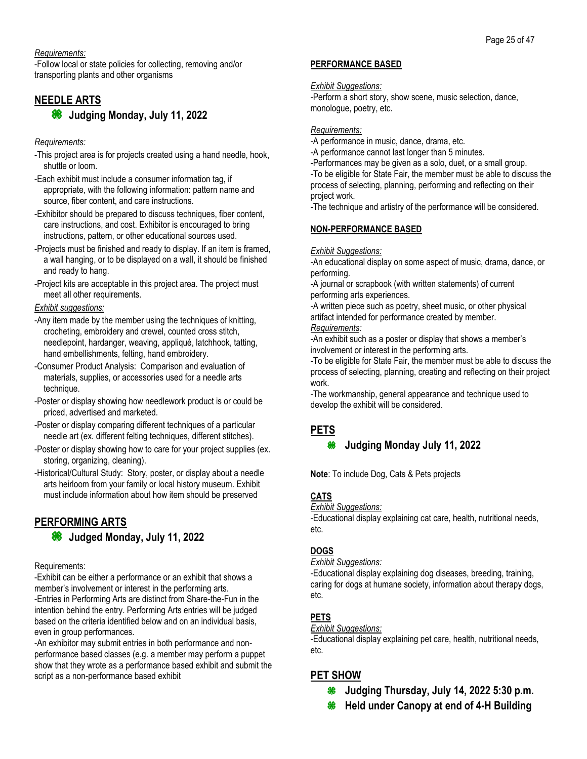*Requirements:*

-Follow local or state policies for collecting, removing and/or transporting plants and other organisms

## NEEDLE ARTS

### Judging Monday, July 11, 2022

*Requirements:*

- -This project area is for projects created using a hand needle, hook, shuttle or loom.
- -Each exhibit must include a consumer information tag, if appropriate, with the following information: pattern name and source, fiber content, and care instructions.
- -Exhibitor should be prepared to discuss techniques, fiber content, care instructions, and cost. Exhibitor is encouraged to bring instructions, pattern, or other educational sources used.
- -Projects must be finished and ready to display. If an item is framed, a wall hanging, or to be displayed on a wall, it should be finished and ready to hang.
- -Project kits are acceptable in this project area. The project must meet all other requirements.

*Exhibit suggestions:*

- -Any item made by the member using the techniques of knitting, crocheting, embroidery and crewel, counted cross stitch, needlepoint, hardanger, weaving, appliqué, latchhook, tatting, hand embellishments, felting, hand embroidery.
- -Consumer Product Analysis: Comparison and evaluation of materials, supplies, or accessories used for a needle arts technique.
- -Poster or display showing how needlework product is or could be priced, advertised and marketed.
- -Poster or display comparing different techniques of a particular needle art (ex. different felting techniques, different stitches).
- -Poster or display showing how to care for your project supplies (ex. storing, organizing, cleaning).
- -Historical/Cultural Study: Story, poster, or display about a needle arts heirloom from your family or local history museum. Exhibit must include information about how item should be preserved

## PERFORMING ARTS

### Judged Monday, July 11, 2022

Requirements:

-Exhibit can be either a performance or an exhibit that shows a member's involvement or interest in the performing arts.

-Entries in Performing Arts are distinct from Share-the-Fun in the intention behind the entry. Performing Arts entries will be judged based on the criteria identified below and on an individual basis, even in group performances.

-An exhibitor may submit entries in both performance and non-performance based classes (e.g. a member may perform a puppet show that they wrote as a performance based exhibit and submit the script as a non-performance based exhibit

**PERFORMANCE BASED**

*Exhibit Suggestions:*

-Perform a short story, show scene, music selection, dance, monologue, poetry, etc.

*Requirements:*

-A performance in music, dance, drama, etc.

-A performance cannot last longer than 5 minutes.

-Performances may be given as a solo, duet, or a small group.

-To be eligible for State Fair, the member must be able to discuss the process of selecting, planning, performing and reflecting on their project work.

-The technique and artistry of the performance will be considered.

**NON-PERFORMANCE BASED**

*Exhibit Suggestions:*

-An educational display on some aspect of music, drama, dance, or performing.

-A journal or scrapbook (with written statements) of current performing arts experiences.

-A written piece such as poetry, sheet music, or other physical artifact intended for performance created by member.

*Requirements:*

-An exhibit such as a poster or display that shows a member's involvement or interest in the performing arts.

-To be eligible for State Fair, the member must be able to discuss the process of selecting, planning, creating and reflecting on their project work.

-The workmanship, general appearance and technique used to develop the exhibit will be considered.

## PETS

### Judging Monday July 11, 2022

**Note**: To include Dog, Cats & Pets projects

**CATS**

*Exhibit Suggestions:*

-Educational display explaining cat care, health, nutritional needs, etc.

**DOGS**

*Exhibit Suggestions:*

-Educational display explaining dog diseases, breeding, training, caring for dogs at humane society, information about therapy dogs, etc.

**PETS**

*Exhibit Suggestions:*

-Educational display explaining pet care, health, nutritional needs, etc.

## PET SHOW

### Judging Thursday, July 14, 2022 5:30 p.m.

### Held under Canopy at end of 4-H Building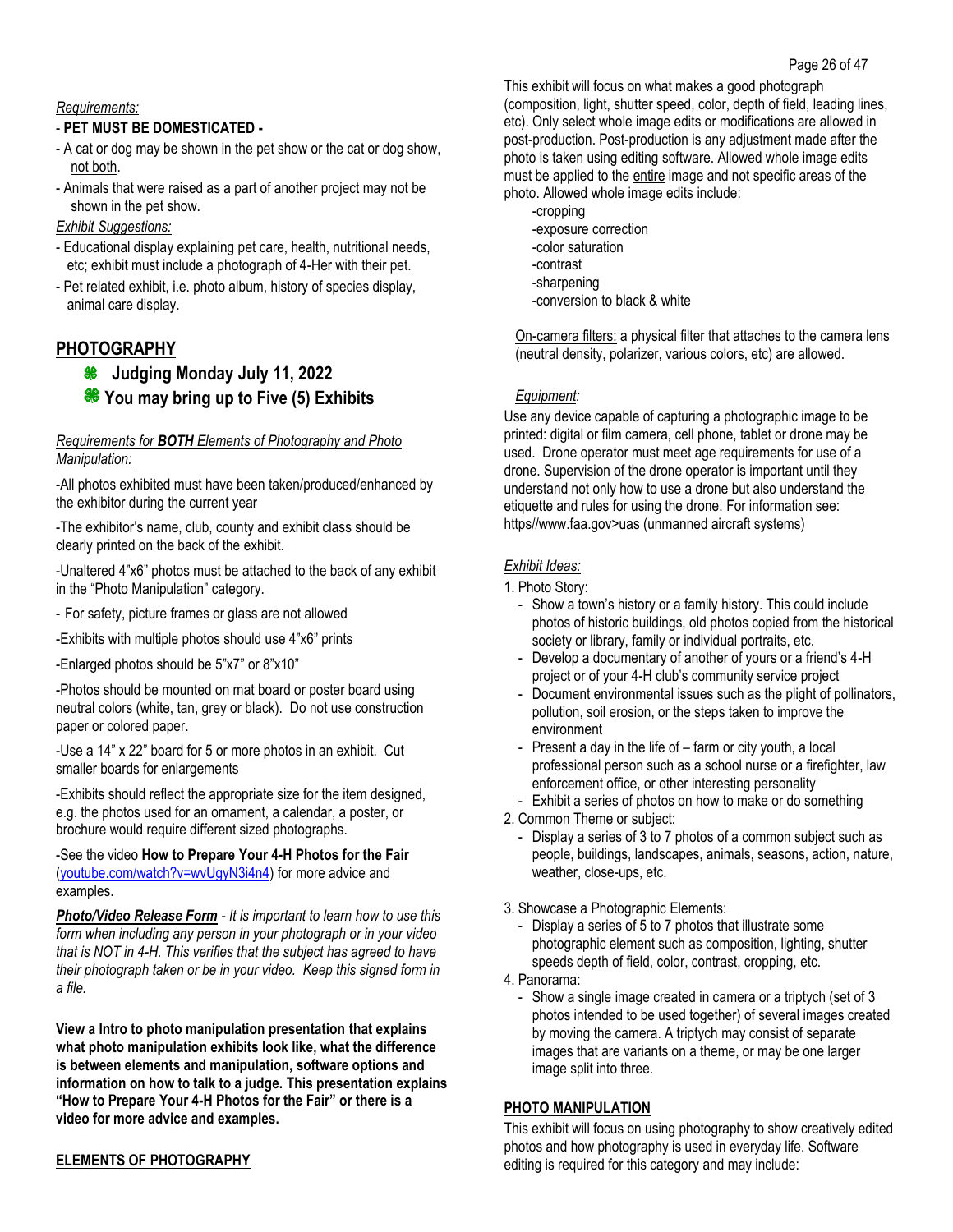*Requirements:*

- **PET MUST BE DOMESTICATED -**
- A cat or dog may be shown in the pet show or the cat or dog show, not both.
- Animals that were raised as a part of another project may not be shown in the pet show.

*Exhibit Suggestions:*

- Educational display explaining pet care, health, nutritional needs, etc; exhibit must include a photograph of 4-Her with their pet.
- Pet related exhibit, i.e. photo album, history of species display, animal care display.

## PHOTOGRAPHY

**Judging Monday July 11, 2022**

**You may bring up to Five (5) Exhibits**

*Requirements for **BOTH** Elements of Photography and Photo Manipulation:*

-All photos exhibited must have been taken/produced/enhanced by the exhibitor during the current year

-The exhibitor's name, club, county and exhibit class should be clearly printed on the back of the exhibit.

-Unaltered 4"x6" photos must be attached to the back of any exhibit in the "Photo Manipulation" category.

- For safety, picture frames or glass are not allowed

-Exhibits with multiple photos should use 4"x6" prints

-Enlarged photos should be 5"x7" or 8"x10"

-Photos should be mounted on mat board or poster board using neutral colors (white, tan, grey or black). Do not use construction paper or colored paper.

-Use a 14" x 22" board for 5 or more photos in an exhibit. Cut smaller boards for enlargements

-Exhibits should reflect the appropriate size for the item designed, e.g. the photos used for an ornament, a calendar, a poster, or brochure would require different sized photographs.

-See the video **How to Prepare Your 4-H Photos for the Fair** (youtube.com/watch?v=wvUgyN3i4n4) for more advice and examples.

***Photo/Video Release Form*** *- It is important to learn how to use this form when including any person in your photograph or in your video that is NOT in 4-H. This verifies that the subject has agreed to have their photograph taken or be in your video. Keep this signed form in a file.*

**View a Intro to photo manipulation presentation that explains what photo manipulation exhibits look like, what the difference is between elements and manipulation, software options and information on how to talk to a judge. This presentation explains "How to Prepare Your 4-H Photos for the Fair" or there is a video for more advice and examples.**

### ELEMENTS OF PHOTOGRAPHY

This exhibit will focus on what makes a good photograph (composition, light, shutter speed, color, depth of field, leading lines, etc). Only select whole image edits or modifications are allowed in post-production. Post-production is any adjustment made after the photo is taken using editing software. Allowed whole image edits must be applied to the entire image and not specific areas of the photo. Allowed whole image edits include:

-cropping
-exposure correction
-color saturation
-contrast
-sharpening
-conversion to black & white

On-camera filters: a physical filter that attaches to the camera lens (neutral density, polarizer, various colors, etc) are allowed.

*Equipment:*

Use any device capable of capturing a photographic image to be printed: digital or film camera, cell phone, tablet or drone may be used. Drone operator must meet age requirements for use of a drone. Supervision of the drone operator is important until they understand not only how to use a drone but also understand the etiquette and rules for using the drone. For information see: https//www.faa.gov>uas (unmanned aircraft systems)

*Exhibit Ideas:*

1. Photo Story:
   - Show a town's history or a family history. This could include photos of historic buildings, old photos copied from the historical society or library, family or individual portraits, etc.
   - Develop a documentary of another of yours or a friend's 4-H project or of your 4-H club's community service project
   - Document environmental issues such as the plight of pollinators, pollution, soil erosion, or the steps taken to improve the environment
   - Present a day in the life of – farm or city youth, a local professional person such as a school nurse or a firefighter, law enforcement office, or other interesting personality
   - Exhibit a series of photos on how to make or do something
2. Common Theme or subject:
   - Display a series of 3 to 7 photos of a common subject such as people, buildings, landscapes, animals, seasons, action, nature, weather, close-ups, etc.
3. Showcase a Photographic Elements:
   - Display a series of 5 to 7 photos that illustrate some photographic element such as composition, lighting, shutter speeds depth of field, color, contrast, cropping, etc.
4. Panorama:
   - Show a single image created in camera or a triptych (set of 3 photos intended to be used together) of several images created by moving the camera. A triptych may consist of separate images that are variants on a theme, or may be one larger image split into three.

### PHOTO MANIPULATION

This exhibit will focus on using photography to show creatively edited photos and how photography is used in everyday life. Software editing is required for this category and may include: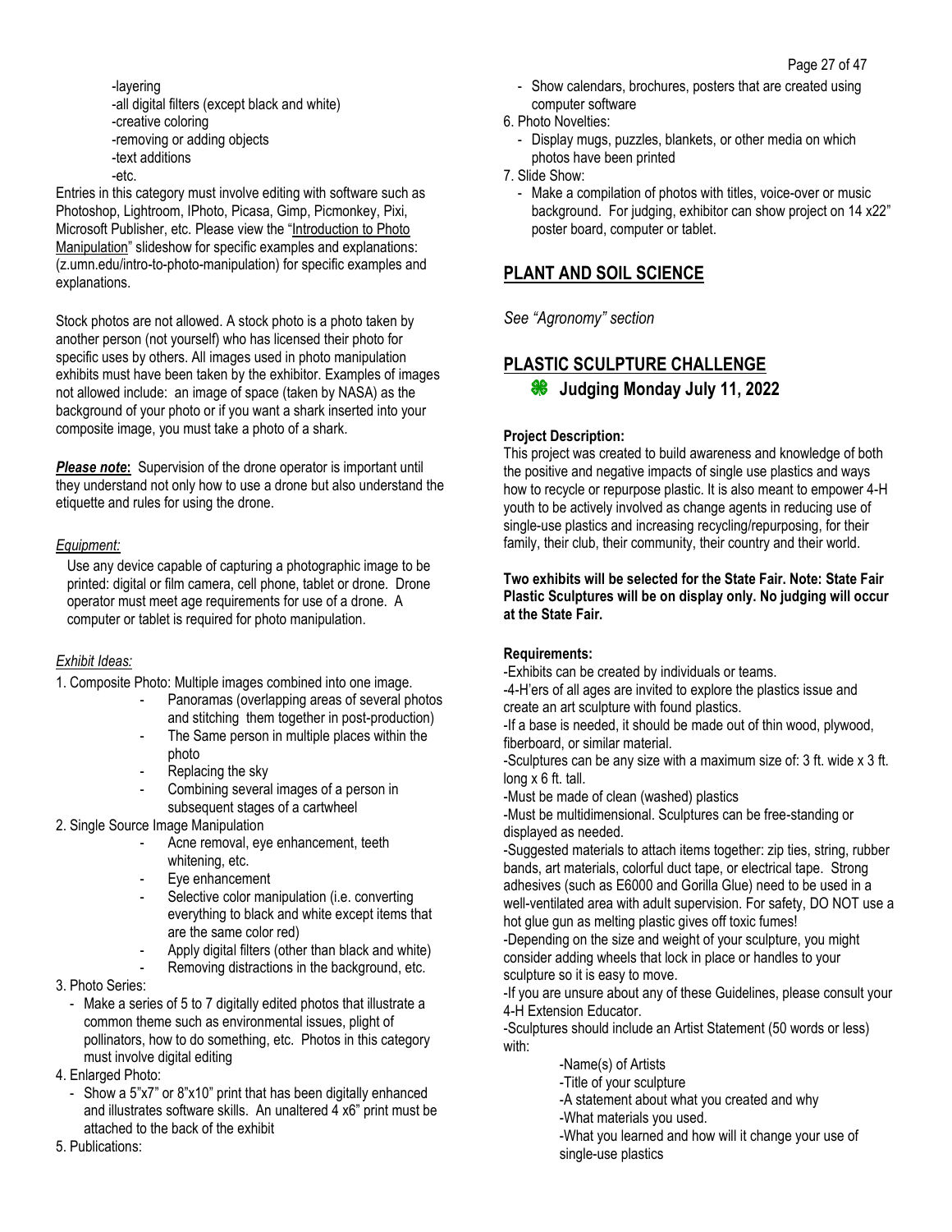-layering
-all digital filters (except black and white)
-creative coloring
-removing or adding objects
-text additions
-etc.

Entries in this category must involve editing with software such as Photoshop, Lightroom, IPhoto, Picasa, Gimp, Picmonkey, Pixi, Microsoft Publisher, etc. Please view the "Introduction to Photo Manipulation" slideshow for specific examples and explanations: (z.umn.edu/intro-to-photo-manipulation) for specific examples and explanations.

Stock photos are not allowed. A stock photo is a photo taken by another person (not yourself) who has licensed their photo for specific uses by others. All images used in photo manipulation exhibits must have been taken by the exhibitor. Examples of images not allowed include: an image of space (taken by NASA) as the background of your photo or if you want a shark inserted into your composite image, you must take a photo of a shark.

***Please note*:** Supervision of the drone operator is important until they understand not only how to use a drone but also understand the etiquette and rules for using the drone.

*Equipment:*

Use any device capable of capturing a photographic image to be printed: digital or film camera, cell phone, tablet or drone. Drone operator must meet age requirements for use of a drone. A computer or tablet is required for photo manipulation.

*Exhibit Ideas:*

1. Composite Photo: Multiple images combined into one image.
   - Panoramas (overlapping areas of several photos and stitching them together in post-production)
   - The Same person in multiple places within the photo
   - Replacing the sky
   - Combining several images of a person in subsequent stages of a cartwheel
2. Single Source Image Manipulation
   - Acne removal, eye enhancement, teeth whitening, etc.
   - Eye enhancement
   - Selective color manipulation (i.e. converting everything to black and white except items that are the same color red)
   - Apply digital filters (other than black and white)
   - Removing distractions in the background, etc.
3. Photo Series:
   - Make a series of 5 to 7 digitally edited photos that illustrate a common theme such as environmental issues, plight of pollinators, how to do something, etc. Photos in this category must involve digital editing
4. Enlarged Photo:
   - Show a 5"x7" or 8"x10" print that has been digitally enhanced and illustrates software skills. An unaltered 4 x6" print must be attached to the back of the exhibit
5. Publications:
   - Show calendars, brochures, posters that are created using computer software
6. Photo Novelties:
   - Display mugs, puzzles, blankets, or other media on which photos have been printed
7. Slide Show:
   - Make a compilation of photos with titles, voice-over or music background. For judging, exhibitor can show project on 14 x22" poster board, computer or tablet.

## PLANT AND SOIL SCIENCE

*See "Agronomy" section*

## PLASTIC SCULPTURE CHALLENGE

### Judging Monday July 11, 2022

**Project Description:**

This project was created to build awareness and knowledge of both the positive and negative impacts of single use plastics and ways how to recycle or repurpose plastic. It is also meant to empower 4-H youth to be actively involved as change agents in reducing use of single-use plastics and increasing recycling/repurposing, for their family, their club, their community, their country and their world.

**Two exhibits will be selected for the State Fair. Note: State Fair Plastic Sculptures will be on display only. No judging will occur at the State Fair.**

**Requirements:**

-Exhibits can be created by individuals or teams.

-4-H'ers of all ages are invited to explore the plastics issue and create an art sculpture with found plastics.

-If a base is needed, it should be made out of thin wood, plywood, fiberboard, or similar material.

-Sculptures can be any size with a maximum size of: 3 ft. wide x 3 ft. long x 6 ft. tall.

-Must be made of clean (washed) plastics

-Must be multidimensional. Sculptures can be free-standing or displayed as needed.

-Suggested materials to attach items together: zip ties, string, rubber bands, art materials, colorful duct tape, or electrical tape. Strong adhesives (such as E6000 and Gorilla Glue) need to be used in a well-ventilated area with adult supervision. For safety, DO NOT use a hot glue gun as melting plastic gives off toxic fumes!

-Depending on the size and weight of your sculpture, you might consider adding wheels that lock in place or handles to your sculpture so it is easy to move.

-If you are unsure about any of these Guidelines, please consult your 4-H Extension Educator.

-Sculptures should include an Artist Statement (50 words or less) with:

-Name(s) of Artists
-Title of your sculpture
-A statement about what you created and why
-What materials you used.
-What you learned and how will it change your use of single-use plastics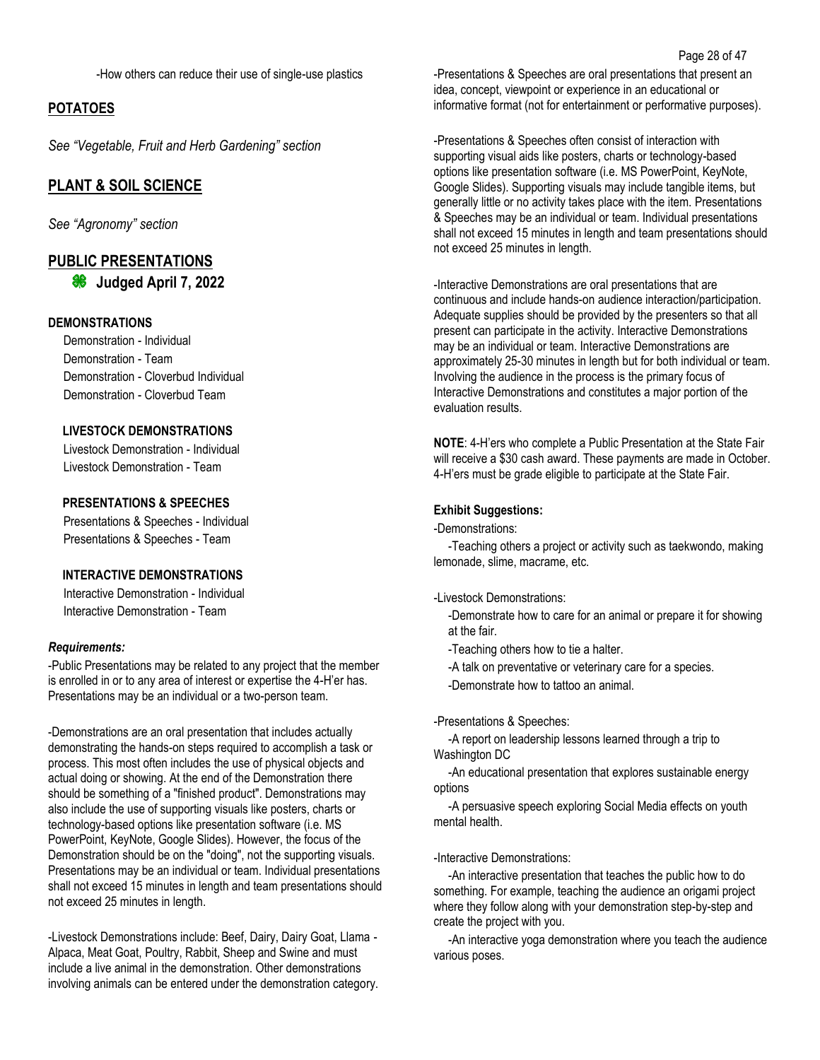-How others can reduce their use of single-use plastics

## POTATOES

*See "Vegetable, Fruit and Herb Gardening" section*

## PLANT & SOIL SCIENCE

*See "Agronomy" section*

## PUBLIC PRESENTATIONS

**Judged April 7, 2022**

**DEMONSTRATIONS**

Demonstration - Individual
Demonstration - Team
Demonstration - Cloverbud Individual
Demonstration - Cloverbud Team

**LIVESTOCK DEMONSTRATIONS**

Livestock Demonstration - Individual
Livestock Demonstration - Team

**PRESENTATIONS & SPEECHES**

Presentations & Speeches - Individual
Presentations & Speeches - Team

**INTERACTIVE DEMONSTRATIONS**

Interactive Demonstration - Individual
Interactive Demonstration - Team

***Requirements:***

-Public Presentations may be related to any project that the member is enrolled in or to any area of interest or expertise the 4-H'er has. Presentations may be an individual or a two-person team.

-Demonstrations are an oral presentation that includes actually demonstrating the hands-on steps required to accomplish a task or process. This most often includes the use of physical objects and actual doing or showing. At the end of the Demonstration there should be something of a "finished product". Demonstrations may also include the use of supporting visuals like posters, charts or technology-based options like presentation software (i.e. MS PowerPoint, KeyNote, Google Slides). However, the focus of the Demonstration should be on the "doing", not the supporting visuals. Presentations may be an individual or team. Individual presentations shall not exceed 15 minutes in length and team presentations should not exceed 25 minutes in length.

-Livestock Demonstrations include: Beef, Dairy, Dairy Goat, Llama - Alpaca, Meat Goat, Poultry, Rabbit, Sheep and Swine and must include a live animal in the demonstration. Other demonstrations involving animals can be entered under the demonstration category.

-Presentations & Speeches are oral presentations that present an idea, concept, viewpoint or experience in an educational or informative format (not for entertainment or performative purposes).

-Presentations & Speeches often consist of interaction with supporting visual aids like posters, charts or technology-based options like presentation software (i.e. MS PowerPoint, KeyNote, Google Slides). Supporting visuals may include tangible items, but generally little or no activity takes place with the item. Presentations & Speeches may be an individual or team. Individual presentations shall not exceed 15 minutes in length and team presentations should not exceed 25 minutes in length.

-Interactive Demonstrations are oral presentations that are continuous and include hands-on audience interaction/participation. Adequate supplies should be provided by the presenters so that all present can participate in the activity. Interactive Demonstrations may be an individual or team. Interactive Demonstrations are approximately 25-30 minutes in length but for both individual or team. Involving the audience in the process is the primary focus of Interactive Demonstrations and constitutes a major portion of the evaluation results.

**NOTE**: 4-H'ers who complete a Public Presentation at the State Fair will receive a $30 cash award. These payments are made in October. 4-H'ers must be grade eligible to participate at the State Fair.

**Exhibit Suggestions:**

-Demonstrations:

-Teaching others a project or activity such as taekwondo, making lemonade, slime, macrame, etc.

-Livestock Demonstrations:

-Demonstrate how to care for an animal or prepare it for showing at the fair.

-Teaching others how to tie a halter.

-A talk on preventative or veterinary care for a species.

-Demonstrate how to tattoo an animal.

-Presentations & Speeches:

-A report on leadership lessons learned through a trip to Washington DC

-An educational presentation that explores sustainable energy options

-A persuasive speech exploring Social Media effects on youth mental health.

-Interactive Demonstrations:

-An interactive presentation that teaches the public how to do something. For example, teaching the audience an origami project where they follow along with your demonstration step-by-step and create the project with you.

-An interactive yoga demonstration where you teach the audience various poses.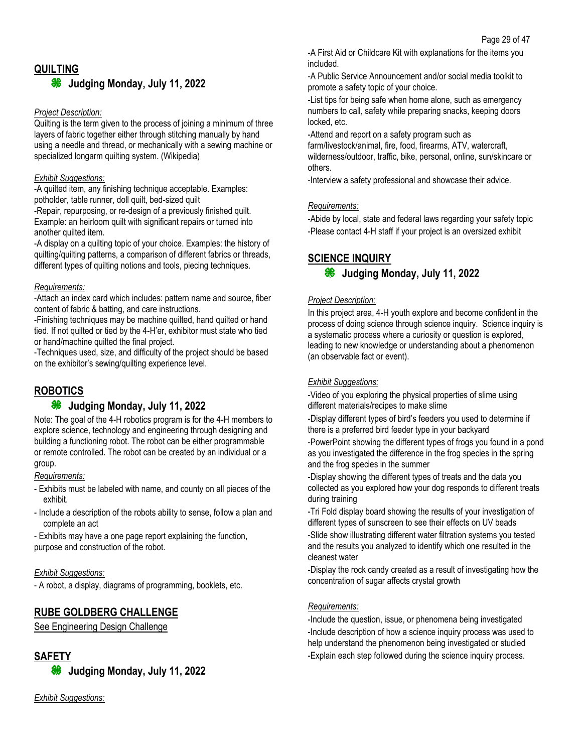## QUILTING

### 🍀 Judging Monday, July 11, 2022

*Project Description:*

Quilting is the term given to the process of joining a minimum of three layers of fabric together either through stitching manually by hand using a needle and thread, or mechanically with a sewing machine or specialized longarm quilting system. (Wikipedia)

*Exhibit Suggestions:*

-A quilted item, any finishing technique acceptable. Examples: potholder, table runner, doll quilt, bed-sized quilt

-Repair, repurposing, or re-design of a previously finished quilt. Example: an heirloom quilt with significant repairs or turned into another quilted item.

-A display on a quilting topic of your choice. Examples: the history of quilting/quilting patterns, a comparison of different fabrics or threads, different types of quilting notions and tools, piecing techniques.

*Requirements:*

-Attach an index card which includes: pattern name and source, fiber content of fabric & batting, and care instructions.

-Finishing techniques may be machine quilted, hand quilted or hand tied. If not quilted or tied by the 4-H'er, exhibitor must state who tied or hand/machine quilted the final project.

-Techniques used, size, and difficulty of the project should be based on the exhibitor's sewing/quilting experience level.

## ROBOTICS

### 🍀 Judging Monday, July 11, 2022

Note: The goal of the 4-H robotics program is for the 4-H members to explore science, technology and engineering through designing and building a functioning robot. The robot can be either programmable or remote controlled. The robot can be created by an individual or a group.

*Requirements:*

- Exhibits must be labeled with name, and county on all pieces of the exhibit.
- Include a description of the robots ability to sense, follow a plan and complete an act
- Exhibits may have a one page report explaining the function, purpose and construction of the robot.

*Exhibit Suggestions:*

- A robot, a display, diagrams of programming, booklets, etc.

## RUBE GOLDBERG CHALLENGE

See Engineering Design Challenge

## SAFETY

### 🍀 Judging Monday, July 11, 2022

*Exhibit Suggestions:*

-A First Aid or Childcare Kit with explanations for the items you included.

-A Public Service Announcement and/or social media toolkit to promote a safety topic of your choice.

-List tips for being safe when home alone, such as emergency numbers to call, safety while preparing snacks, keeping doors locked, etc.

-Attend and report on a safety program such as farm/livestock/animal, fire, food, firearms, ATV, watercraft, wilderness/outdoor, traffic, bike, personal, online, sun/skincare or others.

-Interview a safety professional and showcase their advice.

*Requirements:*

-Abide by local, state and federal laws regarding your safety topic

-Please contact 4-H staff if your project is an oversized exhibit

## SCIENCE INQUIRY

### 🍀 Judging Monday, July 11, 2022

*Project Description:*

In this project area, 4-H youth explore and become confident in the process of doing science through science inquiry. Science inquiry is a systematic process where a curiosity or question is explored, leading to new knowledge or understanding about a phenomenon (an observable fact or event).

*Exhibit Suggestions:*

-Video of you exploring the physical properties of slime using different materials/recipes to make slime

-Display different types of bird's feeders you used to determine if there is a preferred bird feeder type in your backyard

-PowerPoint showing the different types of frogs you found in a pond as you investigated the difference in the frog species in the spring and the frog species in the summer

-Display showing the different types of treats and the data you collected as you explored how your dog responds to different treats during training

-Tri Fold display board showing the results of your investigation of different types of sunscreen to see their effects on UV beads

-Slide show illustrating different water filtration systems you tested and the results you analyzed to identify which one resulted in the cleanest water

-Display the rock candy created as a result of investigating how the concentration of sugar affects crystal growth

*Requirements:*

-Include the question, issue, or phenomena being investigated

-Include description of how a science inquiry process was used to help understand the phenomenon being investigated or studied

-Explain each step followed during the science inquiry process.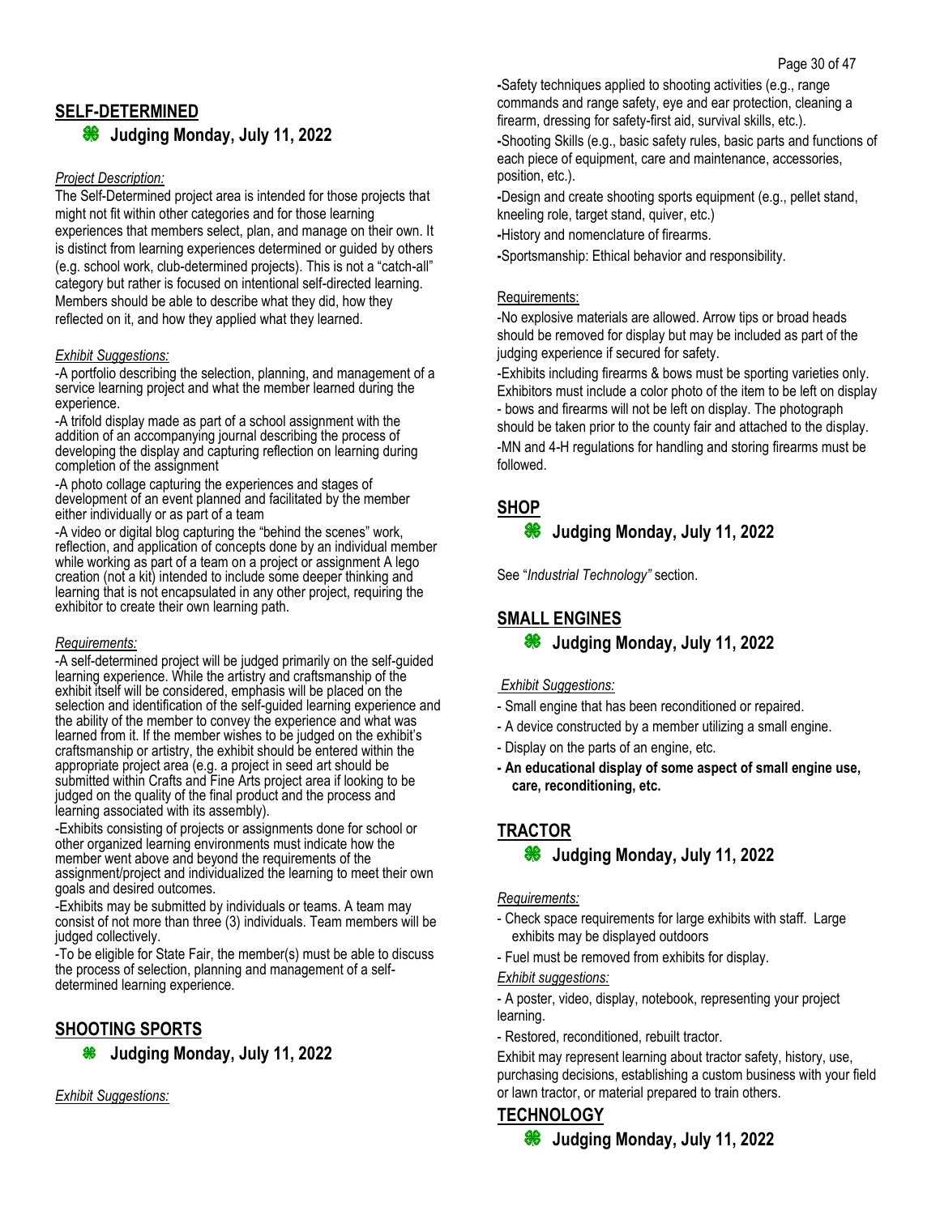## SELF-DETERMINED

### Judging Monday, July 11, 2022

*Project Description:*

The Self-Determined project area is intended for those projects that might not fit within other categories and for those learning experiences that members select, plan, and manage on their own. It is distinct from learning experiences determined or guided by others (e.g. school work, club-determined projects). This is not a "catch-all" category but rather is focused on intentional self-directed learning. Members should be able to describe what they did, how they reflected on it, and how they applied what they learned.

*Exhibit Suggestions:*

-A portfolio describing the selection, planning, and management of a service learning project and what the member learned during the experience.

-A trifold display made as part of a school assignment with the addition of an accompanying journal describing the process of developing the display and capturing reflection on learning during completion of the assignment

-A photo collage capturing the experiences and stages of development of an event planned and facilitated by the member either individually or as part of a team

-A video or digital blog capturing the "behind the scenes" work, reflection, and application of concepts done by an individual member while working as part of a team on a project or assignment A lego creation (not a kit) intended to include some deeper thinking and learning that is not encapsulated in any other project, requiring the exhibitor to create their own learning path.

*Requirements:*

-A self-determined project will be judged primarily on the self-guided learning experience. While the artistry and craftsmanship of the exhibit itself will be considered, emphasis will be placed on the selection and identification of the self-guided learning experience and the ability of the member to convey the experience and what was learned from it. If the member wishes to be judged on the exhibit's craftsmanship or artistry, the exhibit should be entered within the appropriate project area (e.g. a project in seed art should be submitted within Crafts and Fine Arts project area if looking to be judged on the quality of the final product and the process and learning associated with its assembly).

-Exhibits consisting of projects or assignments done for school or other organized learning environments must indicate how the member went above and beyond the requirements of the assignment/project and individualized the learning to meet their own goals and desired outcomes.

-Exhibits may be submitted by individuals or teams. A team may consist of not more than three (3) individuals. Team members will be judged collectively.

-To be eligible for State Fair, the member(s) must be able to discuss the process of selection, planning and management of a self-determined learning experience.

## SHOOTING SPORTS

### Judging Monday, July 11, 2022

*Exhibit Suggestions:*

-Safety techniques applied to shooting activities (e.g., range commands and range safety, eye and ear protection, cleaning a firearm, dressing for safety-first aid, survival skills, etc.).

-Shooting Skills (e.g., basic safety rules, basic parts and functions of each piece of equipment, care and maintenance, accessories, position, etc.).

-Design and create shooting sports equipment (e.g., pellet stand, kneeling role, target stand, quiver, etc.)

-History and nomenclature of firearms.

-Sportsmanship: Ethical behavior and responsibility.

Requirements:

-No explosive materials are allowed. Arrow tips or broad heads should be removed for display but may be included as part of the judging experience if secured for safety.

-Exhibits including firearms & bows must be sporting varieties only. Exhibitors must include a color photo of the item to be left on display - bows and firearms will not be left on display. The photograph should be taken prior to the county fair and attached to the display.

-MN and 4-H regulations for handling and storing firearms must be followed.

## SHOP

### Judging Monday, July 11, 2022

See "*Industrial Technology"* section.

## SMALL ENGINES

### Judging Monday, July 11, 2022

*Exhibit Suggestions:*

- Small engine that has been reconditioned or repaired.
- A device constructed by a member utilizing a small engine.
- Display on the parts of an engine, etc.
- **An educational display of some aspect of small engine use, care, reconditioning, etc.**

## TRACTOR

### Judging Monday, July 11, 2022

*Requirements:*

- Check space requirements for large exhibits with staff. Large exhibits may be displayed outdoors
- Fuel must be removed from exhibits for display.

*Exhibit suggestions:*

- A poster, video, display, notebook, representing your project learning.
- Restored, reconditioned, rebuilt tractor.

Exhibit may represent learning about tractor safety, history, use, purchasing decisions, establishing a custom business with your field or lawn tractor, or material prepared to train others.

## TECHNOLOGY

### Judging Monday, July 11, 2022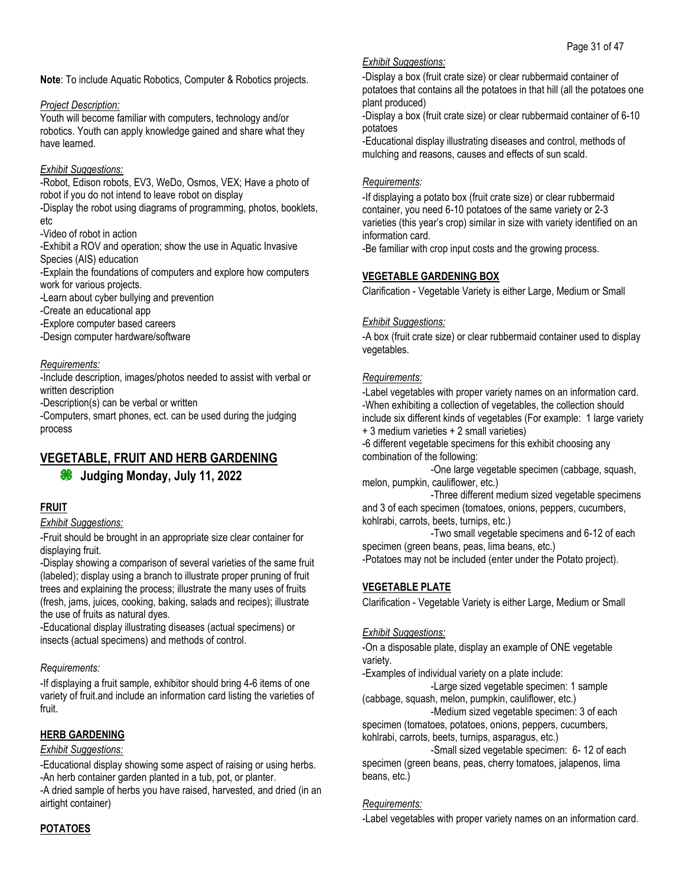**Note**: To include Aquatic Robotics, Computer & Robotics projects.

*Project Description:*

Youth will become familiar with computers, technology and/or robotics. Youth can apply knowledge gained and share what they have learned.

*Exhibit Suggestions:*

-Robot, Edison robots, EV3, WeDo, Osmos, VEX; Have a photo of robot if you do not intend to leave robot on display

-Display the robot using diagrams of programming, photos, booklets, etc

-Video of robot in action

-Exhibit a ROV and operation; show the use in Aquatic Invasive Species (AIS) education

-Explain the foundations of computers and explore how computers work for various projects.

-Learn about cyber bullying and prevention

-Create an educational app

-Explore computer based careers

-Design computer hardware/software

*Requirements:*

-Include description, images/photos needed to assist with verbal or written description

-Description(s) can be verbal or written

-Computers, smart phones, ect. can be used during the judging process

## VEGETABLE, FRUIT AND HERB GARDENING

### Judging Monday, July 11, 2022

### FRUIT

*Exhibit Suggestions:*

-Fruit should be brought in an appropriate size clear container for displaying fruit.

-Display showing a comparison of several varieties of the same fruit (labeled); display using a branch to illustrate proper pruning of fruit trees and explaining the process; illustrate the many uses of fruits (fresh, jams, juices, cooking, baking, salads and recipes); illustrate the use of fruits as natural dyes.

-Educational display illustrating diseases (actual specimens) or insects (actual specimens) and methods of control.

*Requirements:*

-If displaying a fruit sample, exhibitor should bring 4-6 items of one variety of fruit.and include an information card listing the varieties of fruit.

### HERB GARDENING

*Exhibit Suggestions:*

-Educational display showing some aspect of raising or using herbs.

-An herb container garden planted in a tub, pot, or planter.

-A dried sample of herbs you have raised, harvested, and dried (in an airtight container)

### POTATOES

*Exhibit Suggestions:*

-Display a box (fruit crate size) or clear rubbermaid container of potatoes that contains all the potatoes in that hill (all the potatoes one plant produced)

-Display a box (fruit crate size) or clear rubbermaid container of 6-10 potatoes

-Educational display illustrating diseases and control, methods of mulching and reasons, causes and effects of sun scald.

*Requirements:*

-If displaying a potato box (fruit crate size) or clear rubbermaid container, you need 6-10 potatoes of the same variety or 2-3 varieties (this year's crop) similar in size with variety identified on an information card.

-Be familiar with crop input costs and the growing process.

### VEGETABLE GARDENING BOX

Clarification - Vegetable Variety is either Large, Medium or Small

*Exhibit Suggestions:*

-A box (fruit crate size) or clear rubbermaid container used to display vegetables.

*Requirements:*

-Label vegetables with proper variety names on an information card.

-When exhibiting a collection of vegetables, the collection should include six different kinds of vegetables (For example: 1 large variety + 3 medium varieties + 2 small varieties)

-6 different vegetable specimens for this exhibit choosing any combination of the following:

-One large vegetable specimen (cabbage, squash, melon, pumpkin, cauliflower, etc.)

-Three different medium sized vegetable specimens and 3 of each specimen (tomatoes, onions, peppers, cucumbers, kohlrabi, carrots, beets, turnips, etc.)

-Two small vegetable specimens and 6-12 of each specimen (green beans, peas, lima beans, etc.)

-Potatoes may not be included (enter under the Potato project).

### VEGETABLE PLATE

Clarification - Vegetable Variety is either Large, Medium or Small

*Exhibit Suggestions:*

-On a disposable plate, display an example of ONE vegetable variety.

-Examples of individual variety on a plate include:

-Large sized vegetable specimen: 1 sample (cabbage, squash, melon, pumpkin, cauliflower, etc.)

-Medium sized vegetable specimen: 3 of each specimen (tomatoes, potatoes, onions, peppers, cucumbers, kohlrabi, carrots, beets, turnips, asparagus, etc.)

-Small sized vegetable specimen: 6- 12 of each specimen (green beans, peas, cherry tomatoes, jalapenos, lima beans, etc.)

*Requirements:*

-Label vegetables with proper variety names on an information card.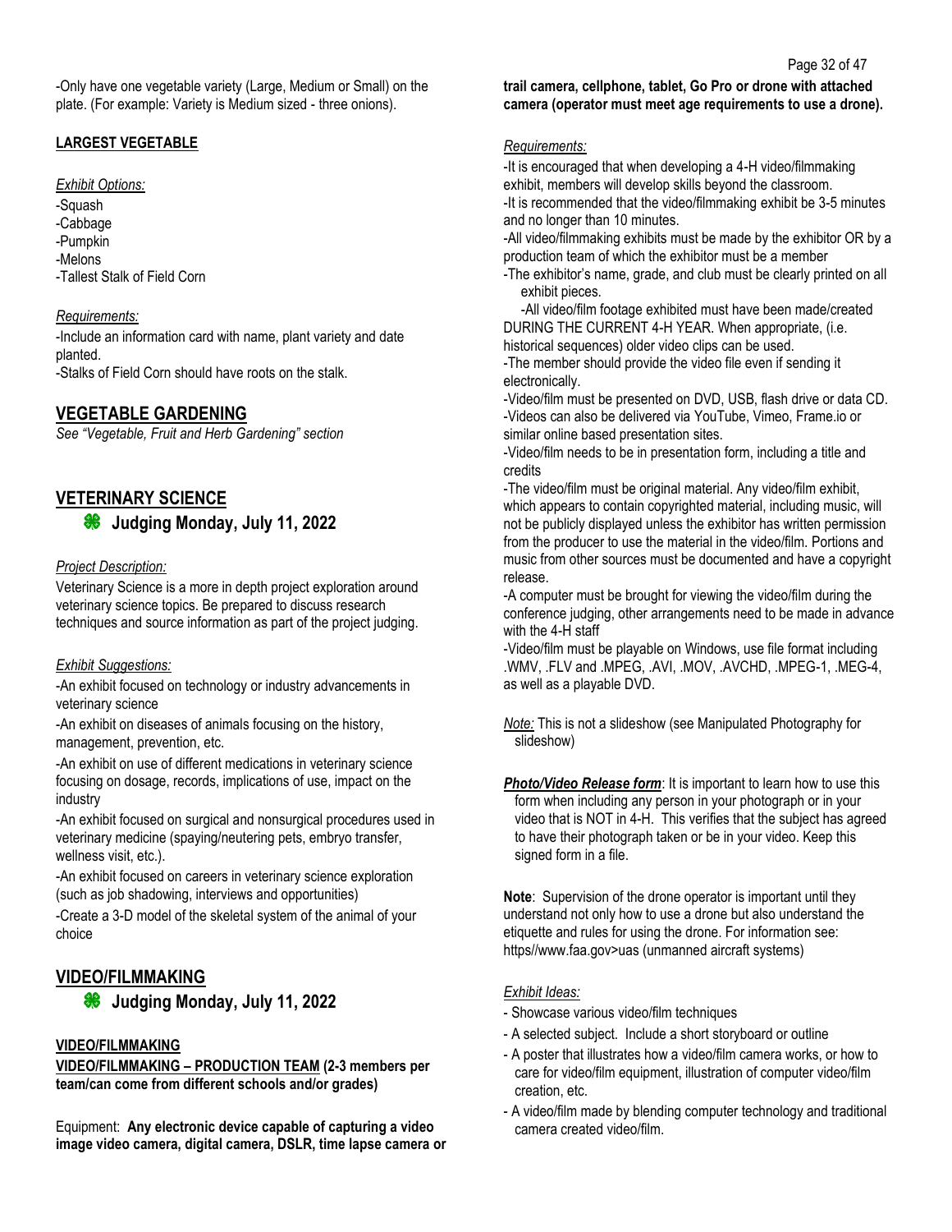-Only have one vegetable variety (Large, Medium or Small) on the plate. (For example: Variety is Medium sized - three onions).

### LARGEST VEGETABLE

*Exhibit Options:*

-Squash
-Cabbage
-Pumpkin
-Melons
-Tallest Stalk of Field Corn

*Requirements:*

-Include an information card with name, plant variety and date planted.
-Stalks of Field Corn should have roots on the stalk.

## VEGETABLE GARDENING

*See "Vegetable, Fruit and Herb Gardening" section*

## VETERINARY SCIENCE

### Judging Monday, July 11, 2022

*Project Description:*

Veterinary Science is a more in depth project exploration around veterinary science topics. Be prepared to discuss research techniques and source information as part of the project judging.

*Exhibit Suggestions:*

-An exhibit focused on technology or industry advancements in veterinary science
-An exhibit on diseases of animals focusing on the history, management, prevention, etc.
-An exhibit on use of different medications in veterinary science focusing on dosage, records, implications of use, impact on the industry
-An exhibit focused on surgical and nonsurgical procedures used in veterinary medicine (spaying/neutering pets, embryo transfer, wellness visit, etc.).
-An exhibit focused on careers in veterinary science exploration (such as job shadowing, interviews and opportunities)
-Create a 3-D model of the skeletal system of the animal of your choice

## VIDEO/FILMMAKING

### Judging Monday, July 11, 2022

### VIDEO/FILMMAKING

**VIDEO/FILMMAKING – PRODUCTION TEAM (2-3 members per team/can come from different schools and/or grades)**

Equipment: **Any electronic device capable of capturing a video image video camera, digital camera, DSLR, time lapse camera or trail camera, cellphone, tablet, Go Pro or drone with attached camera (operator must meet age requirements to use a drone).**

*Requirements:*

-It is encouraged that when developing a 4-H video/filmmaking exhibit, members will develop skills beyond the classroom.
-It is recommended that the video/filmmaking exhibit be 3-5 minutes and no longer than 10 minutes.
-All video/filmmaking exhibits must be made by the exhibitor OR by a production team of which the exhibitor must be a member
-The exhibitor's name, grade, and club must be clearly printed on all exhibit pieces.
-All video/film footage exhibited must have been made/created DURING THE CURRENT 4-H YEAR. When appropriate, (i.e. historical sequences) older video clips can be used.
-The member should provide the video file even if sending it electronically.
-Video/film must be presented on DVD, USB, flash drive or data CD.
-Videos can also be delivered via YouTube, Vimeo, Frame.io or similar online based presentation sites.
-Video/film needs to be in presentation form, including a title and credits
-The video/film must be original material. Any video/film exhibit, which appears to contain copyrighted material, including music, will not be publicly displayed unless the exhibitor has written permission from the producer to use the material in the video/film. Portions and music from other sources must be documented and have a copyright release.
-A computer must be brought for viewing the video/film during the conference judging, other arrangements need to be made in advance with the 4-H staff
-Video/film must be playable on Windows, use file format including .WMV, .FLV and .MPEG, .AVI, .MOV, .AVCHD, .MPEG-1, .MEG-4, as well as a playable DVD.

*Note:* This is not a slideshow (see Manipulated Photography for slideshow)

***Photo/Video Release form***: It is important to learn how to use this form when including any person in your photograph or in your video that is NOT in 4-H. This verifies that the subject has agreed to have their photograph taken or be in your video. Keep this signed form in a file.

**Note**: Supervision of the drone operator is important until they understand not only how to use a drone but also understand the etiquette and rules for using the drone. For information see: https//www.faa.gov>uas (unmanned aircraft systems)

*Exhibit Ideas:*

- Showcase various video/film techniques
- A selected subject. Include a short storyboard or outline
- A poster that illustrates how a video/film camera works, or how to care for video/film equipment, illustration of computer video/film creation, etc.
- A video/film made by blending computer technology and traditional camera created video/film.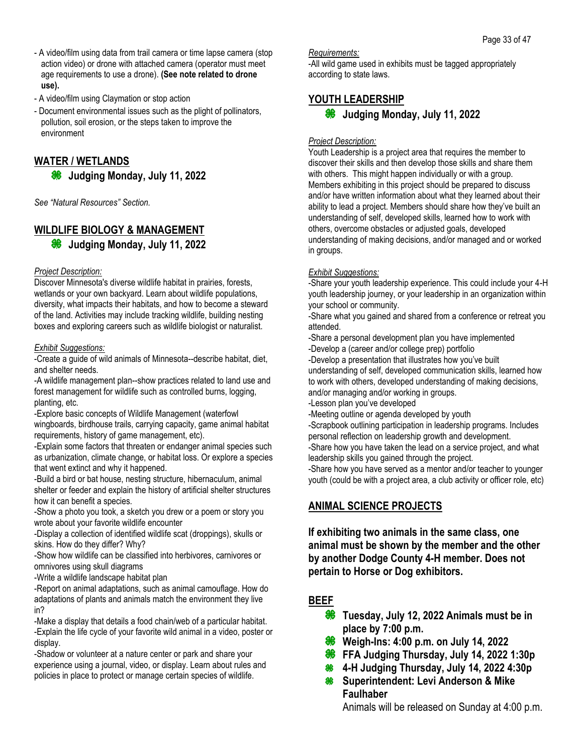- A video/film using data from trail camera or time lapse camera (stop action video) or drone with attached camera (operator must meet age requirements to use a drone). **(See note related to drone use).**
- A video/film using Claymation or stop action
- Document environmental issues such as the plight of pollinators, pollution, soil erosion, or the steps taken to improve the environment

## WATER / WETLANDS

- **Judging Monday, July 11, 2022**

*See "Natural Resources" Section.*

## WILDLIFE BIOLOGY & MANAGEMENT

- **Judging Monday, July 11, 2022**

*Project Description:*

Discover Minnesota's diverse wildlife habitat in prairies, forests, wetlands or your own backyard. Learn about wildlife populations, diversity, what impacts their habitats, and how to become a steward of the land. Activities may include tracking wildlife, building nesting boxes and exploring careers such as wildlife biologist or naturalist.

*Exhibit Suggestions:*

-Create a guide of wild animals of Minnesota--describe habitat, diet, and shelter needs.

-A wildlife management plan--show practices related to land use and forest management for wildlife such as controlled burns, logging, planting, etc.

-Explore basic concepts of Wildlife Management (waterfowl wingboards, birdhouse trails, carrying capacity, game animal habitat requirements, history of game management, etc).

-Explain some factors that threaten or endanger animal species such as urbanization, climate change, or habitat loss. Or explore a species that went extinct and why it happened.

-Build a bird or bat house, nesting structure, hibernaculum, animal shelter or feeder and explain the history of artificial shelter structures how it can benefit a species.

-Show a photo you took, a sketch you drew or a poem or story you wrote about your favorite wildlife encounter

-Display a collection of identified wildlife scat (droppings), skulls or skins. How do they differ? Why?

-Show how wildlife can be classified into herbivores, carnivores or omnivores using skull diagrams

-Write a wildlife landscape habitat plan

-Report on animal adaptations, such as animal camouflage. How do adaptations of plants and animals match the environment they live in?

-Make a display that details a food chain/web of a particular habitat.

-Explain the life cycle of your favorite wild animal in a video, poster or display.

-Shadow or volunteer at a nature center or park and share your experience using a journal, video, or display. Learn about rules and policies in place to protect or manage certain species of wildlife.

*Requirements:*

-All wild game used in exhibits must be tagged appropriately according to state laws.

## YOUTH LEADERSHIP

- **Judging Monday, July 11, 2022**

*Project Description:*

Youth Leadership is a project area that requires the member to discover their skills and then develop those skills and share them with others. This might happen individually or with a group. Members exhibiting in this project should be prepared to discuss and/or have written information about what they learned about their ability to lead a project. Members should share how they've built an understanding of self, developed skills, learned how to work with others, overcome obstacles or adjusted goals, developed understanding of making decisions, and/or managed and or worked in groups.

*Exhibit Suggestions:*

-Share your youth leadership experience. This could include your 4-H youth leadership journey, or your leadership in an organization within your school or community.

-Share what you gained and shared from a conference or retreat you attended.

-Share a personal development plan you have implemented

-Develop a (career and/or college prep) portfolio

-Develop a presentation that illustrates how you've built understanding of self, developed communication skills, learned how to work with others, developed understanding of making decisions, and/or managing and/or working in groups.

-Lesson plan you've developed

-Meeting outline or agenda developed by youth

-Scrapbook outlining participation in leadership programs. Includes personal reflection on leadership growth and development.

-Share how you have taken the lead on a service project, and what leadership skills you gained through the project.

-Share how you have served as a mentor and/or teacher to younger youth (could be with a project area, a club activity or officer role, etc)

## ANIMAL SCIENCE PROJECTS

**If exhibiting two animals in the same class, one animal must be shown by the member and the other by another Dodge County 4-H member. Does not pertain to Horse or Dog exhibitors.**

## BEEF

- **Tuesday, July 12, 2022 Animals must be in place by 7:00 p.m.**
- **Weigh-Ins: 4:00 p.m. on July 14, 2022**
- **FFA Judging Thursday, July 14, 2022 1:30p**
- **4-H Judging Thursday, July 14, 2022 4:30p**
- **Superintendent: Levi Anderson & Mike Faulhaber**

Animals will be released on Sunday at 4:00 p.m.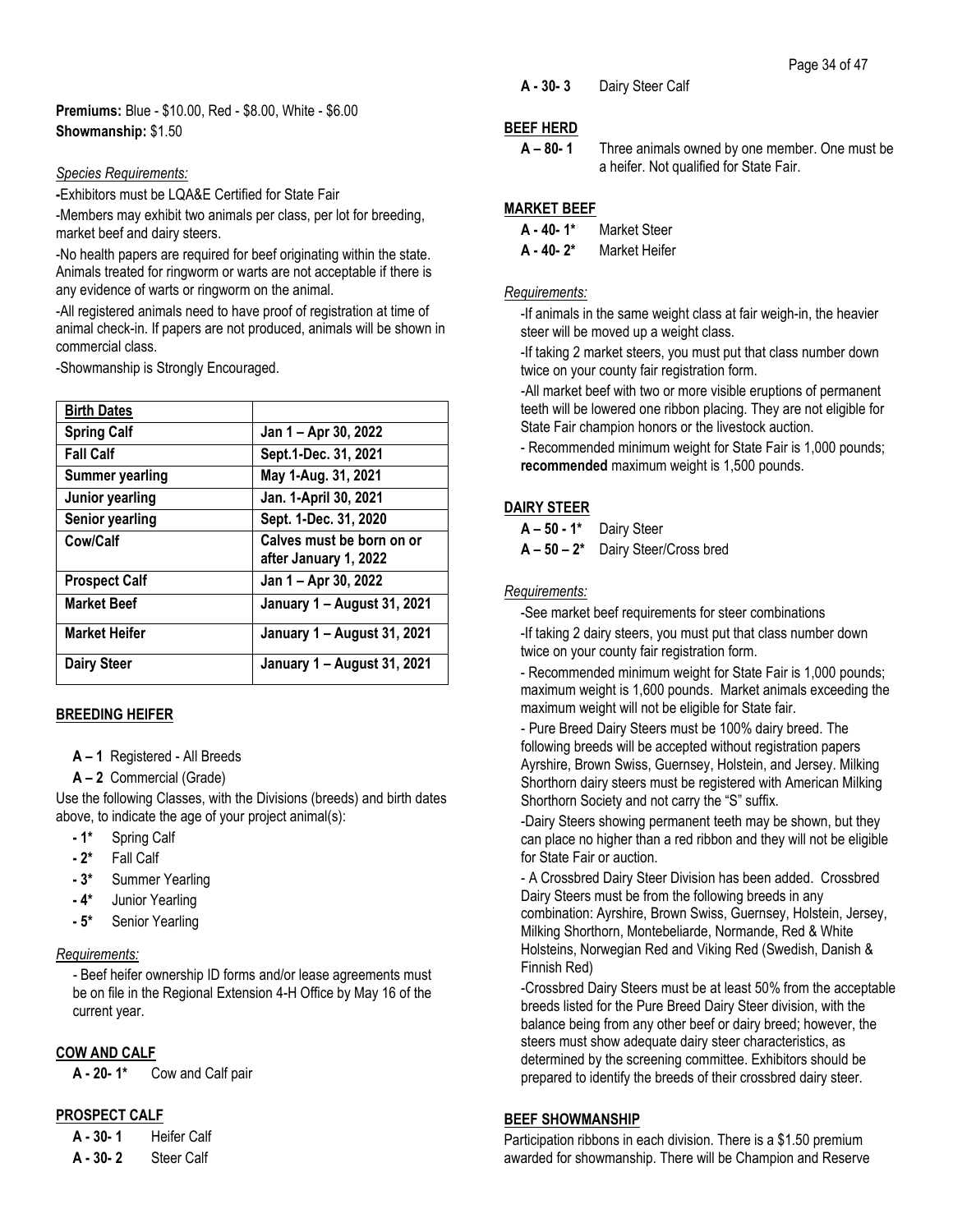**Premiums:** Blue - $10.00, Red - $8.00, White - $6.00
**Showmanship:** $1.50

*Species Requirements:*

-Exhibitors must be LQA&E Certified for State Fair

-Members may exhibit two animals per class, per lot for breeding, market beef and dairy steers.

-No health papers are required for beef originating within the state. Animals treated for ringworm or warts are not acceptable if there is any evidence of warts or ringworm on the animal.

-All registered animals need to have proof of registration at time of animal check-in. If papers are not produced, animals will be shown in commercial class.

-Showmanship is Strongly Encouraged.

| **Birth Dates** | |
|---|---|
| **Spring Calf** | **Jan 1 – Apr 30, 2022** |
| **Fall Calf** | **Sept.1-Dec. 31, 2021** |
| **Summer yearling** | **May 1-Aug. 31, 2021** |
| **Junior yearling** | **Jan. 1-April 30, 2021** |
| **Senior yearling** | **Sept. 1-Dec. 31, 2020** |
| **Cow/Calf** | **Calves must be born on or after January 1, 2022** |
| **Prospect Calf** | **Jan 1 – Apr 30, 2022** |
| **Market Beef** | **January 1 – August 31, 2021** |
| **Market Heifer** | **January 1 – August 31, 2021** |
| **Dairy Steer** | **January 1 – August 31, 2021** |

## BREEDING HEIFER

- **A – 1** Registered - All Breeds
- **A – 2** Commercial (Grade)

Use the following Classes, with the Divisions (breeds) and birth dates above, to indicate the age of your project animal(s):

- **- 1*** Spring Calf
- **- 2*** Fall Calf
- **- 3*** Summer Yearling
- **- 4*** Junior Yearling
- **- 5*** Senior Yearling

*Requirements:*

- Beef heifer ownership ID forms and/or lease agreements must be on file in the Regional Extension 4-H Office by May 16 of the current year.

## COW AND CALF

**A - 20- 1*** Cow and Calf pair

## PROSPECT CALF

**A - 30- 1** Heifer Calf
**A - 30- 2** Steer Calf
**A - 30- 3** Dairy Steer Calf

## BEEF HERD

**A – 80- 1** Three animals owned by one member. One must be a heifer. Not qualified for State Fair.

## MARKET BEEF

**A - 40- 1*** Market Steer
**A - 40- 2*** Market Heifer

*Requirements:*

-If animals in the same weight class at fair weigh-in, the heavier steer will be moved up a weight class.

-If taking 2 market steers, you must put that class number down twice on your county fair registration form.

-All market beef with two or more visible eruptions of permanent teeth will be lowered one ribbon placing. They are not eligible for State Fair champion honors or the livestock auction.

- Recommended minimum weight for State Fair is 1,000 pounds; **recommended** maximum weight is 1,500 pounds.

## DAIRY STEER

**A – 50 - 1*** Dairy Steer
**A – 50 – 2*** Dairy Steer/Cross bred

*Requirements:*

-See market beef requirements for steer combinations

-If taking 2 dairy steers, you must put that class number down twice on your county fair registration form.

- Recommended minimum weight for State Fair is 1,000 pounds; maximum weight is 1,600 pounds. Market animals exceeding the maximum weight will not be eligible for State fair.

- Pure Breed Dairy Steers must be 100% dairy breed. The following breeds will be accepted without registration papers Ayrshire, Brown Swiss, Guernsey, Holstein, and Jersey. Milking Shorthorn dairy steers must be registered with American Milking Shorthorn Society and not carry the "S" suffix.

-Dairy Steers showing permanent teeth may be shown, but they can place no higher than a red ribbon and they will not be eligible for State Fair or auction.

- A Crossbred Dairy Steer Division has been added. Crossbred Dairy Steers must be from the following breeds in any combination: Ayrshire, Brown Swiss, Guernsey, Holstein, Jersey, Milking Shorthorn, Montebeliarde, Normande, Red & White Holsteins, Norwegian Red and Viking Red (Swedish, Danish & Finnish Red)

-Crossbred Dairy Steers must be at least 50% from the acceptable breeds listed for the Pure Breed Dairy Steer division, with the balance being from any other beef or dairy breed; however, the steers must show adequate dairy steer characteristics, as determined by the screening committee. Exhibitors should be prepared to identify the breeds of their crossbred dairy steer.

## BEEF SHOWMANSHIP

Participation ribbons in each division. There is a $1.50 premium awarded for showmanship. There will be Champion and Reserve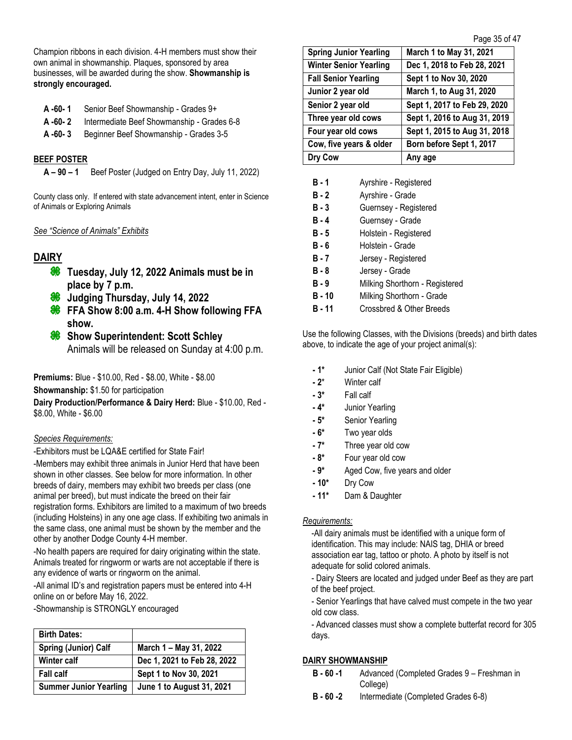Champion ribbons in each division. 4-H members must show their own animal in showmanship. Plaques, sponsored by area businesses, will be awarded during the show. **Showmanship is strongly encouraged.**

| | |
|---|---|
| **A -60- 1** | Senior Beef Showmanship - Grades 9+ |
| **A -60- 2** | Intermediate Beef Showmanship - Grades 6-8 |
| **A -60- 3** | Beginner Beef Showmanship - Grades 3-5 |

### BEEF POSTER

**A – 90 – 1** Beef Poster (Judged on Entry Day, July 11, 2022)

County class only. If entered with state advancement intent, enter in Science of Animals or Exploring Animals

*See "Science of Animals" Exhibits*

## DAIRY

- **Tuesday, July 12, 2022 Animals must be in place by 7 p.m.**
- **Judging Thursday, July 14, 2022**
- **FFA Show 8:00 a.m. 4-H Show following FFA show.**
- **Show Superintendent: Scott Schley**
  Animals will be released on Sunday at 4:00 p.m.

**Premiums:** Blue - $10.00, Red - $8.00, White - $8.00

**Showmanship:** $1.50 for participation

**Dairy Production/Performance & Dairy Herd:** Blue - $10.00, Red - $8.00, White - $6.00

*Species Requirements:*

-Exhibitors must be LQA&E certified for State Fair!

-Members may exhibit three animals in Junior Herd that have been shown in other classes. See below for more information. In other breeds of dairy, members may exhibit two breeds per class (one animal per breed), but must indicate the breed on their fair registration forms. Exhibitors are limited to a maximum of two breeds (including Holsteins) in any one age class. If exhibiting two animals in the same class, one animal must be shown by the member and the other by another Dodge County 4-H member.

-No health papers are required for dairy originating within the state. Animals treated for ringworm or warts are not acceptable if there is any evidence of warts or ringworm on the animal.

-All animal ID's and registration papers must be entered into 4-H online on or before May 16, 2022.

-Showmanship is STRONGLY encouraged

| **Birth Dates:** | |
|---|---|
| **Spring (Junior) Calf** | **March 1 – May 31, 2022** |
| **Winter calf** | **Dec 1, 2021 to Feb 28, 2022** |
| **Fall calf** | **Sept 1 to Nov 30, 2021** |
| **Summer Junior Yearling** | **June 1 to August 31, 2021** |
| **Spring Junior Yearling** | **March 1 to May 31, 2021** |
| **Winter Senior Yearling** | **Dec 1, 2018 to Feb 28, 2021** |
| **Fall Senior Yearling** | **Sept 1 to Nov 30, 2020** |
| **Junior 2 year old** | **March 1, to Aug 31, 2020** |
| **Senior 2 year old** | **Sept 1, 2017 to Feb 29, 2020** |
| **Three year old cows** | **Sept 1, 2016 to Aug 31, 2019** |
| **Four year old cows** | **Sept 1, 2015 to Aug 31, 2018** |
| **Cow, five years & older** | **Born before Sept 1, 2017** |
| **Dry Cow** | **Any age** |

| | |
|---|---|
| **B - 1** | Ayrshire - Registered |
| **B - 2** | Ayrshire - Grade |
| **B - 3** | Guernsey - Registered |
| **B - 4** | Guernsey - Grade |
| **B - 5** | Holstein - Registered |
| **B - 6** | Holstein - Grade |
| **B - 7** | Jersey - Registered |
| **B - 8** | Jersey - Grade |
| **B - 9** | Milking Shorthorn - Registered |
| **B - 10** | Milking Shorthorn - Grade |
| **B - 11** | Crossbred & Other Breeds |

Use the following Classes, with the Divisions (breeds) and birth dates above, to indicate the age of your project animal(s):

| | |
|---|---|
| **- 1*** | Junior Calf (Not State Fair Eligible) |
| **- 2*** | Winter calf |
| **- 3*** | Fall calf |
| **- 4*** | Junior Yearling |
| **- 5*** | Senior Yearling |
| **- 6*** | Two year olds |
| **- 7*** | Three year old cow |
| **- 8*** | Four year old cow |
| **- 9*** | Aged Cow, five years and older |
| **- 10*** | Dry Cow |
| **- 11*** | Dam & Daughter |

*Requirements:*

-All dairy animals must be identified with a unique form of identification. This may include: NAIS tag, DHIA or breed association ear tag, tattoo or photo. A photo by itself is not adequate for solid colored animals.

- Dairy Steers are located and judged under Beef as they are part of the beef project.

- Senior Yearlings that have calved must compete in the two year old cow class.

- Advanced classes must show a complete butterfat record for 305 days.

### DAIRY SHOWMANSHIP

| | |
|---|---|
| **B - 60 -1** | Advanced (Completed Grades 9 – Freshman in College) |
| **B - 60 -2** | Intermediate (Completed Grades 6-8) |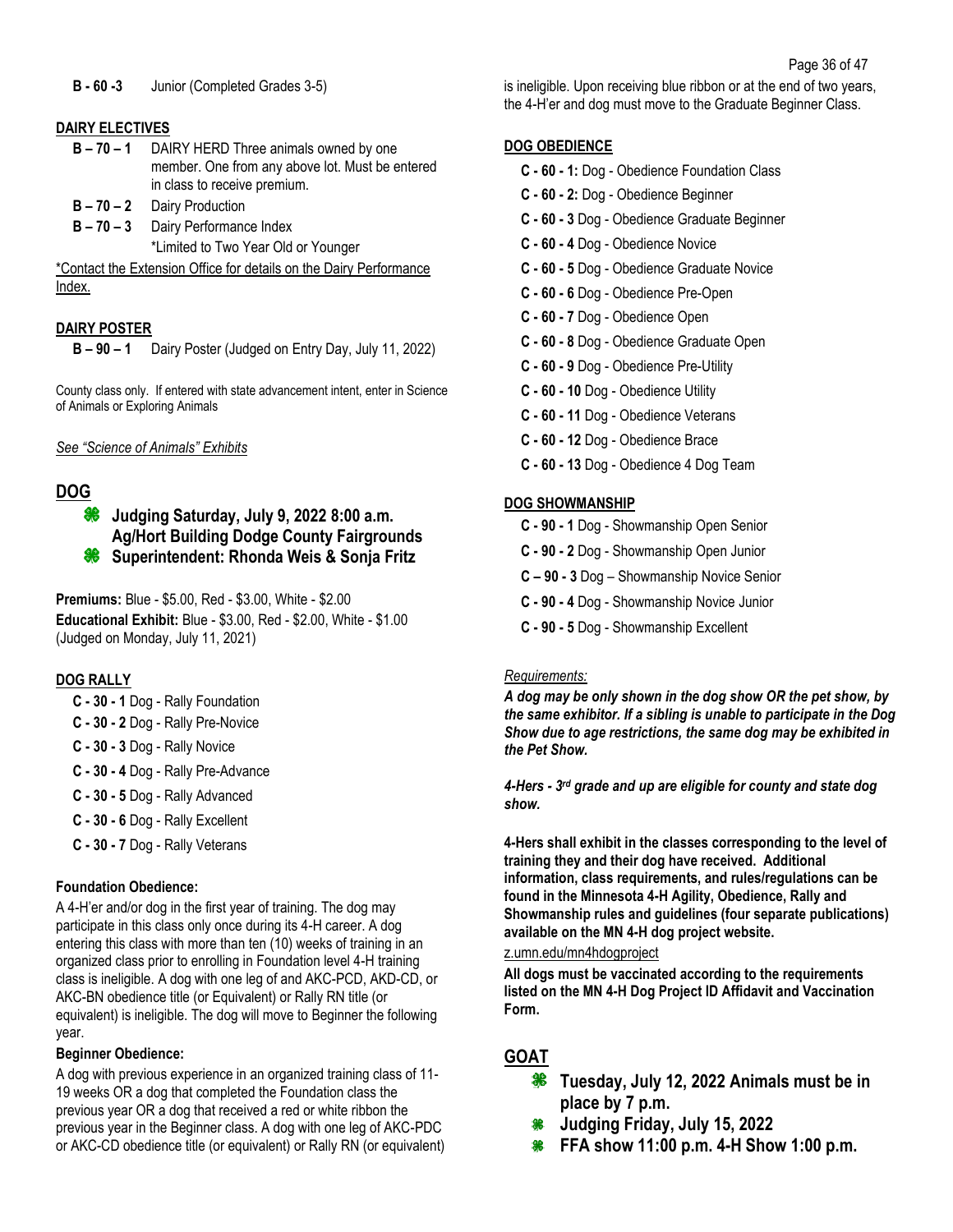**B - 60 -3** Junior (Completed Grades 3-5)

**DAIRY ELECTIVES**

- **B – 70 – 1** DAIRY HERD Three animals owned by one member. One from any above lot. Must be entered in class to receive premium.
- **B – 70 – 2** Dairy Production
- **B – 70 – 3** Dairy Performance Index
  *Limited to Two Year Old or Younger

*Contact the Extension Office for details on the Dairy Performance Index.

**DAIRY POSTER**

- **B – 90 – 1** Dairy Poster (Judged on Entry Day, July 11, 2022)

County class only. If entered with state advancement intent, enter in Science of Animals or Exploring Animals

*See "Science of Animals" Exhibits*

## DOG

- **Judging Saturday, July 9, 2022 8:00 a.m. Ag/Hort Building Dodge County Fairgrounds**
- **Superintendent: Rhonda Weis & Sonja Fritz**

**Premiums:** Blue - $5.00, Red - $3.00, White - $2.00
**Educational Exhibit:** Blue - $3.00, Red - $2.00, White - $1.00 (Judged on Monday, July 11, 2021)

**DOG RALLY**

- **C - 30 - 1** Dog - Rally Foundation
- **C - 30 - 2** Dog - Rally Pre-Novice
- **C - 30 - 3** Dog - Rally Novice
- **C - 30 - 4** Dog - Rally Pre-Advance
- **C - 30 - 5** Dog - Rally Advanced
- **C - 30 - 6** Dog - Rally Excellent
- **C - 30 - 7** Dog - Rally Veterans

**Foundation Obedience:**

A 4-H'er and/or dog in the first year of training. The dog may participate in this class only once during its 4-H career. A dog entering this class with more than ten (10) weeks of training in an organized class prior to enrolling in Foundation level 4-H training class is ineligible. A dog with one leg of and AKC-PCD, AKD-CD, or AKC-BN obedience title (or Equivalent) or Rally RN title (or equivalent) is ineligible. The dog will move to Beginner the following year.

**Beginner Obedience:**

A dog with previous experience in an organized training class of 11-19 weeks OR a dog that completed the Foundation class the previous year OR a dog that received a red or white ribbon the previous year in the Beginner class. A dog with one leg of AKC-PDC or AKC-CD obedience title (or equivalent) or Rally RN (or equivalent) is ineligible. Upon receiving blue ribbon or at the end of two years, the 4-H'er and dog must move to the Graduate Beginner Class.

**DOG OBEDIENCE**

- **C - 60 - 1:** Dog - Obedience Foundation Class
- **C - 60 - 2:** Dog - Obedience Beginner
- **C - 60 - 3** Dog - Obedience Graduate Beginner
- **C - 60 - 4** Dog - Obedience Novice
- **C - 60 - 5** Dog - Obedience Graduate Novice
- **C - 60 - 6** Dog - Obedience Pre-Open
- **C - 60 - 7** Dog - Obedience Open
- **C - 60 - 8** Dog - Obedience Graduate Open
- **C - 60 - 9** Dog - Obedience Pre-Utility
- **C - 60 - 10** Dog - Obedience Utility
- **C - 60 - 11** Dog - Obedience Veterans
- **C - 60 - 12** Dog - Obedience Brace
- **C - 60 - 13** Dog - Obedience 4 Dog Team

**DOG SHOWMANSHIP**

- **C - 90 - 1** Dog - Showmanship Open Senior
- **C - 90 - 2** Dog - Showmanship Open Junior
- **C – 90 - 3** Dog – Showmanship Novice Senior
- **C - 90 - 4** Dog - Showmanship Novice Junior
- **C - 90 - 5** Dog - Showmanship Excellent

*Requirements:*

***A dog may be only shown in the dog show OR the pet show, by the same exhibitor. If a sibling is unable to participate in the Dog Show due to age restrictions, the same dog may be exhibited in the Pet Show.***

***4-Hers - 3rd grade and up are eligible for county and state dog show.***

**4-Hers shall exhibit in the classes corresponding to the level of training they and their dog have received. Additional information, class requirements, and rules/regulations can be found in the Minnesota 4-H Agility, Obedience, Rally and Showmanship rules and guidelines (four separate publications) available on the MN 4-H dog project website.**

z.umn.edu/mn4hdogproject

**All dogs must be vaccinated according to the requirements listed on the MN 4-H Dog Project ID Affidavit and Vaccination Form.**

## GOAT

- **Tuesday, July 12, 2022 Animals must be in place by 7 p.m.**
- **Judging Friday, July 15, 2022**
- **FFA show 11:00 p.m. 4-H Show 1:00 p.m.**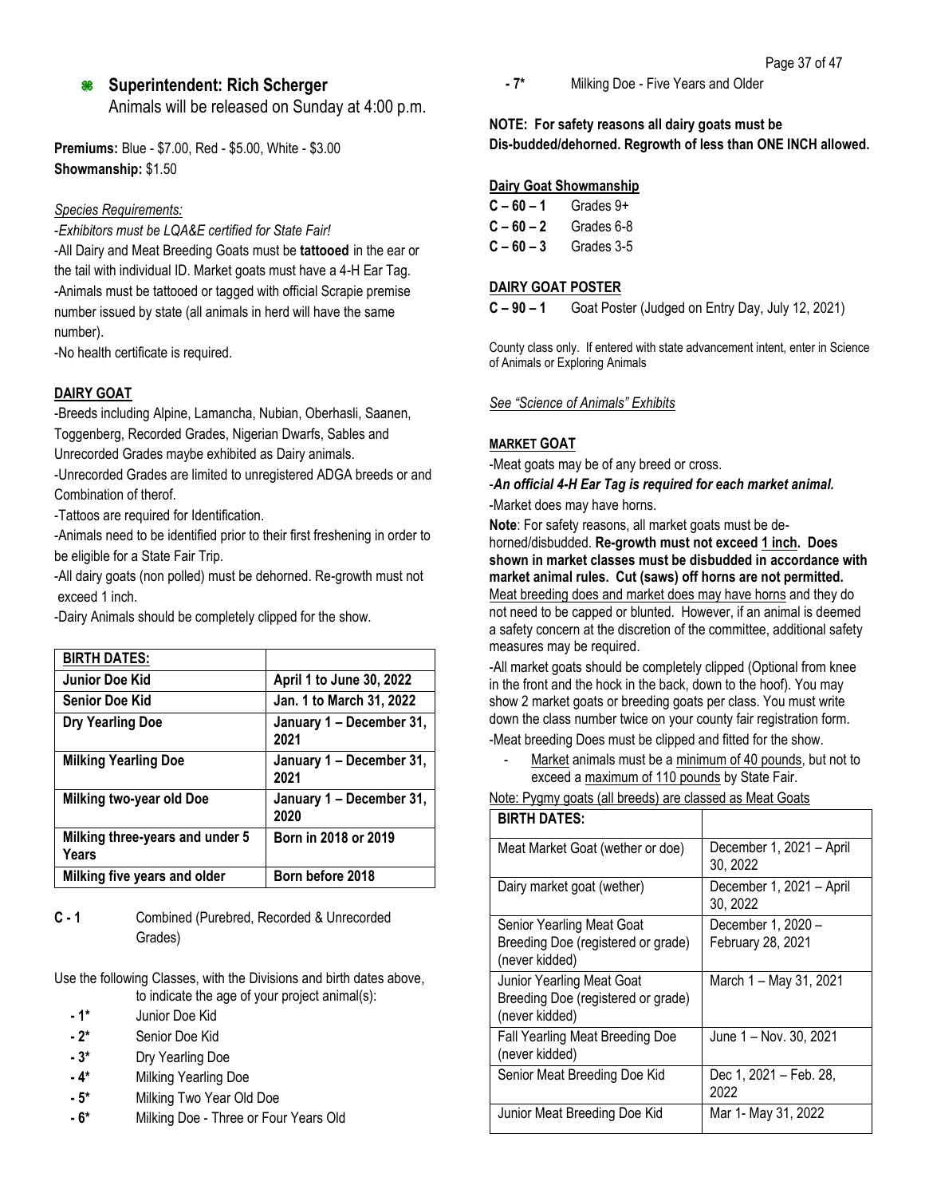## Superintendent: Rich Scherger

Animals will be released on Sunday at 4:00 p.m.

**Premiums:** Blue - $7.00, Red - $5.00, White - $3.00
**Showmanship:** $1.50

*Species Requirements:*

-*Exhibitors must be LQA&E certified for State Fair!*

-All Dairy and Meat Breeding Goats must be **tattooed** in the ear or the tail with individual ID. Market goats must have a 4-H Ear Tag.

-Animals must be tattooed or tagged with official Scrapie premise number issued by state (all animals in herd will have the same number).

-No health certificate is required.

### DAIRY GOAT

-Breeds including Alpine, Lamancha, Nubian, Oberhasli, Saanen, Toggenberg, Recorded Grades, Nigerian Dwarfs, Sables and Unrecorded Grades maybe exhibited as Dairy animals.

-Unrecorded Grades are limited to unregistered ADGA breeds or and Combination of therof.

-Tattoos are required for Identification.

-Animals need to be identified prior to their first freshening in order to be eligible for a State Fair Trip.

-All dairy goats (non polled) must be dehorned. Re-growth must not exceed 1 inch.

-Dairy Animals should be completely clipped for the show.

| **BIRTH DATES:** | |
|---|---|
| **Junior Doe Kid** | **April 1 to June 30, 2022** |
| **Senior Doe Kid** | **Jan. 1 to March 31, 2022** |
| **Dry Yearling Doe** | **January 1 – December 31, 2021** |
| **Milking Yearling Doe** | **January 1 – December 31, 2021** |
| **Milking two-year old Doe** | **January 1 – December 31, 2020** |
| **Milking three-years and under 5 Years** | **Born in 2018 or 2019** |
| **Milking five years and older** | **Born before 2018** |

**C - 1** Combined (Purebred, Recorded & Unrecorded Grades)

Use the following Classes, with the Divisions and birth dates above, to indicate the age of your project animal(s):

- **- 1*** Junior Doe Kid
- **- 2*** Senior Doe Kid
- **- 3*** Dry Yearling Doe
- **- 4*** Milking Yearling Doe
- **- 5*** Milking Two Year Old Doe
- **- 6*** Milking Doe - Three or Four Years Old
- **- 7*** Milking Doe - Five Years and Older

**NOTE: For safety reasons all dairy goats must be Dis-budded/dehorned. Regrowth of less than ONE INCH allowed.**

### Dairy Goat Showmanship

**C – 60 – 1** Grades 9+
**C – 60 – 2** Grades 6-8
**C – 60 – 3** Grades 3-5

### DAIRY GOAT POSTER

**C – 90 – 1** Goat Poster (Judged on Entry Day, July 12, 2021)

County class only. If entered with state advancement intent, enter in Science of Animals or Exploring Animals

*See "Science of Animals" Exhibits*

### MARKET GOAT

-Meat goats may be of any breed or cross.

-***An official 4-H Ear Tag is required for each market animal.***

-Market does may have horns.

**Note**: For safety reasons, all market goats must be de-horned/disbudded. **Re-growth must not exceed 1 inch. Does shown in market classes must be disbudded in accordance with market animal rules. Cut (saws) off horns are not permitted.** Meat breeding does and market does may have horns and they do not need to be capped or blunted. However, if an animal is deemed a safety concern at the discretion of the committee, additional safety measures may be required.

-All market goats should be completely clipped (Optional from knee in the front and the hock in the back, down to the hoof). You may show 2 market goats or breeding goats per class. You must write down the class number twice on your county fair registration form.

-Meat breeding Does must be clipped and fitted for the show.

- Market animals must be a minimum of 40 pounds, but not to exceed a maximum of 110 pounds by State Fair.

Note: Pygmy goats (all breeds) are classed as Meat Goats

| **BIRTH DATES:** | |
|---|---|
| Meat Market Goat (wether or doe) | December 1, 2021 – April 30, 2022 |
| Dairy market goat (wether) | December 1, 2021 – April 30, 2022 |
| Senior Yearling Meat Goat Breeding Doe (registered or grade) (never kidded) | December 1, 2020 – February 28, 2021 |
| Junior Yearling Meat Goat Breeding Doe (registered or grade) (never kidded) | March 1 – May 31, 2021 |
| Fall Yearling Meat Breeding Doe (never kidded) | June 1 – Nov. 30, 2021 |
| Senior Meat Breeding Doe Kid | Dec 1, 2021 – Feb. 28, 2022 |
| Junior Meat Breeding Doe Kid | Mar 1- May 31, 2022 |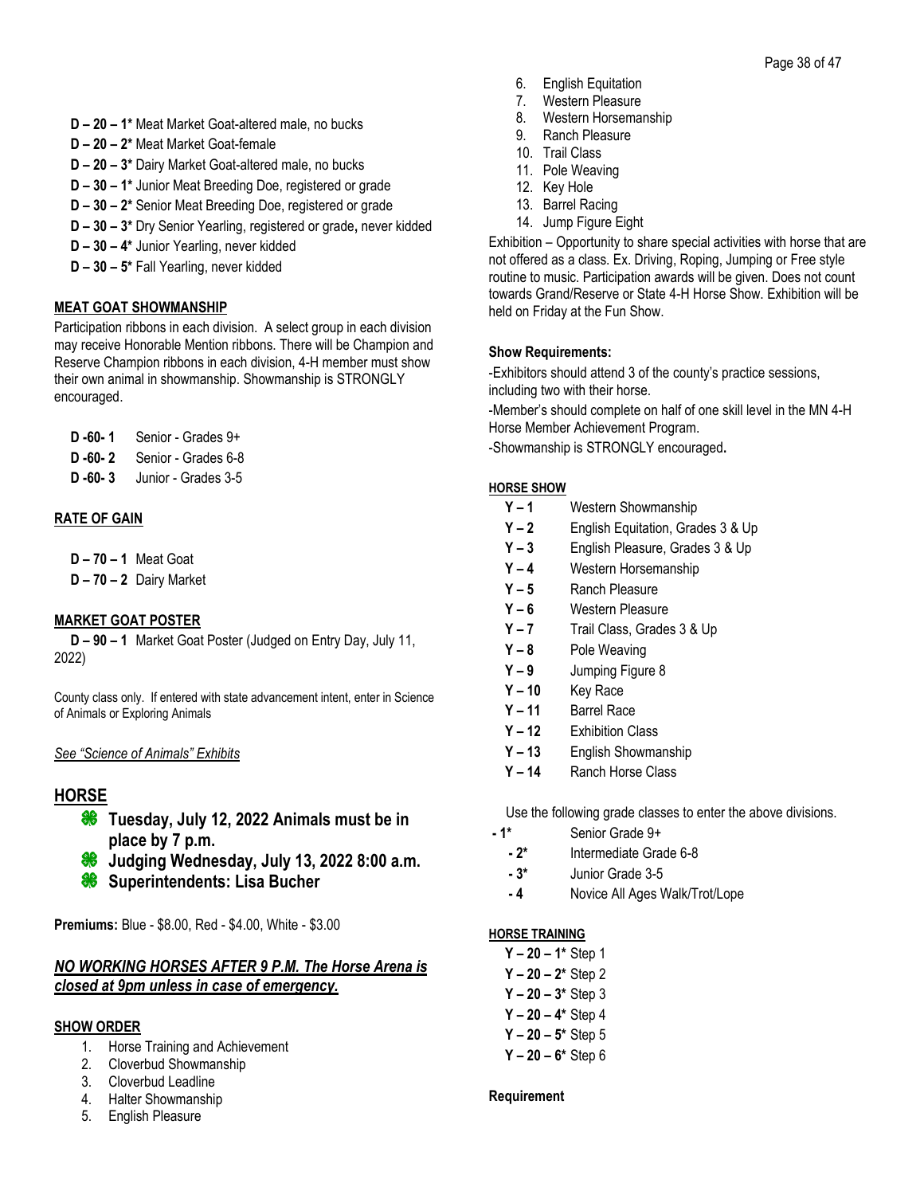**D – 20 – 1*** Meat Market Goat-altered male, no bucks
**D – 20 – 2*** Meat Market Goat-female
**D – 20 – 3*** Dairy Market Goat-altered male, no bucks
**D – 30 – 1*** Junior Meat Breeding Doe, registered or grade
**D – 30 – 2*** Senior Meat Breeding Doe, registered or grade
**D – 30 – 3*** Dry Senior Yearling, registered or grade**,** never kidded
**D – 30 – 4*** Junior Yearling, never kidded
**D – 30 – 5*** Fall Yearling, never kidded

**MEAT GOAT SHOWMANSHIP**

Participation ribbons in each division. A select group in each division may receive Honorable Mention ribbons. There will be Champion and Reserve Champion ribbons in each division, 4-H member must show their own animal in showmanship. Showmanship is STRONGLY encouraged.

**D -60- 1** Senior - Grades 9+
**D -60- 2** Senior - Grades 6-8
**D -60- 3** Junior - Grades 3-5

**RATE OF GAIN**

**D – 70 – 1** Meat Goat
**D – 70 – 2** Dairy Market

**MARKET GOAT POSTER**

**D – 90 – 1** Market Goat Poster (Judged on Entry Day, July 11, 2022)

County class only. If entered with state advancement intent, enter in Science of Animals or Exploring Animals

*See "Science of Animals" Exhibits*

## HORSE

- **Tuesday, July 12, 2022 Animals must be in place by 7 p.m.**
- **Judging Wednesday, July 13, 2022 8:00 a.m.**
- **Superintendents: Lisa Bucher**

**Premiums:** Blue - $8.00, Red - $4.00, White - $3.00

***NO WORKING HORSES AFTER 9 P.M. The Horse Arena is closed at 9pm unless in case of emergency.***

**SHOW ORDER**

1. Horse Training and Achievement
2. Cloverbud Showmanship
3. Cloverbud Leadline
4. Halter Showmanship
5. English Pleasure
6. English Equitation
7. Western Pleasure
8. Western Horsemanship
9. Ranch Pleasure
10. Trail Class
11. Pole Weaving
12. Key Hole
13. Barrel Racing
14. Jump Figure Eight

Exhibition – Opportunity to share special activities with horse that are not offered as a class. Ex. Driving, Roping, Jumping or Free style routine to music. Participation awards will be given. Does not count towards Grand/Reserve or State 4-H Horse Show. Exhibition will be held on Friday at the Fun Show.

**Show Requirements:**

-Exhibitors should attend 3 of the county's practice sessions, including two with their horse.
-Member's should complete on half of one skill level in the MN 4-H Horse Member Achievement Program.
-Showmanship is STRONGLY encouraged**.**

**HORSE SHOW**

**Y – 1** Western Showmanship
**Y – 2** English Equitation, Grades 3 & Up
**Y – 3** English Pleasure, Grades 3 & Up
**Y – 4** Western Horsemanship
**Y – 5** Ranch Pleasure
**Y – 6** Western Pleasure
**Y – 7** Trail Class, Grades 3 & Up
**Y – 8** Pole Weaving
**Y – 9** Jumping Figure 8
**Y – 10** Key Race
**Y – 11** Barrel Race
**Y – 12** Exhibition Class
**Y – 13** English Showmanship
**Y – 14** Ranch Horse Class

Use the following grade classes to enter the above divisions.

**- 1*** Senior Grade 9+
**- 2*** Intermediate Grade 6-8
**- 3*** Junior Grade 3-5
**- 4** Novice All Ages Walk/Trot/Lope

**HORSE TRAINING**

**Y – 20 – 1*** Step 1
**Y – 20 – 2*** Step 2
**Y – 20 – 3*** Step 3
**Y – 20 – 4*** Step 4
**Y – 20 – 5*** Step 5
**Y – 20 – 6*** Step 6

**Requirement**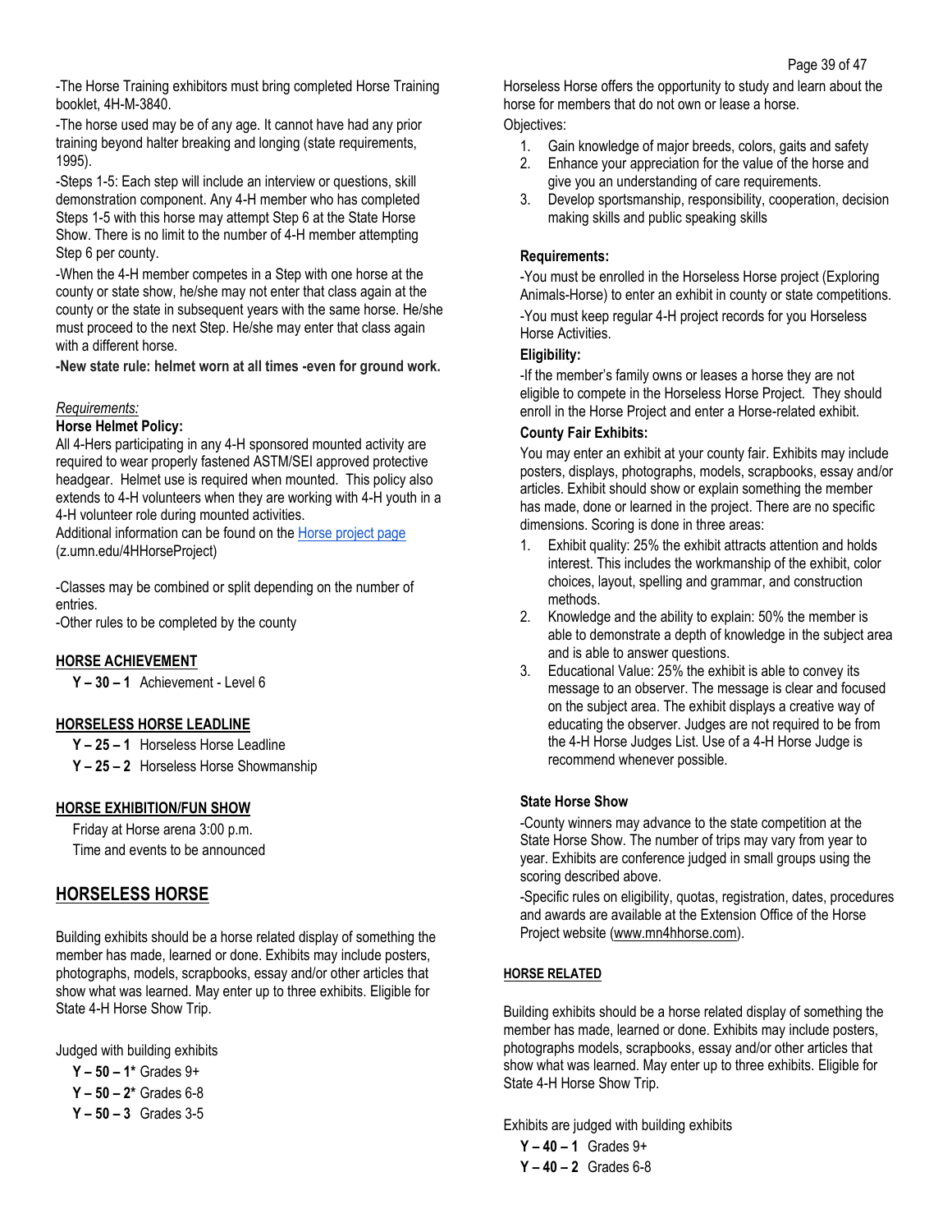-The Horse Training exhibitors must bring completed Horse Training booklet, 4H-M-3840.

-The horse used may be of any age. It cannot have had any prior training beyond halter breaking and longing (state requirements, 1995).

-Steps 1-5: Each step will include an interview or questions, skill demonstration component. Any 4-H member who has completed Steps 1-5 with this horse may attempt Step 6 at the State Horse Show. There is no limit to the number of 4-H member attempting Step 6 per county.

-When the 4-H member competes in a Step with one horse at the county or state show, he/she may not enter that class again at the county or the state in subsequent years with the same horse. He/she must proceed to the next Step. He/she may enter that class again with a different horse.

**-New state rule: helmet worn at all times -even for ground work.**

*Requirements:*

**Horse Helmet Policy:**

All 4-Hers participating in any 4-H sponsored mounted activity are required to wear properly fastened ASTM/SEI approved protective headgear. Helmet use is required when mounted. This policy also extends to 4-H volunteers when they are working with 4-H youth in a 4-H volunteer role during mounted activities.

Additional information can be found on the Horse project page (z.umn.edu/4HHorseProject)

-Classes may be combined or split depending on the number of entries.

-Other rules to be completed by the county

**HORSE ACHIEVEMENT**

**Y – 30 – 1** Achievement - Level 6

**HORSELESS HORSE LEADLINE**

**Y – 25 – 1** Horseless Horse Leadline

**Y – 25 – 2** Horseless Horse Showmanship

**HORSE EXHIBITION/FUN SHOW**

Friday at Horse arena 3:00 p.m.

Time and events to be announced

## HORSELESS HORSE

Building exhibits should be a horse related display of something the member has made, learned or done. Exhibits may include posters, photographs, models, scrapbooks, essay and/or other articles that show what was learned. May enter up to three exhibits. Eligible for State 4-H Horse Show Trip.

Judged with building exhibits

**Y – 50 – 1*** Grades 9+

**Y – 50 – 2*** Grades 6-8

**Y – 50 – 3** Grades 3-5

Horseless Horse offers the opportunity to study and learn about the horse for members that do not own or lease a horse.

Objectives:

1. Gain knowledge of major breeds, colors, gaits and safety
2. Enhance your appreciation for the value of the horse and give you an understanding of care requirements.
3. Develop sportsmanship, responsibility, cooperation, decision making skills and public speaking skills

**Requirements:**

-You must be enrolled in the Horseless Horse project (Exploring Animals-Horse) to enter an exhibit in county or state competitions.

-You must keep regular 4-H project records for you Horseless Horse Activities.

**Eligibility:**

-If the member's family owns or leases a horse they are not eligible to compete in the Horseless Horse Project. They should enroll in the Horse Project and enter a Horse-related exhibit.

**County Fair Exhibits:**

You may enter an exhibit at your county fair. Exhibits may include posters, displays, photographs, models, scrapbooks, essay and/or articles. Exhibit should show or explain something the member has made, done or learned in the project. There are no specific dimensions. Scoring is done in three areas:

1. Exhibit quality: 25% the exhibit attracts attention and holds interest. This includes the workmanship of the exhibit, color choices, layout, spelling and grammar, and construction methods.
2. Knowledge and the ability to explain: 50% the member is able to demonstrate a depth of knowledge in the subject area and is able to answer questions.
3. Educational Value: 25% the exhibit is able to convey its message to an observer. The message is clear and focused on the subject area. The exhibit displays a creative way of educating the observer. Judges are not required to be from the 4-H Horse Judges List. Use of a 4-H Horse Judge is recommend whenever possible.

**State Horse Show**

-County winners may advance to the state competition at the State Horse Show. The number of trips may vary from year to year. Exhibits are conference judged in small groups using the scoring described above.

-Specific rules on eligibility, quotas, registration, dates, procedures and awards are available at the Extension Office of the Horse Project website (www.mn4hhorse.com).

**HORSE RELATED**

Building exhibits should be a horse related display of something the member has made, learned or done. Exhibits may include posters, photographs models, scrapbooks, essay and/or other articles that show what was learned. May enter up to three exhibits. Eligible for State 4-H Horse Show Trip.

Exhibits are judged with building exhibits

**Y – 40 – 1** Grades 9+

**Y – 40 – 2** Grades 6-8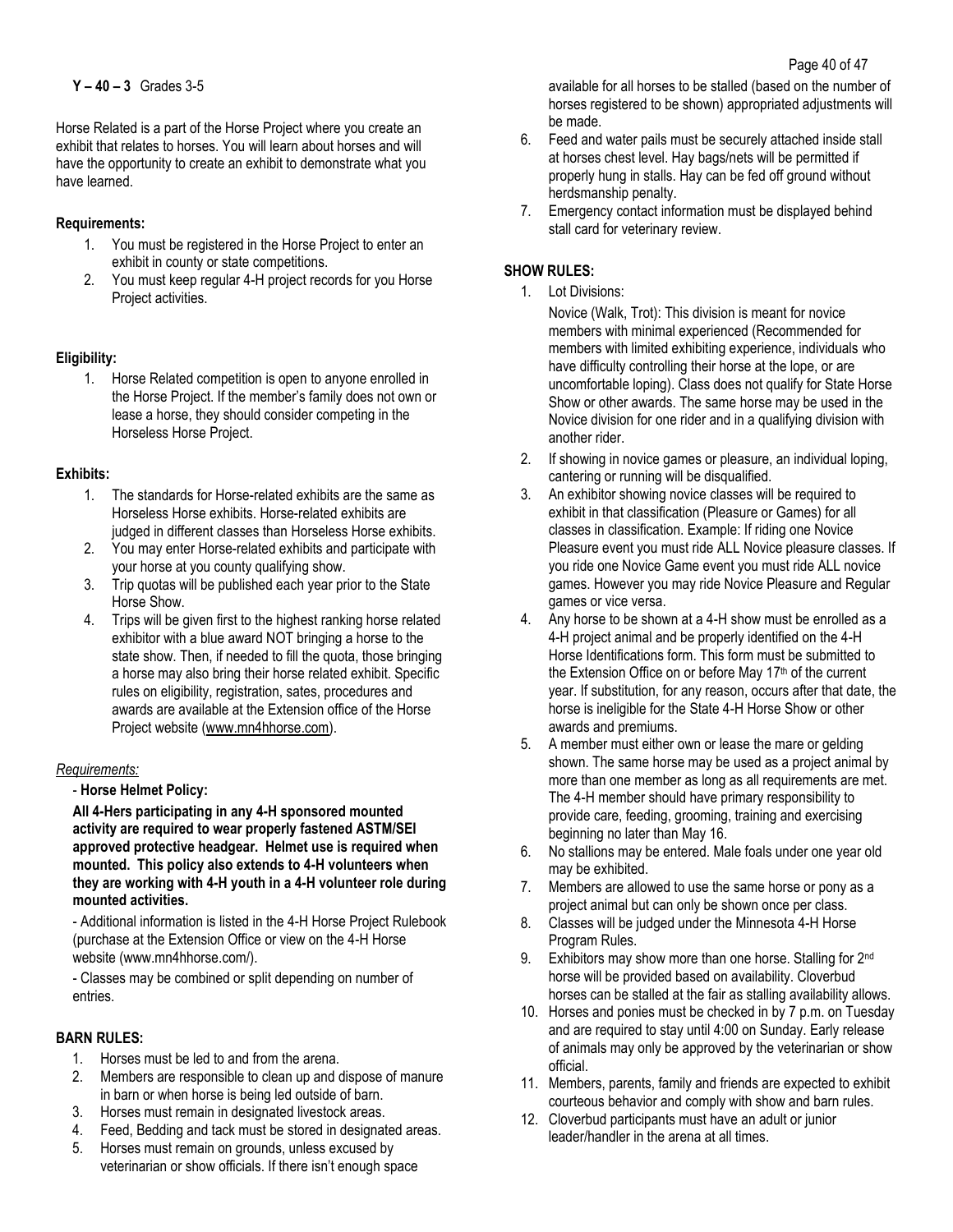**Y – 40 – 3** Grades 3-5

Horse Related is a part of the Horse Project where you create an exhibit that relates to horses. You will learn about horses and will have the opportunity to create an exhibit to demonstrate what you have learned.

**Requirements:**

1. You must be registered in the Horse Project to enter an exhibit in county or state competitions.
2. You must keep regular 4-H project records for you Horse Project activities.

**Eligibility:**

1. Horse Related competition is open to anyone enrolled in the Horse Project. If the member's family does not own or lease a horse, they should consider competing in the Horseless Horse Project.

**Exhibits:**

1. The standards for Horse-related exhibits are the same as Horseless Horse exhibits. Horse-related exhibits are judged in different classes than Horseless Horse exhibits.
2. You may enter Horse-related exhibits and participate with your horse at you county qualifying show.
3. Trip quotas will be published each year prior to the State Horse Show.
4. Trips will be given first to the highest ranking horse related exhibitor with a blue award NOT bringing a horse to the state show. Then, if needed to fill the quota, those bringing a horse may also bring their horse related exhibit. Specific rules on eligibility, registration, sates, procedures and awards are available at the Extension office of the Horse Project website (www.mn4hhorse.com).

*Requirements:*

- **Horse Helmet Policy:**

**All 4-Hers participating in any 4-H sponsored mounted activity are required to wear properly fastened ASTM/SEI approved protective headgear. Helmet use is required when mounted. This policy also extends to 4-H volunteers when they are working with 4-H youth in a 4-H volunteer role during mounted activities.**

- Additional information is listed in the 4-H Horse Project Rulebook (purchase at the Extension Office or view on the 4-H Horse website (www.mn4hhorse.com/).

- Classes may be combined or split depending on number of entries.

**BARN RULES:**

1. Horses must be led to and from the arena.
2. Members are responsible to clean up and dispose of manure in barn or when horse is being led outside of barn.
3. Horses must remain in designated livestock areas.
4. Feed, Bedding and tack must be stored in designated areas.
5. Horses must remain on grounds, unless excused by veterinarian or show officials. If there isn't enough space available for all horses to be stalled (based on the number of horses registered to be shown) appropriated adjustments will be made.
6. Feed and water pails must be securely attached inside stall at horses chest level. Hay bags/nets will be permitted if properly hung in stalls. Hay can be fed off ground without herdsmanship penalty.
7. Emergency contact information must be displayed behind stall card for veterinary review.

**SHOW RULES:**

1. Lot Divisions:

   Novice (Walk, Trot): This division is meant for novice members with minimal experienced (Recommended for members with limited exhibiting experience, individuals who have difficulty controlling their horse at the lope, or are uncomfortable loping). Class does not qualify for State Horse Show or other awards. The same horse may be used in the Novice division for one rider and in a qualifying division with another rider.
2. If showing in novice games or pleasure, an individual loping, cantering or running will be disqualified.
3. An exhibitor showing novice classes will be required to exhibit in that classification (Pleasure or Games) for all classes in classification. Example: If riding one Novice Pleasure event you must ride ALL Novice pleasure classes. If you ride one Novice Game event you must ride ALL novice games. However you may ride Novice Pleasure and Regular games or vice versa.
4. Any horse to be shown at a 4-H show must be enrolled as a 4-H project animal and be properly identified on the 4-H Horse Identifications form. This form must be submitted to the Extension Office on or before May 17th of the current year. If substitution, for any reason, occurs after that date, the horse is ineligible for the State 4-H Horse Show or other awards and premiums.
5. A member must either own or lease the mare or gelding shown. The same horse may be used as a project animal by more than one member as long as all requirements are met. The 4-H member should have primary responsibility to provide care, feeding, grooming, training and exercising beginning no later than May 16.
6. No stallions may be entered. Male foals under one year old may be exhibited.
7. Members are allowed to use the same horse or pony as a project animal but can only be shown once per class.
8. Classes will be judged under the Minnesota 4-H Horse Program Rules.
9. Exhibitors may show more than one horse. Stalling for 2nd horse will be provided based on availability. Cloverbud horses can be stalled at the fair as stalling availability allows.
10. Horses and ponies must be checked in by 7 p.m. on Tuesday and are required to stay until 4:00 on Sunday. Early release of animals may only be approved by the veterinarian or show official.
11. Members, parents, family and friends are expected to exhibit courteous behavior and comply with show and barn rules.
12. Cloverbud participants must have an adult or junior leader/handler in the arena at all times.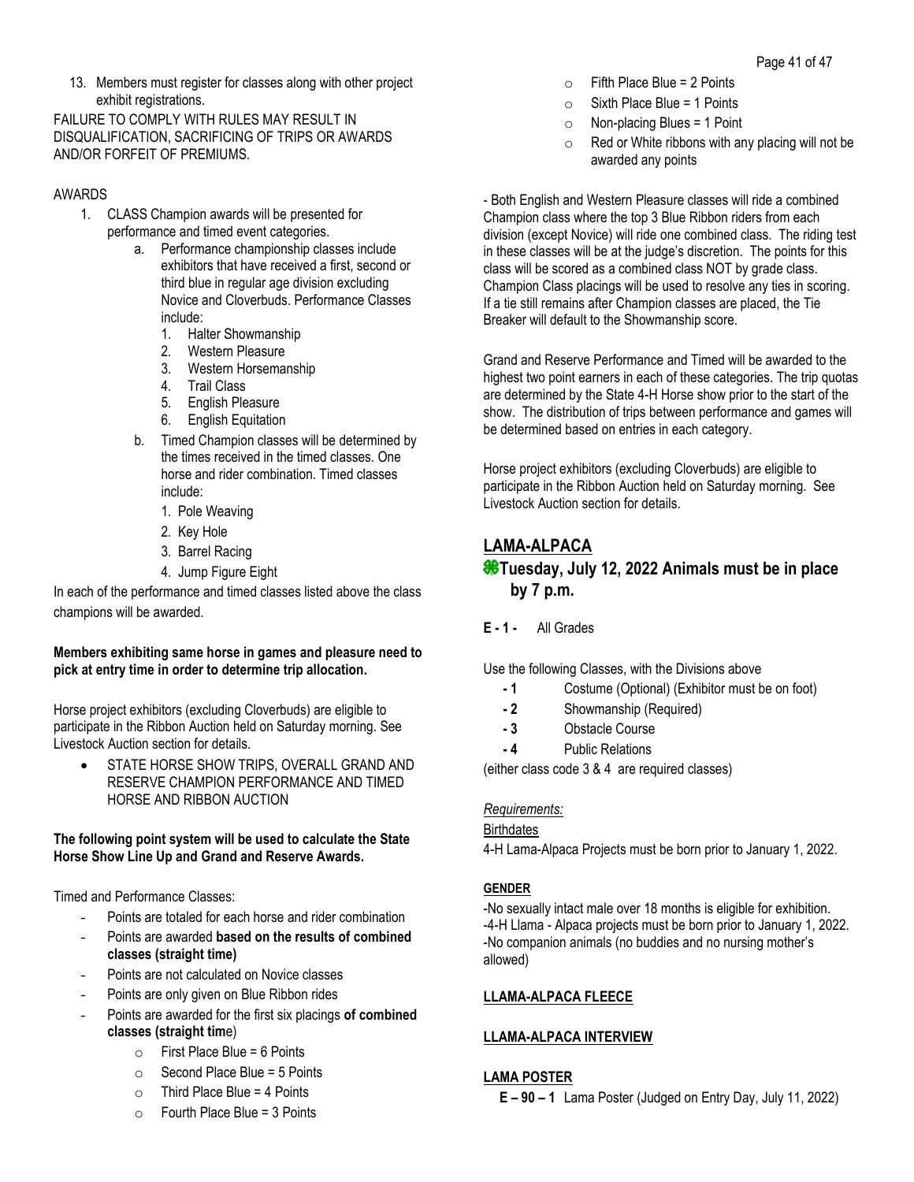13. Members must register for classes along with other project exhibit registrations.

FAILURE TO COMPLY WITH RULES MAY RESULT IN DISQUALIFICATION, SACRIFICING OF TRIPS OR AWARDS AND/OR FORFEIT OF PREMIUMS.

AWARDS

1. CLASS Champion awards will be presented for performance and timed event categories.
   a. Performance championship classes include exhibitors that have received a first, second or third blue in regular age division excluding Novice and Cloverbuds. Performance Classes include:
      1. Halter Showmanship
      2. Western Pleasure
      3. Western Horsemanship
      4. Trail Class
      5. English Pleasure
      6. English Equitation
   b. Timed Champion classes will be determined by the times received in the timed classes. One horse and rider combination. Timed classes include:
      1. Pole Weaving
      2. Key Hole
      3. Barrel Racing
      4. Jump Figure Eight

In each of the performance and timed classes listed above the class champions will be awarded.

**Members exhibiting same horse in games and pleasure need to pick at entry time in order to determine trip allocation.**

Horse project exhibitors (excluding Cloverbuds) are eligible to participate in the Ribbon Auction held on Saturday morning. See Livestock Auction section for details.

- STATE HORSE SHOW TRIPS, OVERALL GRAND AND RESERVE CHAMPION PERFORMANCE AND TIMED HORSE AND RIBBON AUCTION

**The following point system will be used to calculate the State Horse Show Line Up and Grand and Reserve Awards.**

Timed and Performance Classes:

- Points are totaled for each horse and rider combination
- Points are awarded **based on the results of combined classes (straight time)**
- Points are not calculated on Novice classes
- Points are only given on Blue Ribbon rides
- Points are awarded for the first six placings **of combined classes (straight tim**e)
  - First Place Blue = 6 Points
  - Second Place Blue = 5 Points
  - Third Place Blue = 4 Points
  - Fourth Place Blue = 3 Points
  - Fifth Place Blue = 2 Points
  - Sixth Place Blue = 1 Points
  - Non-placing Blues = 1 Point
  - Red or White ribbons with any placing will not be awarded any points

- Both English and Western Pleasure classes will ride a combined Champion class where the top 3 Blue Ribbon riders from each division (except Novice) will ride one combined class. The riding test in these classes will be at the judge's discretion. The points for this class will be scored as a combined class NOT by grade class. Champion Class placings will be used to resolve any ties in scoring. If a tie still remains after Champion classes are placed, the Tie Breaker will default to the Showmanship score.

Grand and Reserve Performance and Timed will be awarded to the highest two point earners in each of these categories. The trip quotas are determined by the State 4-H Horse show prior to the start of the show. The distribution of trips between performance and games will be determined based on entries in each category.

Horse project exhibitors (excluding Cloverbuds) are eligible to participate in the Ribbon Auction held on Saturday morning. See Livestock Auction section for details.

## LAMA-ALPACA

### ❀Tuesday, July 12, 2022 Animals must be in place by 7 p.m.

**E - 1 -** All Grades

Use the following Classes, with the Divisions above

- **- 1** Costume (Optional) (Exhibitor must be on foot)
- **- 2** Showmanship (Required)
- **- 3** Obstacle Course
- **- 4** Public Relations

(either class code 3 & 4 are required classes)

*Requirements:*

Birthdates

4-H Lama-Alpaca Projects must be born prior to January 1, 2022.

**GENDER**

-No sexually intact male over 18 months is eligible for exhibition.
-4-H Llama - Alpaca projects must be born prior to January 1, 2022.
-No companion animals (no buddies and no nursing mother's allowed)

**LLAMA-ALPACA FLEECE**

**LLAMA-ALPACA INTERVIEW**

**LAMA POSTER**

**E – 90 – 1** Lama Poster (Judged on Entry Day, July 11, 2022)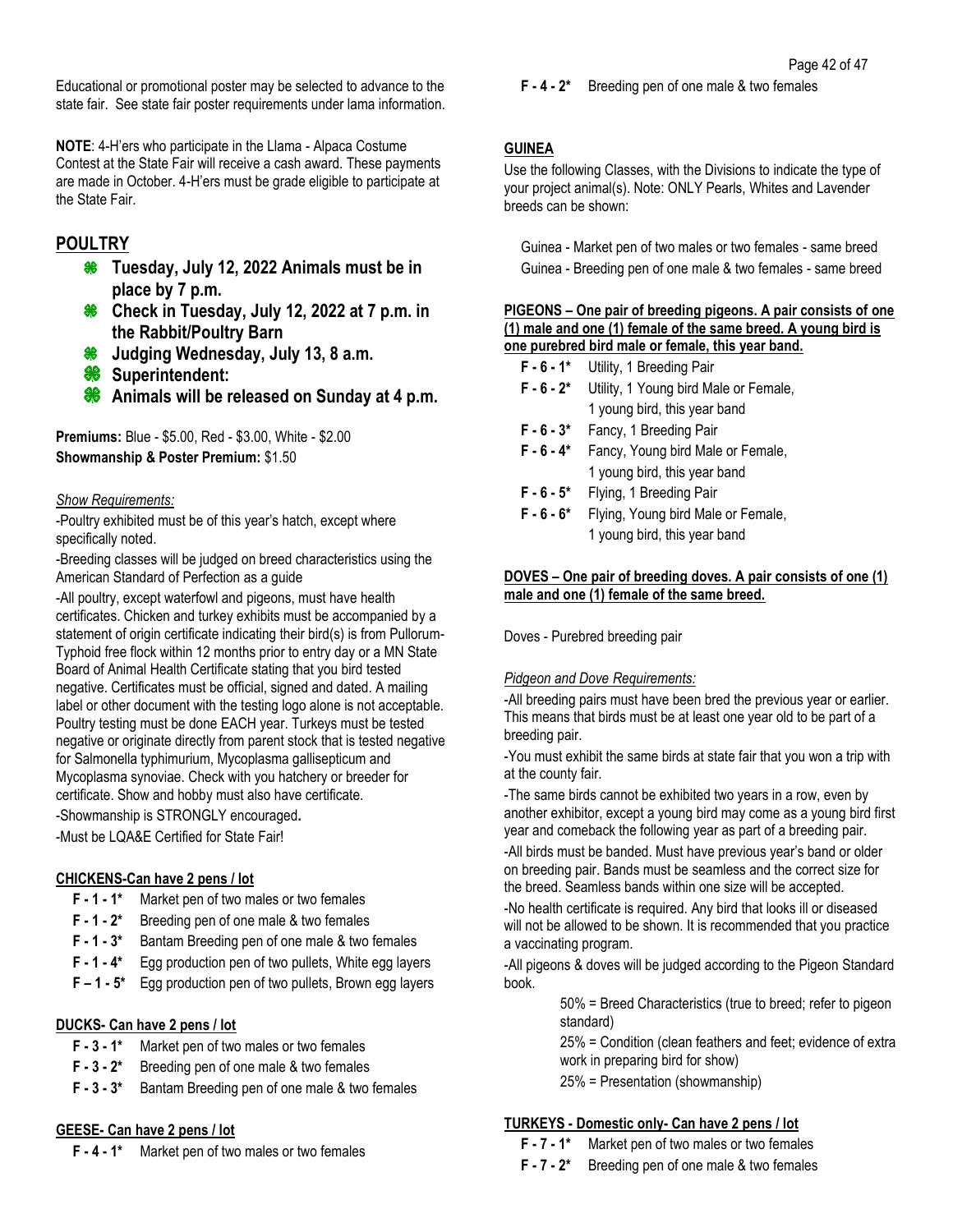Educational or promotional poster may be selected to advance to the state fair. See state fair poster requirements under lama information.

**NOTE**: 4-H'ers who participate in the Llama - Alpaca Costume Contest at the State Fair will receive a cash award. These payments are made in October. 4-H'ers must be grade eligible to participate at the State Fair.

## POULTRY

- **Tuesday, July 12, 2022 Animals must be in place by 7 p.m.**
- **Check in Tuesday, July 12, 2022 at 7 p.m. in the Rabbit/Poultry Barn**
- **Judging Wednesday, July 13, 8 a.m.**
- **Superintendent:**
- **Animals will be released on Sunday at 4 p.m.**

**Premiums:** Blue - $5.00, Red - $3.00, White - $2.00
**Showmanship & Poster Premium:** $1.50

*Show Requirements:*

-Poultry exhibited must be of this year's hatch, except where specifically noted.

-Breeding classes will be judged on breed characteristics using the American Standard of Perfection as a guide

-All poultry, except waterfowl and pigeons, must have health certificates. Chicken and turkey exhibits must be accompanied by a statement of origin certificate indicating their bird(s) is from Pullorum-Typhoid free flock within 12 months prior to entry day or a MN State Board of Animal Health Certificate stating that you bird tested negative. Certificates must be official, signed and dated. A mailing label or other document with the testing logo alone is not acceptable. Poultry testing must be done EACH year. Turkeys must be tested negative or originate directly from parent stock that is tested negative for Salmonella typhimurium, Mycoplasma gallisepticum and Mycoplasma synoviae. Check with you hatchery or breeder for certificate. Show and hobby must also have certificate.

-Showmanship is STRONGLY encouraged**.**

-Must be LQA&E Certified for State Fair!

### CHICKENS-Can have 2 pens / lot

**F - 1 - 1\*** Market pen of two males or two females
**F - 1 - 2\*** Breeding pen of one male & two females
**F - 1 - 3\*** Bantam Breeding pen of one male & two females
**F - 1 - 4\*** Egg production pen of two pullets, White egg layers
**F – 1 - 5\*** Egg production pen of two pullets, Brown egg layers

### DUCKS- Can have 2 pens / lot

**F - 3 - 1\*** Market pen of two males or two females
**F - 3 - 2\*** Breeding pen of one male & two females
**F - 3 - 3\*** Bantam Breeding pen of one male & two females

### GEESE- Can have 2 pens / lot

**F - 4 - 1\*** Market pen of two males or two females
**F - 4 - 2\*** Breeding pen of one male & two females

### GUINEA

Use the following Classes, with the Divisions to indicate the type of your project animal(s). Note: ONLY Pearls, Whites and Lavender breeds can be shown:

Guinea - Market pen of two males or two females - same breed
Guinea - Breeding pen of one male & two females - same breed

### PIGEONS – One pair of breeding pigeons. A pair consists of one (1) male and one (1) female of the same breed. A young bird is one purebred bird male or female, this year band.

**F - 6 - 1\*** Utility, 1 Breeding Pair
**F - 6 - 2\*** Utility, 1 Young bird Male or Female, 1 young bird, this year band
**F - 6 - 3\*** Fancy, 1 Breeding Pair
**F - 6 - 4\*** Fancy, Young bird Male or Female, 1 young bird, this year band
**F - 6 - 5\*** Flying, 1 Breeding Pair
**F - 6 - 6\*** Flying, Young bird Male or Female, 1 young bird, this year band

### DOVES – One pair of breeding doves. A pair consists of one (1) male and one (1) female of the same breed.

Doves - Purebred breeding pair

*Pidgeon and Dove Requirements:*

-All breeding pairs must have been bred the previous year or earlier. This means that birds must be at least one year old to be part of a breeding pair.

-You must exhibit the same birds at state fair that you won a trip with at the county fair.

-The same birds cannot be exhibited two years in a row, even by another exhibitor, except a young bird may come as a young bird first year and comeback the following year as part of a breeding pair.

-All birds must be banded. Must have previous year's band or older on breeding pair. Bands must be seamless and the correct size for the breed. Seamless bands within one size will be accepted.

-No health certificate is required. Any bird that looks ill or diseased will not be allowed to be shown. It is recommended that you practice a vaccinating program.

-All pigeons & doves will be judged according to the Pigeon Standard book.

> 50% = Breed Characteristics (true to breed; refer to pigeon standard)
> 25% = Condition (clean feathers and feet; evidence of extra work in preparing bird for show)
> 25% = Presentation (showmanship)

### TURKEYS - Domestic only- Can have 2 pens / lot

**F - 7 - 1\*** Market pen of two males or two females
**F - 7 - 2\*** Breeding pen of one male & two females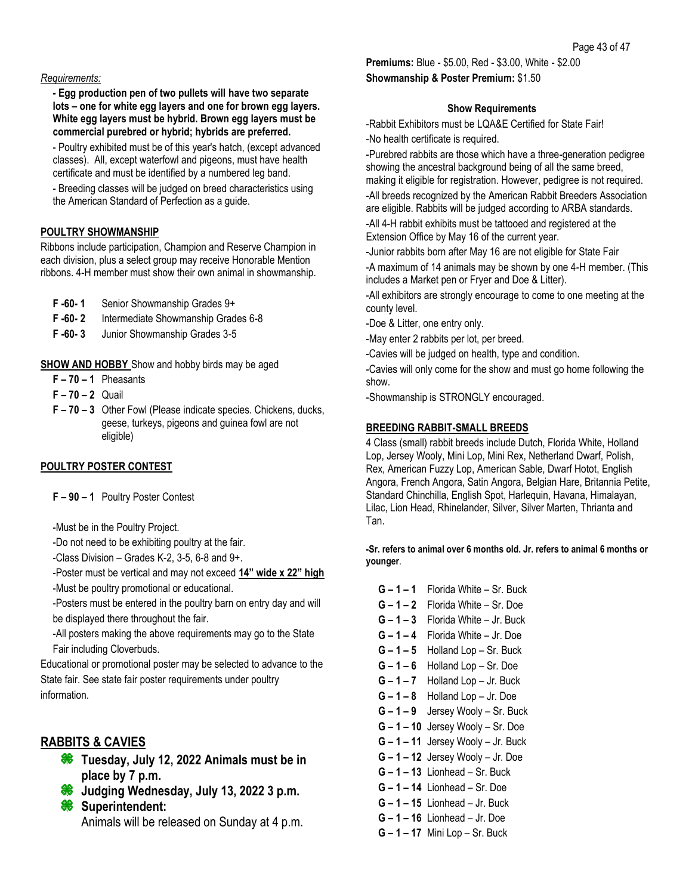*Requirements:*

**- Egg production pen of two pullets will have two separate lots – one for white egg layers and one for brown egg layers. White egg layers must be hybrid. Brown egg layers must be commercial purebred or hybrid; hybrids are preferred.**

- Poultry exhibited must be of this year's hatch, (except advanced classes). All, except waterfowl and pigeons, must have health certificate and must be identified by a numbered leg band.

- Breeding classes will be judged on breed characteristics using the American Standard of Perfection as a guide.

**POULTRY SHOWMANSHIP**

Ribbons include participation, Champion and Reserve Champion in each division, plus a select group may receive Honorable Mention ribbons. 4-H member must show their own animal in showmanship.

- **F -60- 1** Senior Showmanship Grades 9+
- **F -60- 2** Intermediate Showmanship Grades 6-8
- **F -60- 3** Junior Showmanship Grades 3-5

**SHOW AND HOBBY** Show and hobby birds may be aged

- **F – 70 – 1** Pheasants
- **F – 70 – 2** Quail
- **F – 70 – 3** Other Fowl (Please indicate species. Chickens, ducks, geese, turkeys, pigeons and guinea fowl are not eligible)

**POULTRY POSTER CONTEST**

- **F – 90 – 1** Poultry Poster Contest

-Must be in the Poultry Project.

-Do not need to be exhibiting poultry at the fair.

-Class Division – Grades K-2, 3-5, 6-8 and 9+.

-Poster must be vertical and may not exceed **14" wide x 22" high**

-Must be poultry promotional or educational.

-Posters must be entered in the poultry barn on entry day and will be displayed there throughout the fair.

-All posters making the above requirements may go to the State Fair including Cloverbuds.

Educational or promotional poster may be selected to advance to the State fair. See state fair poster requirements under poultry information.

## RABBITS & CAVIES

- **Tuesday, July 12, 2022 Animals must be in place by 7 p.m.**
- **Judging Wednesday, July 13, 2022 3 p.m.**
- **Superintendent:**

Animals will be released on Sunday at 4 p.m.

**Premiums:** Blue - $5.00, Red - $3.00, White - $2.00
**Showmanship & Poster Premium:** $1.50

**Show Requirements**

-Rabbit Exhibitors must be LQA&E Certified for State Fair!

-No health certificate is required.

-Purebred rabbits are those which have a three-generation pedigree showing the ancestral background being of all the same breed, making it eligible for registration. However, pedigree is not required.

-All breeds recognized by the American Rabbit Breeders Association are eligible. Rabbits will be judged according to ARBA standards.

-All 4-H rabbit exhibits must be tattooed and registered at the Extension Office by May 16 of the current year.

-Junior rabbits born after May 16 are not eligible for State Fair

-A maximum of 14 animals may be shown by one 4-H member. (This includes a Market pen or Fryer and Doe & Litter).

-All exhibitors are strongly encourage to come to one meeting at the county level.

-Doe & Litter, one entry only.

-May enter 2 rabbits per lot, per breed.

-Cavies will be judged on health, type and condition.

-Cavies will only come for the show and must go home following the show.

-Showmanship is STRONGLY encouraged.

**BREEDING RABBIT-SMALL BREEDS**

4 Class (small) rabbit breeds include Dutch, Florida White, Holland Lop, Jersey Wooly, Mini Lop, Mini Rex, Netherland Dwarf, Polish, Rex, American Fuzzy Lop, American Sable, Dwarf Hotot, English Angora, French Angora, Satin Angora, Belgian Hare, Britannia Petite, Standard Chinchilla, English Spot, Harlequin, Havana, Himalayan, Lilac, Lion Head, Rhinelander, Silver, Silver Marten, Thrianta and Tan.

**-Sr. refers to animal over 6 months old. Jr. refers to animal 6 months or younger**.

- **G – 1 – 1** Florida White – Sr. Buck
- **G – 1 – 2** Florida White – Sr. Doe
- **G – 1 – 3** Florida White – Jr. Buck
- **G – 1 – 4** Florida White – Jr. Doe
- **G – 1 – 5** Holland Lop – Sr. Buck
- **G – 1 – 6** Holland Lop – Sr. Doe
- **G – 1 – 7** Holland Lop – Jr. Buck
- **G – 1 – 8** Holland Lop – Jr. Doe
- **G – 1 – 9** Jersey Wooly – Sr. Buck
- **G – 1 – 10** Jersey Wooly – Sr. Doe
- **G – 1 – 11** Jersey Wooly – Jr. Buck
- **G – 1 – 12** Jersey Wooly – Jr. Doe
- **G – 1 – 13** Lionhead – Sr. Buck
- **G – 1 – 14** Lionhead – Sr. Doe
- **G – 1 – 15** Lionhead – Jr. Buck
- **G – 1 – 16** Lionhead – Jr. Doe
- **G – 1 – 17** Mini Lop – Sr. Buck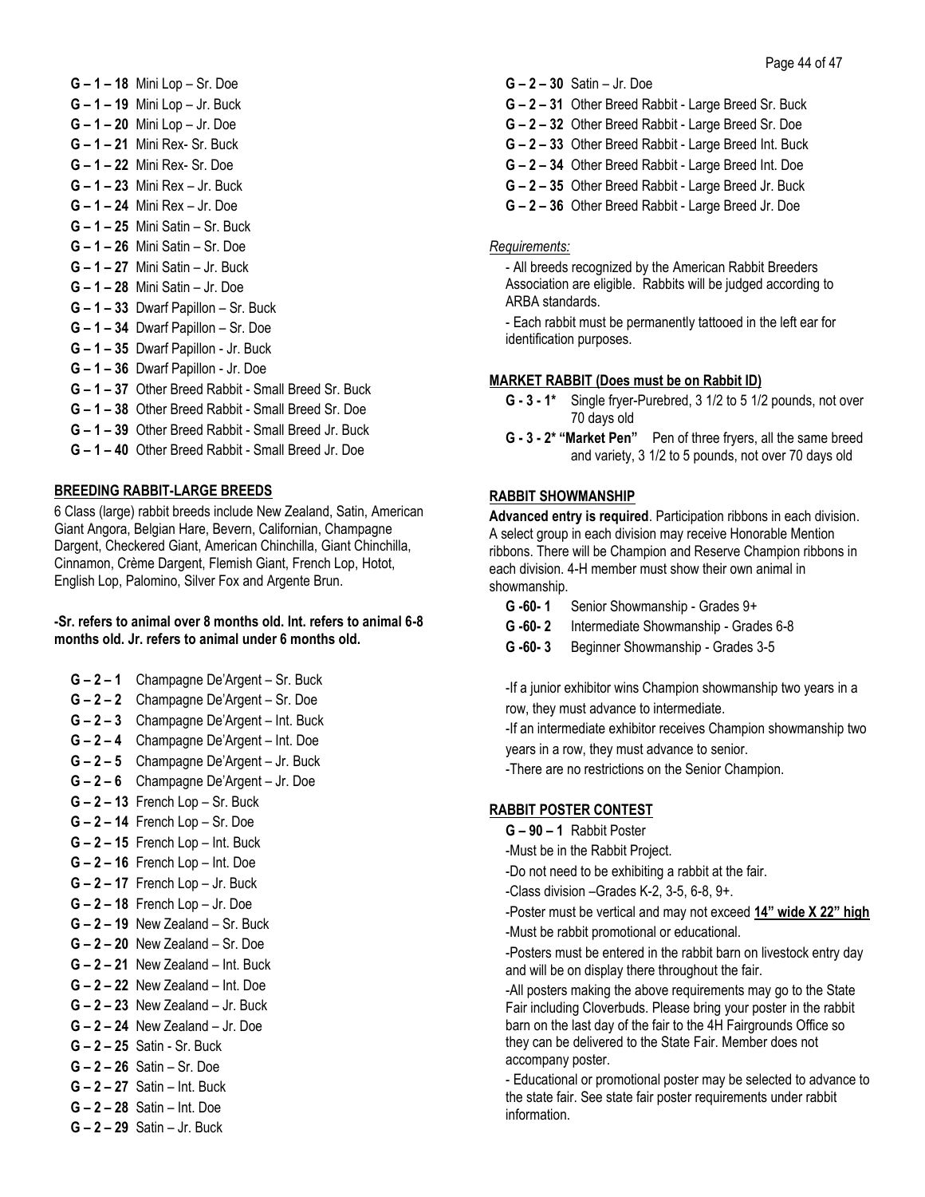**G – 1 – 18** Mini Lop – Sr. Doe
**G – 1 – 19** Mini Lop – Jr. Buck
**G – 1 – 20** Mini Lop – Jr. Doe
**G – 1 – 21** Mini Rex- Sr. Buck
**G – 1 – 22** Mini Rex- Sr. Doe
**G – 1 – 23** Mini Rex – Jr. Buck
**G – 1 – 24** Mini Rex – Jr. Doe
**G – 1 – 25** Mini Satin – Sr. Buck
**G – 1 – 26** Mini Satin – Sr. Doe
**G – 1 – 27** Mini Satin – Jr. Buck
**G – 1 – 28** Mini Satin – Jr. Doe
**G – 1 – 33** Dwarf Papillon – Sr. Buck
**G – 1 – 34** Dwarf Papillon – Sr. Doe
**G – 1 – 35** Dwarf Papillon - Jr. Buck
**G – 1 – 36** Dwarf Papillon - Jr. Doe
**G – 1 – 37** Other Breed Rabbit - Small Breed Sr. Buck
**G – 1 – 38** Other Breed Rabbit - Small Breed Sr. Doe
**G – 1 – 39** Other Breed Rabbit - Small Breed Jr. Buck
**G – 1 – 40** Other Breed Rabbit - Small Breed Jr. Doe

## BREEDING RABBIT-LARGE BREEDS

6 Class (large) rabbit breeds include New Zealand, Satin, American Giant Angora, Belgian Hare, Bevern, Californian, Champagne Dargent, Checkered Giant, American Chinchilla, Giant Chinchilla, Cinnamon, Crème Dargent, Flemish Giant, French Lop, Hotot, English Lop, Palomino, Silver Fox and Argente Brun.

**-Sr. refers to animal over 8 months old. Int. refers to animal 6-8 months old. Jr. refers to animal under 6 months old.**

**G – 2 – 1** Champagne De'Argent – Sr. Buck
**G – 2 – 2** Champagne De'Argent – Sr. Doe
**G – 2 – 3** Champagne De'Argent – Int. Buck
**G – 2 – 4** Champagne De'Argent – Int. Doe
**G – 2 – 5** Champagne De'Argent – Jr. Buck
**G – 2 – 6** Champagne De'Argent – Jr. Doe
**G – 2 – 13** French Lop – Sr. Buck
**G – 2 – 14** French Lop – Sr. Doe
**G – 2 – 15** French Lop – Int. Buck
**G – 2 – 16** French Lop – Int. Doe
**G – 2 – 17** French Lop – Jr. Buck
**G – 2 – 18** French Lop – Jr. Doe
**G – 2 – 19** New Zealand – Sr. Buck
**G – 2 – 20** New Zealand – Sr. Doe
**G – 2 – 21** New Zealand – Int. Buck
**G – 2 – 22** New Zealand – Int. Doe
**G – 2 – 23** New Zealand – Jr. Buck
**G – 2 – 24** New Zealand – Jr. Doe
**G – 2 – 25** Satin - Sr. Buck
**G – 2 – 26** Satin – Sr. Doe
**G – 2 – 27** Satin – Int. Buck
**G – 2 – 28** Satin – Int. Doe
**G – 2 – 29** Satin – Jr. Buck
**G – 2 – 30** Satin – Jr. Doe
**G – 2 – 31** Other Breed Rabbit - Large Breed Sr. Buck
**G – 2 – 32** Other Breed Rabbit - Large Breed Sr. Doe
**G – 2 – 33** Other Breed Rabbit - Large Breed Int. Buck
**G – 2 – 34** Other Breed Rabbit - Large Breed Int. Doe
**G – 2 – 35** Other Breed Rabbit - Large Breed Jr. Buck
**G – 2 – 36** Other Breed Rabbit - Large Breed Jr. Doe

*Requirements:*

- All breeds recognized by the American Rabbit Breeders Association are eligible. Rabbits will be judged according to ARBA standards.
- Each rabbit must be permanently tattooed in the left ear for identification purposes.

## MARKET RABBIT (Does must be on Rabbit ID)

**G - 3 - 1*** Single fryer-Purebred, 3 1/2 to 5 1/2 pounds, not over 70 days old
**G - 3 - 2* "Market Pen"** Pen of three fryers, all the same breed and variety, 3 1/2 to 5 pounds, not over 70 days old

## RABBIT SHOWMANSHIP

**Advanced entry is required**. Participation ribbons in each division. A select group in each division may receive Honorable Mention ribbons. There will be Champion and Reserve Champion ribbons in each division. 4-H member must show their own animal in showmanship.

**G -60- 1** Senior Showmanship - Grades 9+
**G -60- 2** Intermediate Showmanship - Grades 6-8
**G -60- 3** Beginner Showmanship - Grades 3-5

-If a junior exhibitor wins Champion showmanship two years in a row, they must advance to intermediate.

-If an intermediate exhibitor receives Champion showmanship two years in a row, they must advance to senior.

-There are no restrictions on the Senior Champion.

## RABBIT POSTER CONTEST

**G – 90 – 1** Rabbit Poster

-Must be in the Rabbit Project.

-Do not need to be exhibiting a rabbit at the fair.

-Class division –Grades K-2, 3-5, 6-8, 9+.

-Poster must be vertical and may not exceed **14" wide X 22" high**

-Must be rabbit promotional or educational.

-Posters must be entered in the rabbit barn on livestock entry day and will be on display there throughout the fair.

-All posters making the above requirements may go to the State Fair including Cloverbuds. Please bring your poster in the rabbit barn on the last day of the fair to the 4H Fairgrounds Office so they can be delivered to the State Fair. Member does not accompany poster.

- Educational or promotional poster may be selected to advance to the state fair. See state fair poster requirements under rabbit information.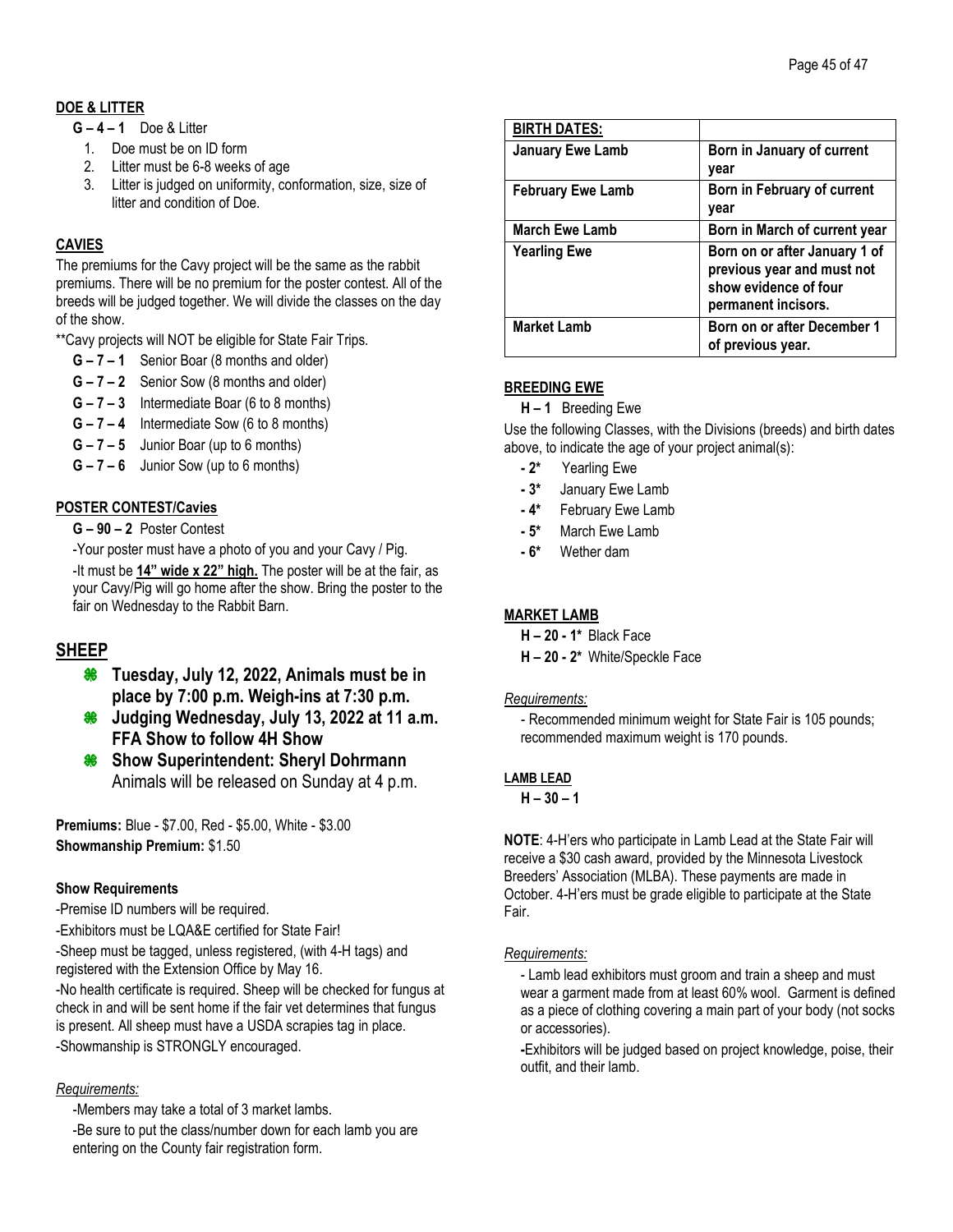**DOE & LITTER**

**G – 4 – 1** Doe & Litter

1. Doe must be on ID form
2. Litter must be 6-8 weeks of age
3. Litter is judged on uniformity, conformation, size, size of litter and condition of Doe.

**CAVIES**

The premiums for the Cavy project will be the same as the rabbit premiums. There will be no premium for the poster contest. All of the breeds will be judged together. We will divide the classes on the day of the show.

**Cavy projects will NOT be eligible for State Fair Trips.

- **G – 7 – 1** Senior Boar (8 months and older)
- **G – 7 – 2** Senior Sow (8 months and older)
- **G – 7 – 3** Intermediate Boar (6 to 8 months)
- **G – 7 – 4** Intermediate Sow (6 to 8 months)
- **G – 7 – 5** Junior Boar (up to 6 months)
- **G – 7 – 6** Junior Sow (up to 6 months)

**POSTER CONTEST/Cavies**

**G – 90 – 2** Poster Contest

-Your poster must have a photo of you and your Cavy / Pig.

-It must be **14" wide x 22" high.** The poster will be at the fair, as your Cavy/Pig will go home after the show. Bring the poster to the fair on Wednesday to the Rabbit Barn.

## SHEEP

- **Tuesday, July 12, 2022, Animals must be in place by 7:00 p.m. Weigh-ins at 7:30 p.m.**
- **Judging Wednesday, July 13, 2022 at 11 a.m. FFA Show to follow 4H Show**
- **Show Superintendent: Sheryl Dohrmann** Animals will be released on Sunday at 4 p.m.

**Premiums:** Blue - $7.00, Red - $5.00, White - $3.00
**Showmanship Premium:** $1.50

**Show Requirements**

-Premise ID numbers will be required.

-Exhibitors must be LQA&E certified for State Fair!

-Sheep must be tagged, unless registered, (with 4-H tags) and registered with the Extension Office by May 16.

-No health certificate is required. Sheep will be checked for fungus at check in and will be sent home if the fair vet determines that fungus is present. All sheep must have a USDA scrapies tag in place.

-Showmanship is STRONGLY encouraged.

*Requirements:*

-Members may take a total of 3 market lambs.

-Be sure to put the class/number down for each lamb you are entering on the County fair registration form.

| **BIRTH DATES:** | |
|---|---|
| **January Ewe Lamb** | **Born in January of current year** |
| **February Ewe Lamb** | **Born in February of current year** |
| **March Ewe Lamb** | **Born in March of current year** |
| **Yearling Ewe** | **Born on or after January 1 of previous year and must not show evidence of four permanent incisors.** |
| **Market Lamb** | **Born on or after December 1 of previous year.** |

**BREEDING EWE**

**H – 1** Breeding Ewe

Use the following Classes, with the Divisions (breeds) and birth dates above, to indicate the age of your project animal(s):

- **- 2*** Yearling Ewe
- **- 3*** January Ewe Lamb
- **- 4*** February Ewe Lamb
- **- 5*** March Ewe Lamb
- **- 6*** Wether dam

**MARKET LAMB**

**H – 20 - 1*** Black Face
**H – 20 - 2*** White/Speckle Face

*Requirements:*

- Recommended minimum weight for State Fair is 105 pounds; recommended maximum weight is 170 pounds.

**LAMB LEAD**

**H – 30 – 1**

**NOTE**: 4-H'ers who participate in Lamb Lead at the State Fair will receive a $30 cash award, provided by the Minnesota Livestock Breeders' Association (MLBA). These payments are made in October. 4-H'ers must be grade eligible to participate at the State Fair.

*Requirements:*

- Lamb lead exhibitors must groom and train a sheep and must wear a garment made from at least 60% wool. Garment is defined as a piece of clothing covering a main part of your body (not socks or accessories).

-Exhibitors will be judged based on project knowledge, poise, their outfit, and their lamb.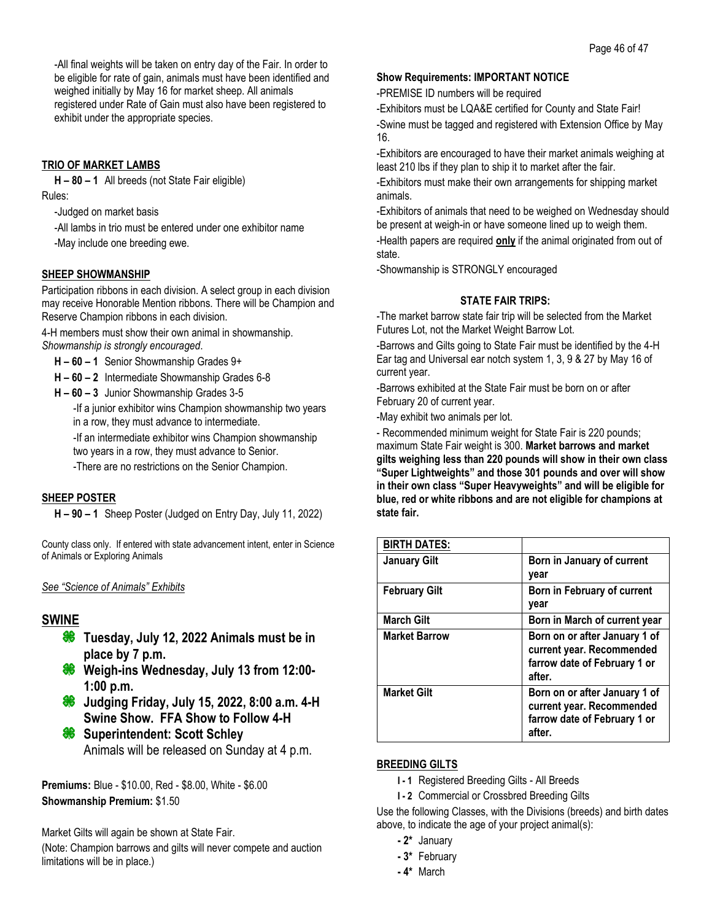-All final weights will be taken on entry day of the Fair. In order to be eligible for rate of gain, animals must have been identified and weighed initially by May 16 for market sheep. All animals registered under Rate of Gain must also have been registered to exhibit under the appropriate species.

**TRIO OF MARKET LAMBS**

**H – 80 – 1** All breeds (not State Fair eligible)

Rules:

-Judged on market basis

-All lambs in trio must be entered under one exhibitor name

-May include one breeding ewe.

**SHEEP SHOWMANSHIP**

Participation ribbons in each division. A select group in each division may receive Honorable Mention ribbons. There will be Champion and Reserve Champion ribbons in each division.

4-H members must show their own animal in showmanship. *Showmanship is strongly encouraged*.

- **H – 60 – 1** Senior Showmanship Grades 9+
- **H – 60 – 2** Intermediate Showmanship Grades 6-8
- **H – 60 – 3** Junior Showmanship Grades 3-5

-If a junior exhibitor wins Champion showmanship two years in a row, they must advance to intermediate.

-If an intermediate exhibitor wins Champion showmanship two years in a row, they must advance to Senior.

-There are no restrictions on the Senior Champion.

**SHEEP POSTER**

**H – 90 – 1** Sheep Poster (Judged on Entry Day, July 11, 2022)

County class only. If entered with state advancement intent, enter in Science of Animals or Exploring Animals

*See "Science of Animals" Exhibits*

## SWINE

- **Tuesday, July 12, 2022 Animals must be in place by 7 p.m.**
- **Weigh-ins Wednesday, July 13 from 12:00-1:00 p.m.**
- **Judging Friday, July 15, 2022, 8:00 a.m. 4-H Swine Show. FFA Show to Follow 4-H**
- **Superintendent: Scott Schley**
  Animals will be released on Sunday at 4 p.m.

**Premiums:** Blue - $10.00, Red - $8.00, White - $6.00
**Showmanship Premium:** $1.50

Market Gilts will again be shown at State Fair.

(Note: Champion barrows and gilts will never compete and auction limitations will be in place.)

**Show Requirements: IMPORTANT NOTICE**

-PREMISE ID numbers will be required

-Exhibitors must be LQA&E certified for County and State Fair!

-Swine must be tagged and registered with Extension Office by May 16.

-Exhibitors are encouraged to have their market animals weighing at least 210 lbs if they plan to ship it to market after the fair.

-Exhibitors must make their own arrangements for shipping market animals.

-Exhibitors of animals that need to be weighed on Wednesday should be present at weigh-in or have someone lined up to weigh them.

-Health papers are required **only** if the animal originated from out of state.

-Showmanship is STRONGLY encouraged

**STATE FAIR TRIPS:**

-The market barrow state fair trip will be selected from the Market Futures Lot, not the Market Weight Barrow Lot.

-Barrows and Gilts going to State Fair must be identified by the 4-H Ear tag and Universal ear notch system 1, 3, 9 & 27 by May 16 of current year.

-Barrows exhibited at the State Fair must be born on or after February 20 of current year.

-May exhibit two animals per lot.

- Recommended minimum weight for State Fair is 220 pounds; maximum State Fair weight is 300. **Market barrows and market gilts weighing less than 220 pounds will show in their own class "Super Lightweights" and those 301 pounds and over will show in their own class "Super Heavyweights" and will be eligible for blue, red or white ribbons and are not eligible for champions at state fair.**

| **BIRTH DATES:** | |
|---|---|
| **January Gilt** | **Born in January of current year** |
| **February Gilt** | **Born in February of current year** |
| **March Gilt** | **Born in March of current year** |
| **Market Barrow** | **Born on or after January 1 of current year. Recommended farrow date of February 1 or after.** |
| **Market Gilt** | **Born on or after January 1 of current year. Recommended farrow date of February 1 or after.** |

**BREEDING GILTS**

- **I - 1** Registered Breeding Gilts - All Breeds
- **I - 2** Commercial or Crossbred Breeding Gilts

Use the following Classes, with the Divisions (breeds) and birth dates above, to indicate the age of your project animal(s):

- **- 2*** January
- **- 3*** February
- **- 4*** March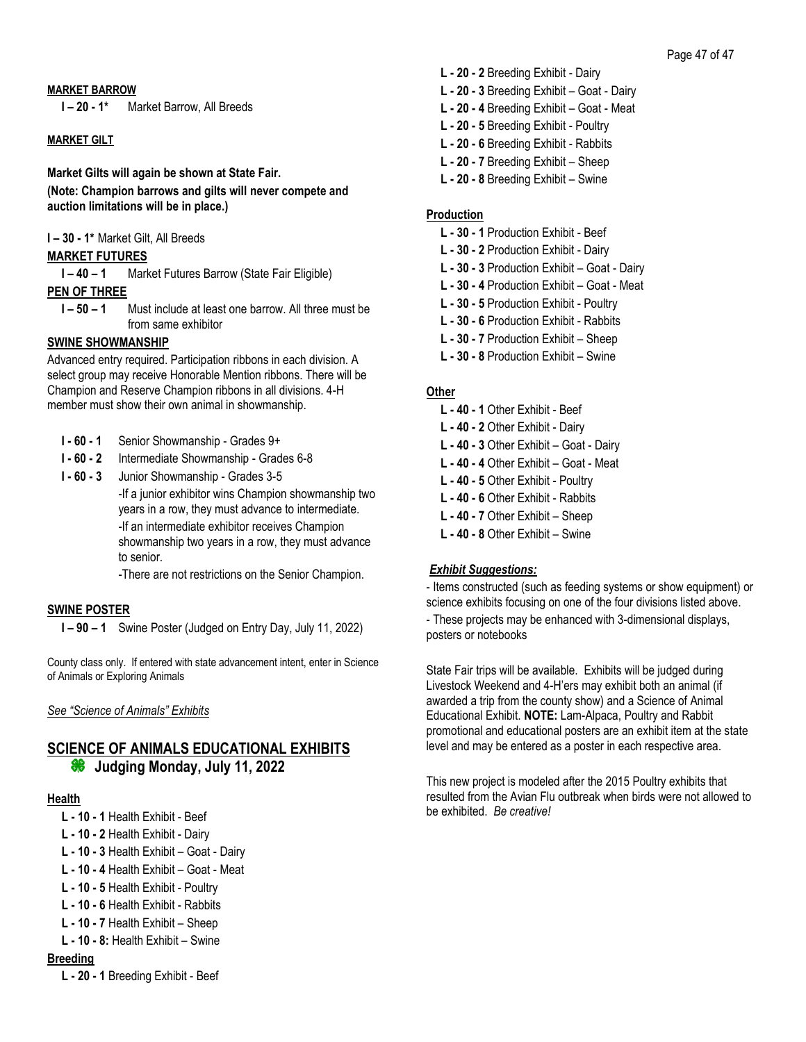**MARKET BARROW**

**I – 20 - 1*** Market Barrow, All Breeds

**MARKET GILT**

**Market Gilts will again be shown at State Fair.**
**(Note: Champion barrows and gilts will never compete and auction limitations will be in place.)**

**I – 30 - 1*** Market Gilt, All Breeds

**MARKET FUTURES**

**I – 40 – 1** Market Futures Barrow (State Fair Eligible)

**PEN OF THREE**

**I – 50 – 1** Must include at least one barrow. All three must be from same exhibitor

**SWINE SHOWMANSHIP**

Advanced entry required. Participation ribbons in each division. A select group may receive Honorable Mention ribbons. There will be Champion and Reserve Champion ribbons in all divisions. 4-H member must show their own animal in showmanship.

- **I - 60 - 1** Senior Showmanship - Grades 9+
- **I - 60 - 2** Intermediate Showmanship - Grades 6-8
- **I - 60 - 3** Junior Showmanship - Grades 3-5
  -If a junior exhibitor wins Champion showmanship two years in a row, they must advance to intermediate.
  -If an intermediate exhibitor receives Champion showmanship two years in a row, they must advance to senior.
  -There are not restrictions on the Senior Champion.

**SWINE POSTER**

**I – 90 – 1** Swine Poster (Judged on Entry Day, July 11, 2022)

County class only. If entered with state advancement intent, enter in Science of Animals or Exploring Animals

*See "Science of Animals" Exhibits*

## SCIENCE OF ANIMALS EDUCATIONAL EXHIBITS

**Judging Monday, July 11, 2022**

**Health**

- **L - 10 - 1** Health Exhibit - Beef
- **L - 10 - 2** Health Exhibit - Dairy
- **L - 10 - 3** Health Exhibit – Goat - Dairy
- **L - 10 - 4** Health Exhibit – Goat - Meat
- **L - 10 - 5** Health Exhibit - Poultry
- **L - 10 - 6** Health Exhibit - Rabbits
- **L - 10 - 7** Health Exhibit – Sheep
- **L - 10 - 8:** Health Exhibit – Swine

**Breeding**

- **L - 20 - 1** Breeding Exhibit - Beef
- **L - 20 - 2** Breeding Exhibit - Dairy
- **L - 20 - 3** Breeding Exhibit – Goat - Dairy
- **L - 20 - 4** Breeding Exhibit – Goat - Meat
- **L - 20 - 5** Breeding Exhibit - Poultry
- **L - 20 - 6** Breeding Exhibit - Rabbits
- **L - 20 - 7** Breeding Exhibit – Sheep
- **L - 20 - 8** Breeding Exhibit – Swine

**Production**

- **L - 30 - 1** Production Exhibit - Beef
- **L - 30 - 2** Production Exhibit - Dairy
- **L - 30 - 3** Production Exhibit – Goat - Dairy
- **L - 30 - 4** Production Exhibit – Goat - Meat
- **L - 30 - 5** Production Exhibit - Poultry
- **L - 30 - 6** Production Exhibit - Rabbits
- **L - 30 - 7** Production Exhibit – Sheep
- **L - 30 - 8** Production Exhibit – Swine

**Other**

- **L - 40 - 1** Other Exhibit - Beef
- **L - 40 - 2** Other Exhibit - Dairy
- **L - 40 - 3** Other Exhibit – Goat - Dairy
- **L - 40 - 4** Other Exhibit – Goat - Meat
- **L - 40 - 5** Other Exhibit - Poultry
- **L - 40 - 6** Other Exhibit - Rabbits
- **L - 40 - 7** Other Exhibit – Sheep
- **L - 40 - 8** Other Exhibit – Swine

***Exhibit Suggestions:***

- Items constructed (such as feeding systems or show equipment) or science exhibits focusing on one of the four divisions listed above.
- These projects may be enhanced with 3-dimensional displays, posters or notebooks

State Fair trips will be available. Exhibits will be judged during Livestock Weekend and 4-H'ers may exhibit both an animal (if awarded a trip from the county show) and a Science of Animal Educational Exhibit. **NOTE:** Lam-Alpaca, Poultry and Rabbit promotional and educational posters are an exhibit item at the state level and may be entered as a poster in each respective area.

This new project is modeled after the 2015 Poultry exhibits that resulted from the Avian Flu outbreak when birds were not allowed to be exhibited. *Be creative!*